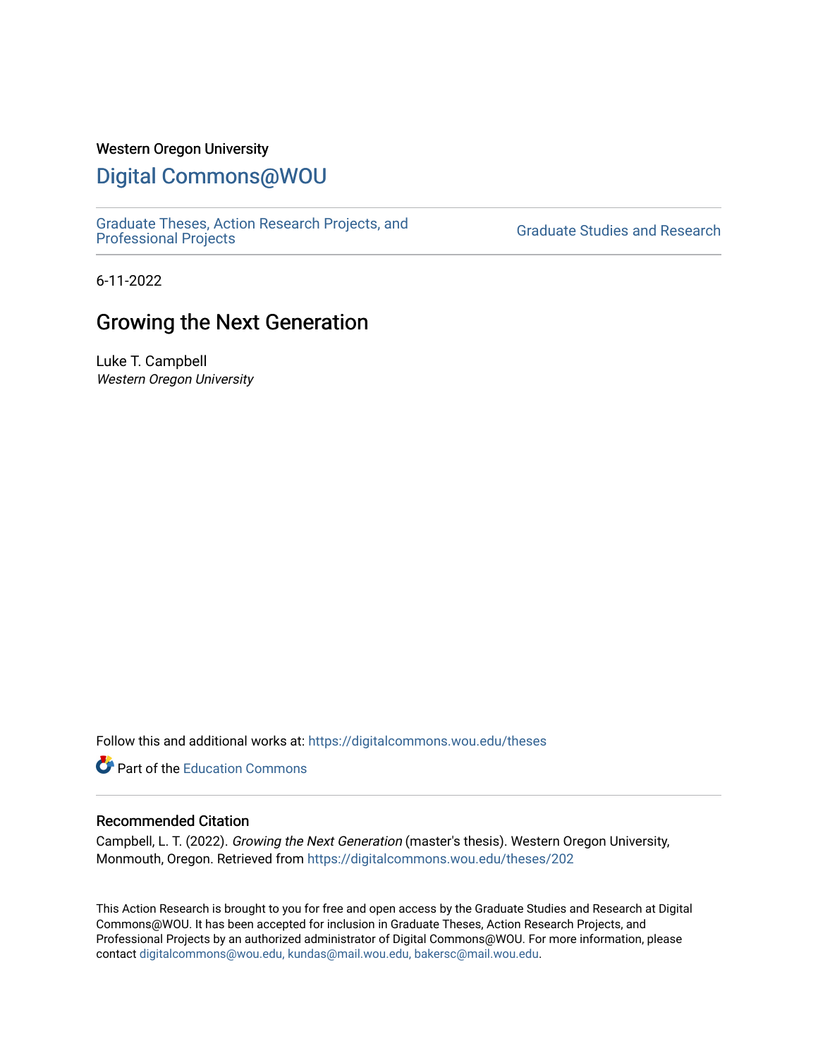Western Oregon University

# Digital Commons@WOU

Graduate Theses, Action Research Projects, and Professional Projects

Graduate Studies and Research

6-11-2022

## Growing the Next Generation

Luke T. Campbell

*Western Oregon University*

Follow this and additional works at: https://digitalcommons.wou.edu/theses

Part of the Education Commons

### Recommended Citation

Campbell, L. T. (2022). *Growing the Next Generation* (master's thesis). Western Oregon University, Monmouth, Oregon. Retrieved from https://digitalcommons.wou.edu/theses/202

This Action Research is brought to you for free and open access by the Graduate Studies and Research at Digital Commons@WOU. It has been accepted for inclusion in Graduate Theses, Action Research Projects, and Professional Projects by an authorized administrator of Digital Commons@WOU. For more information, please contact digitalcommons@wou.edu, kundas@mail.wou.edu, bakersc@mail.wou.edu.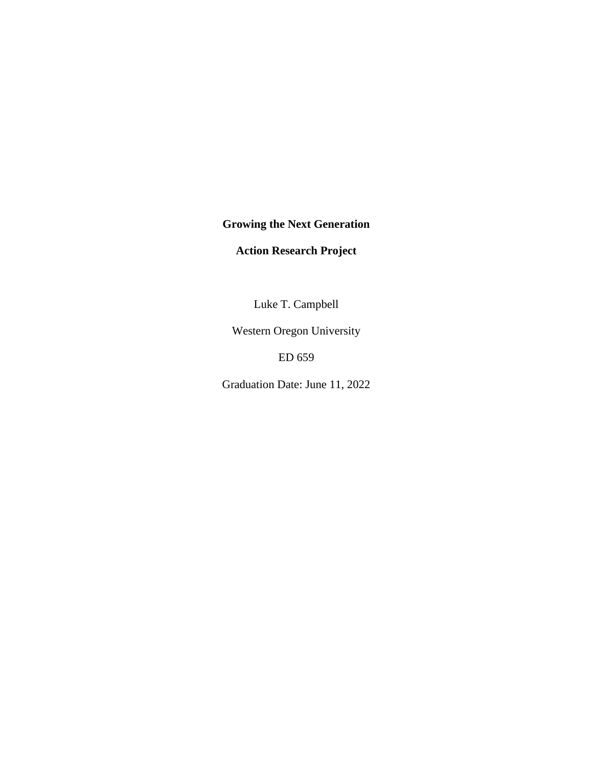**Growing the Next Generation**

**Action Research Project**

Luke T. Campbell

Western Oregon University

ED 659

Graduation Date: June 11, 2022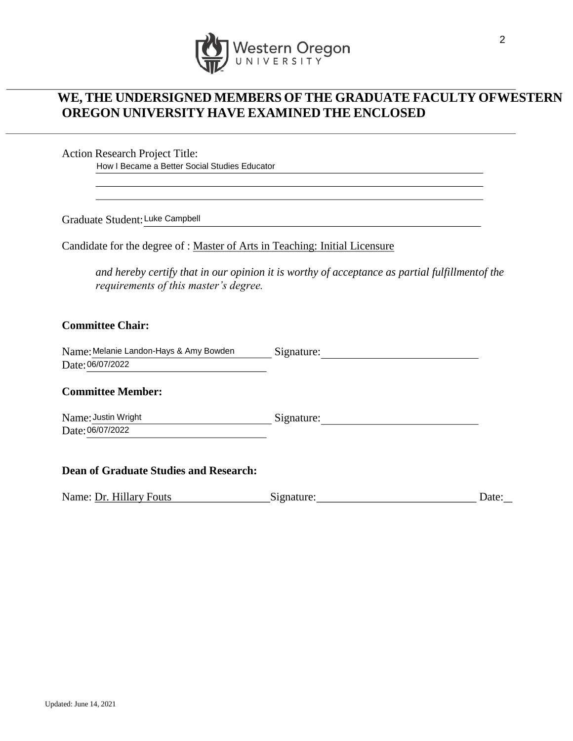Western Oregon UNIVERSITY

## WE, THE UNDERSIGNED MEMBERS OF THE GRADUATE FACULTY OFWESTERN OREGON UNIVERSITY HAVE EXAMINED THE ENCLOSED

Action Research Project Title:
How I Became a Better Social Studies Educator

Graduate Student: Luke Campbell

Candidate for the degree of : Master of Arts in Teaching: Initial Licensure

*and hereby certify that in our opinion it is worthy of acceptance as partial fulfillmentof the requirements of this master's degree.*

**Committee Chair:**

Name: Melanie Landon-Hays & Amy Bowden Signature: \_\_\_\_\_\_\_\_\_\_\_\_\_\_\_\_\_\_\_\_
Date: 06/07/2022

**Committee Member:**

Name: Justin Wright Signature: \_\_\_\_\_\_\_\_\_\_\_\_\_\_\_\_\_\_\_\_
Date: 06/07/2022

**Dean of Graduate Studies and Research:**

Name: Dr. Hillary Fouts Signature: \_\_\_\_\_\_\_\_\_\_\_\_\_\_\_\_\_\_\_\_ Date: \_\_

Updated: June 14, 2021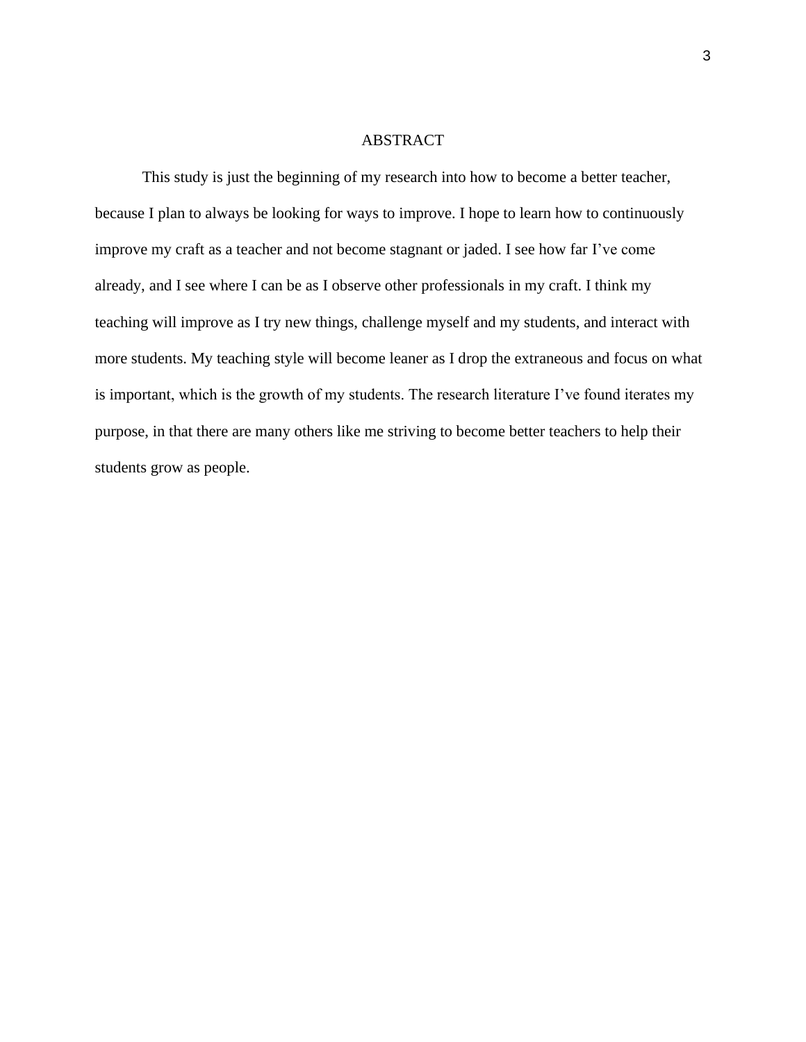# ABSTRACT

This study is just the beginning of my research into how to become a better teacher, because I plan to always be looking for ways to improve. I hope to learn how to continuously improve my craft as a teacher and not become stagnant or jaded. I see how far I've come already, and I see where I can be as I observe other professionals in my craft. I think my teaching will improve as I try new things, challenge myself and my students, and interact with more students. My teaching style will become leaner as I drop the extraneous and focus on what is important, which is the growth of my students. The research literature I've found iterates my purpose, in that there are many others like me striving to become better teachers to help their students grow as people.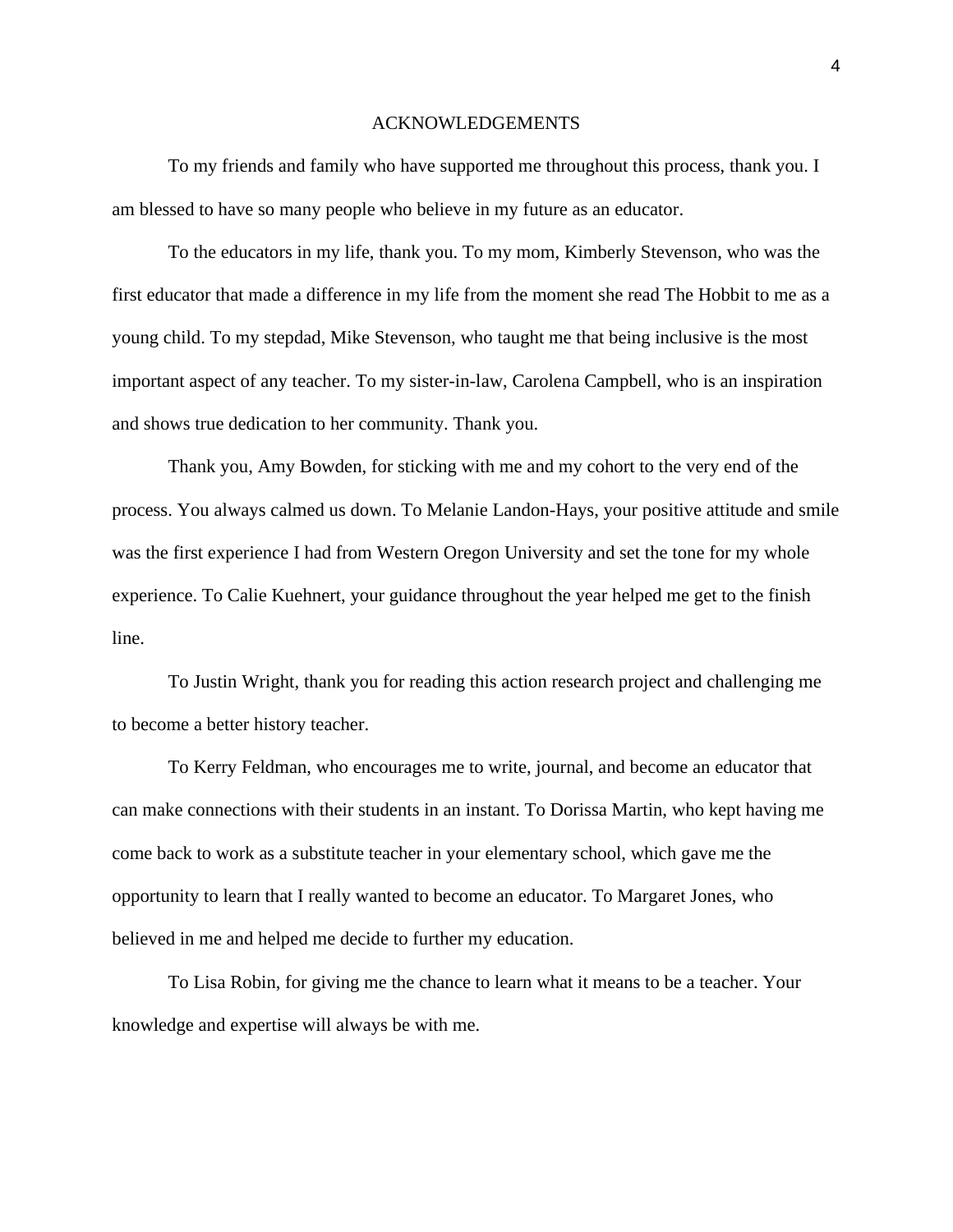# ACKNOWLEDGEMENTS

To my friends and family who have supported me throughout this process, thank you. I am blessed to have so many people who believe in my future as an educator.

To the educators in my life, thank you. To my mom, Kimberly Stevenson, who was the first educator that made a difference in my life from the moment she read The Hobbit to me as a young child. To my stepdad, Mike Stevenson, who taught me that being inclusive is the most important aspect of any teacher. To my sister-in-law, Carolena Campbell, who is an inspiration and shows true dedication to her community. Thank you.

Thank you, Amy Bowden, for sticking with me and my cohort to the very end of the process. You always calmed us down. To Melanie Landon-Hays, your positive attitude and smile was the first experience I had from Western Oregon University and set the tone for my whole experience. To Calie Kuehnert, your guidance throughout the year helped me get to the finish line.

To Justin Wright, thank you for reading this action research project and challenging me to become a better history teacher.

To Kerry Feldman, who encourages me to write, journal, and become an educator that can make connections with their students in an instant. To Dorissa Martin, who kept having me come back to work as a substitute teacher in your elementary school, which gave me the opportunity to learn that I really wanted to become an educator. To Margaret Jones, who believed in me and helped me decide to further my education.

To Lisa Robin, for giving me the chance to learn what it means to be a teacher. Your knowledge and expertise will always be with me.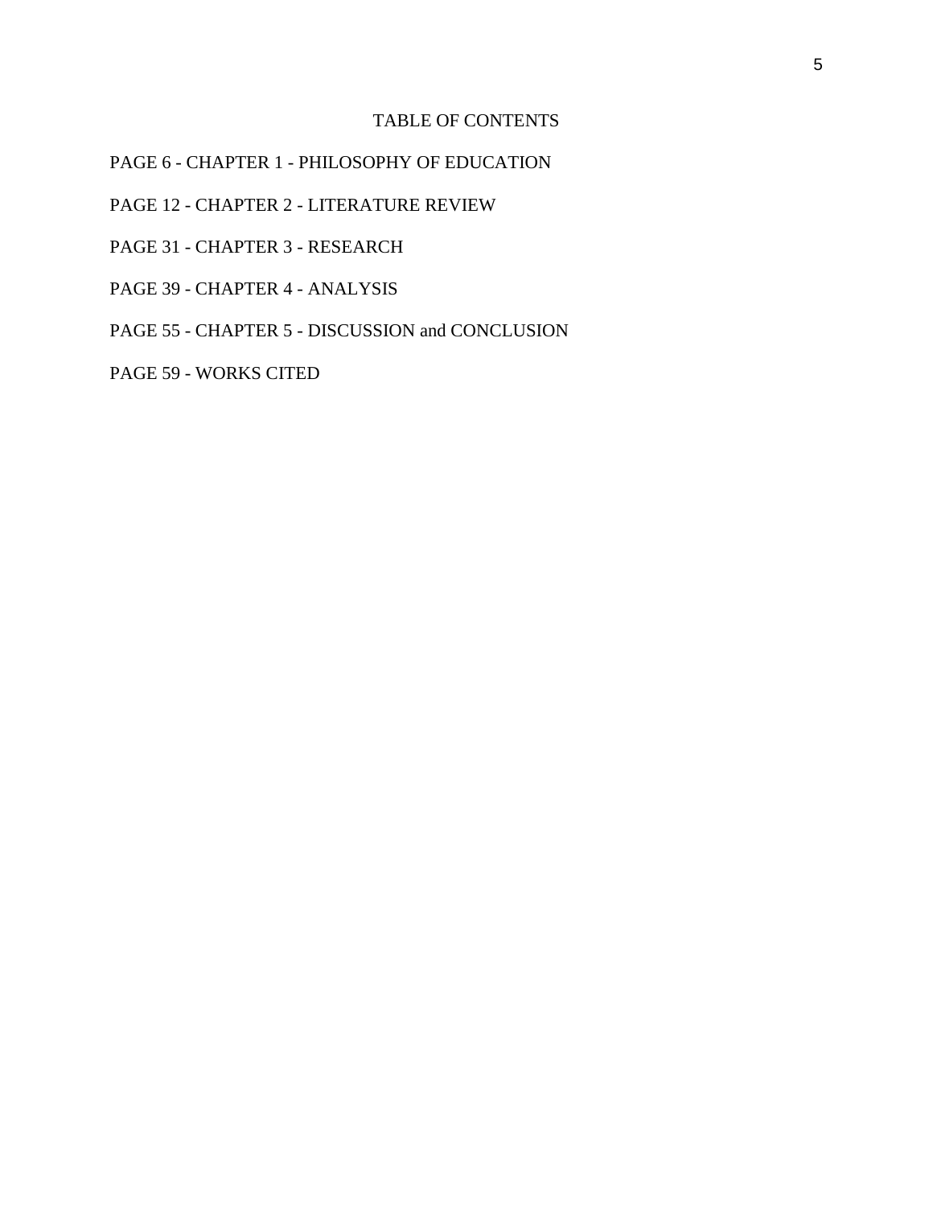# TABLE OF CONTENTS

PAGE 6 - CHAPTER 1 - PHILOSOPHY OF EDUCATION

PAGE 12 - CHAPTER 2 - LITERATURE REVIEW

PAGE 31 - CHAPTER 3 - RESEARCH

PAGE 39 - CHAPTER 4 - ANALYSIS

PAGE 55 - CHAPTER 5 - DISCUSSION and CONCLUSION

PAGE 59 - WORKS CITED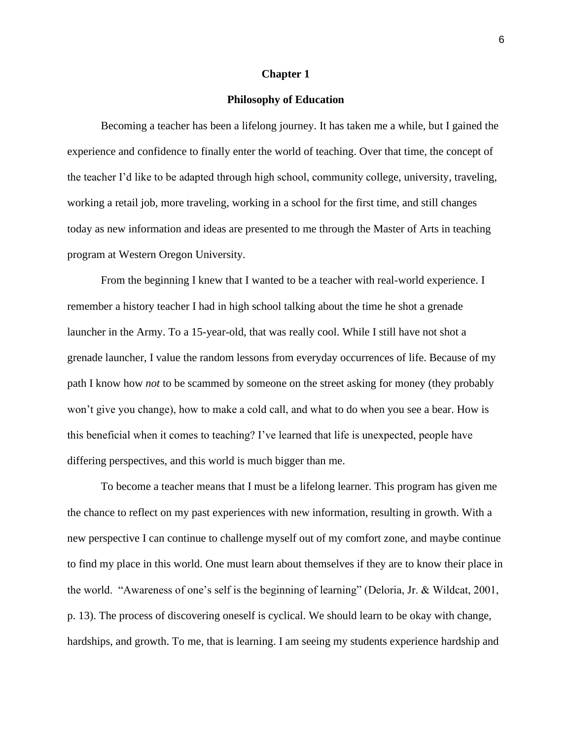# Chapter 1

## Philosophy of Education

Becoming a teacher has been a lifelong journey. It has taken me a while, but I gained the experience and confidence to finally enter the world of teaching. Over that time, the concept of the teacher I'd like to be adapted through high school, community college, university, traveling, working a retail job, more traveling, working in a school for the first time, and still changes today as new information and ideas are presented to me through the Master of Arts in teaching program at Western Oregon University.

From the beginning I knew that I wanted to be a teacher with real-world experience. I remember a history teacher I had in high school talking about the time he shot a grenade launcher in the Army. To a 15-year-old, that was really cool. While I still have not shot a grenade launcher, I value the random lessons from everyday occurrences of life. Because of my path I know how *not* to be scammed by someone on the street asking for money (they probably won't give you change), how to make a cold call, and what to do when you see a bear. How is this beneficial when it comes to teaching? I've learned that life is unexpected, people have differing perspectives, and this world is much bigger than me.

To become a teacher means that I must be a lifelong learner. This program has given me the chance to reflect on my past experiences with new information, resulting in growth. With a new perspective I can continue to challenge myself out of my comfort zone, and maybe continue to find my place in this world. One must learn about themselves if they are to know their place in the world. "Awareness of one's self is the beginning of learning" (Deloria, Jr. & Wildcat, 2001, p. 13). The process of discovering oneself is cyclical. We should learn to be okay with change, hardships, and growth. To me, that is learning. I am seeing my students experience hardship and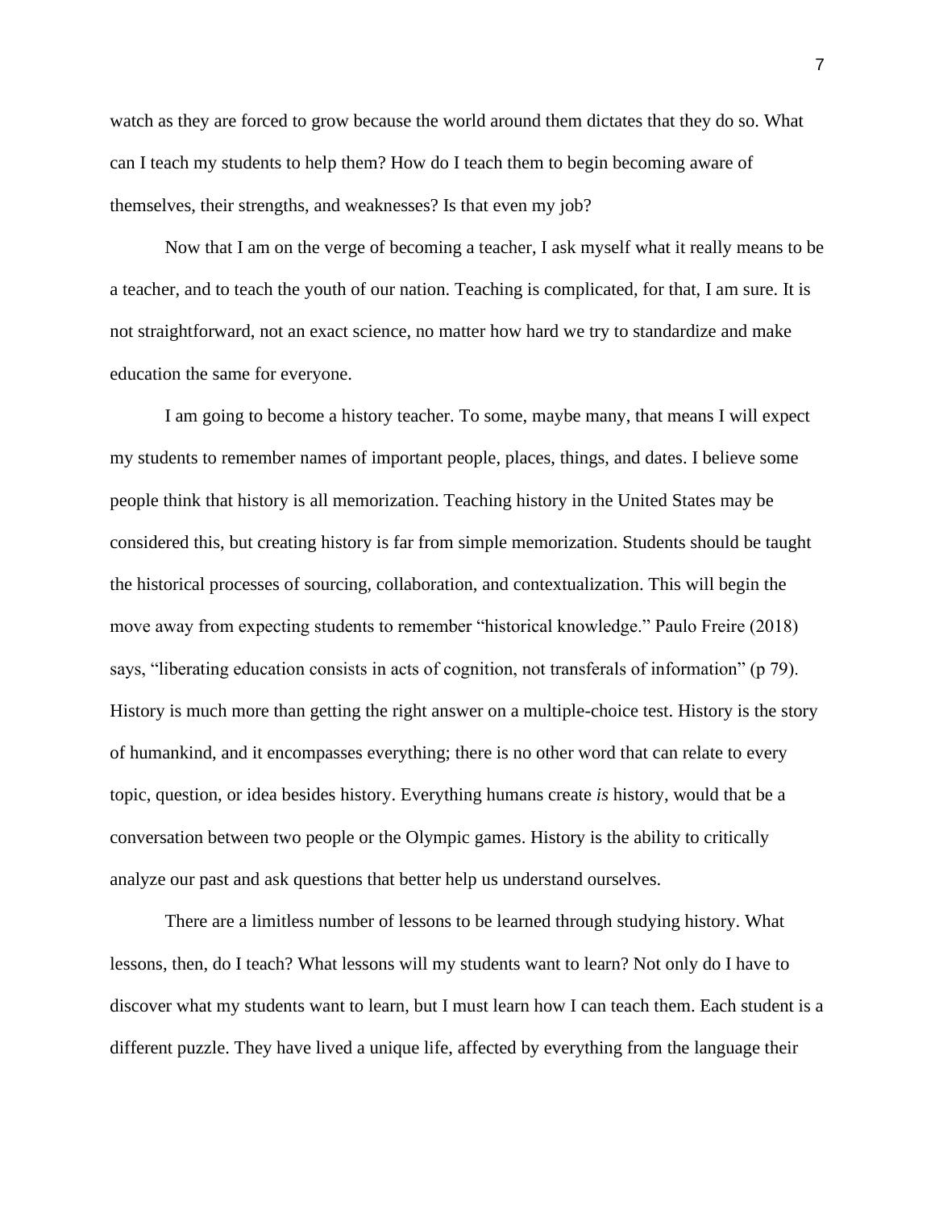watch as they are forced to grow because the world around them dictates that they do so. What can I teach my students to help them? How do I teach them to begin becoming aware of themselves, their strengths, and weaknesses? Is that even my job?

Now that I am on the verge of becoming a teacher, I ask myself what it really means to be a teacher, and to teach the youth of our nation. Teaching is complicated, for that, I am sure. It is not straightforward, not an exact science, no matter how hard we try to standardize and make education the same for everyone.

I am going to become a history teacher. To some, maybe many, that means I will expect my students to remember names of important people, places, things, and dates. I believe some people think that history is all memorization. Teaching history in the United States may be considered this, but creating history is far from simple memorization. Students should be taught the historical processes of sourcing, collaboration, and contextualization. This will begin the move away from expecting students to remember "historical knowledge." Paulo Freire (2018) says, "liberating education consists in acts of cognition, not transferals of information" (p 79). History is much more than getting the right answer on a multiple-choice test. History is the story of humankind, and it encompasses everything; there is no other word that can relate to every topic, question, or idea besides history. Everything humans create *is* history, would that be a conversation between two people or the Olympic games. History is the ability to critically analyze our past and ask questions that better help us understand ourselves.

There are a limitless number of lessons to be learned through studying history. What lessons, then, do I teach? What lessons will my students want to learn? Not only do I have to discover what my students want to learn, but I must learn how I can teach them. Each student is a different puzzle. They have lived a unique life, affected by everything from the language their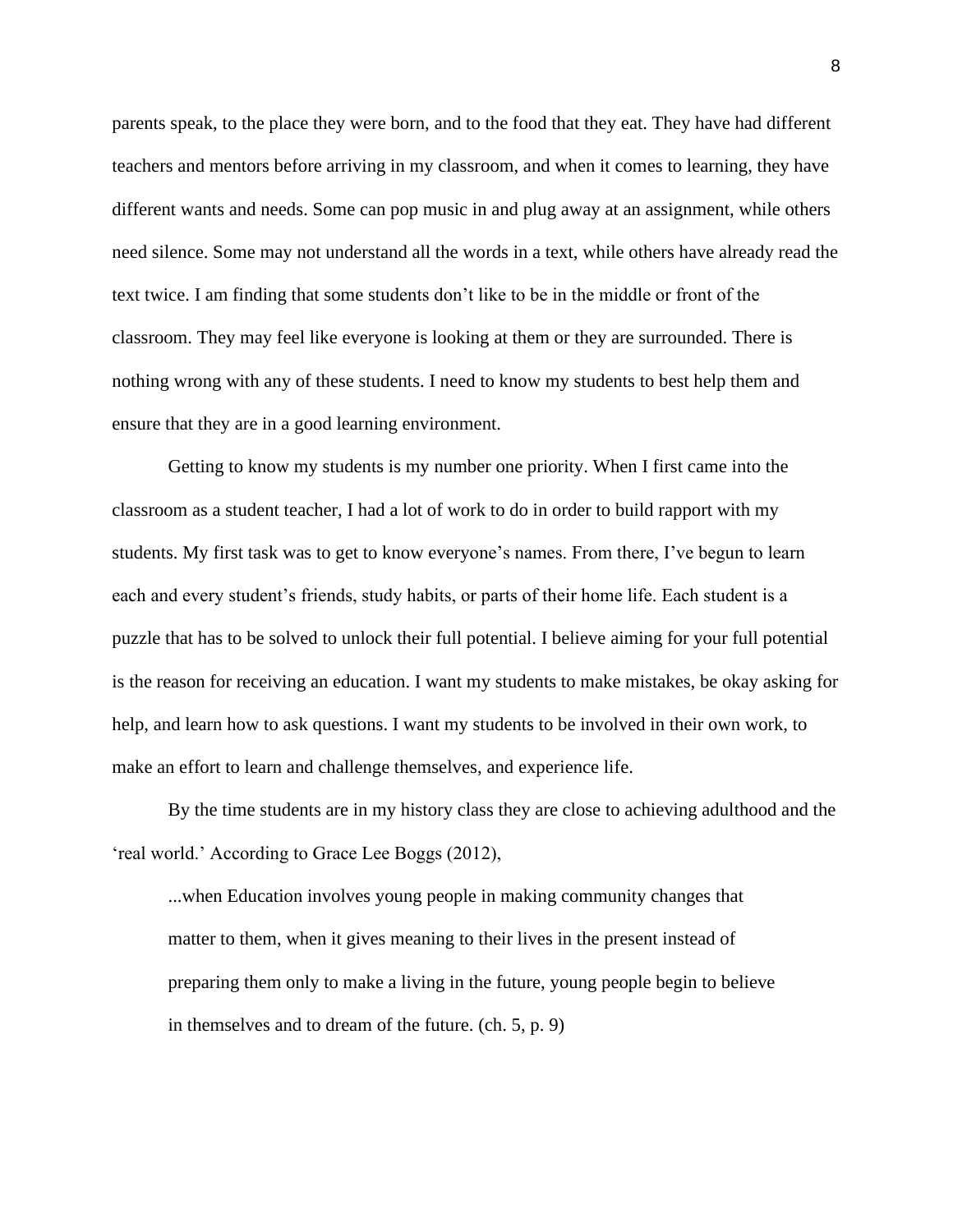parents speak, to the place they were born, and to the food that they eat. They have had different teachers and mentors before arriving in my classroom, and when it comes to learning, they have different wants and needs. Some can pop music in and plug away at an assignment, while others need silence. Some may not understand all the words in a text, while others have already read the text twice. I am finding that some students don't like to be in the middle or front of the classroom. They may feel like everyone is looking at them or they are surrounded. There is nothing wrong with any of these students. I need to know my students to best help them and ensure that they are in a good learning environment.

Getting to know my students is my number one priority. When I first came into the classroom as a student teacher, I had a lot of work to do in order to build rapport with my students. My first task was to get to know everyone's names. From there, I've begun to learn each and every student's friends, study habits, or parts of their home life. Each student is a puzzle that has to be solved to unlock their full potential. I believe aiming for your full potential is the reason for receiving an education. I want my students to make mistakes, be okay asking for help, and learn how to ask questions. I want my students to be involved in their own work, to make an effort to learn and challenge themselves, and experience life.

By the time students are in my history class they are close to achieving adulthood and the 'real world.' According to Grace Lee Boggs (2012),

> ...when Education involves young people in making community changes that matter to them, when it gives meaning to their lives in the present instead of preparing them only to make a living in the future, young people begin to believe in themselves and to dream of the future. (ch. 5, p. 9)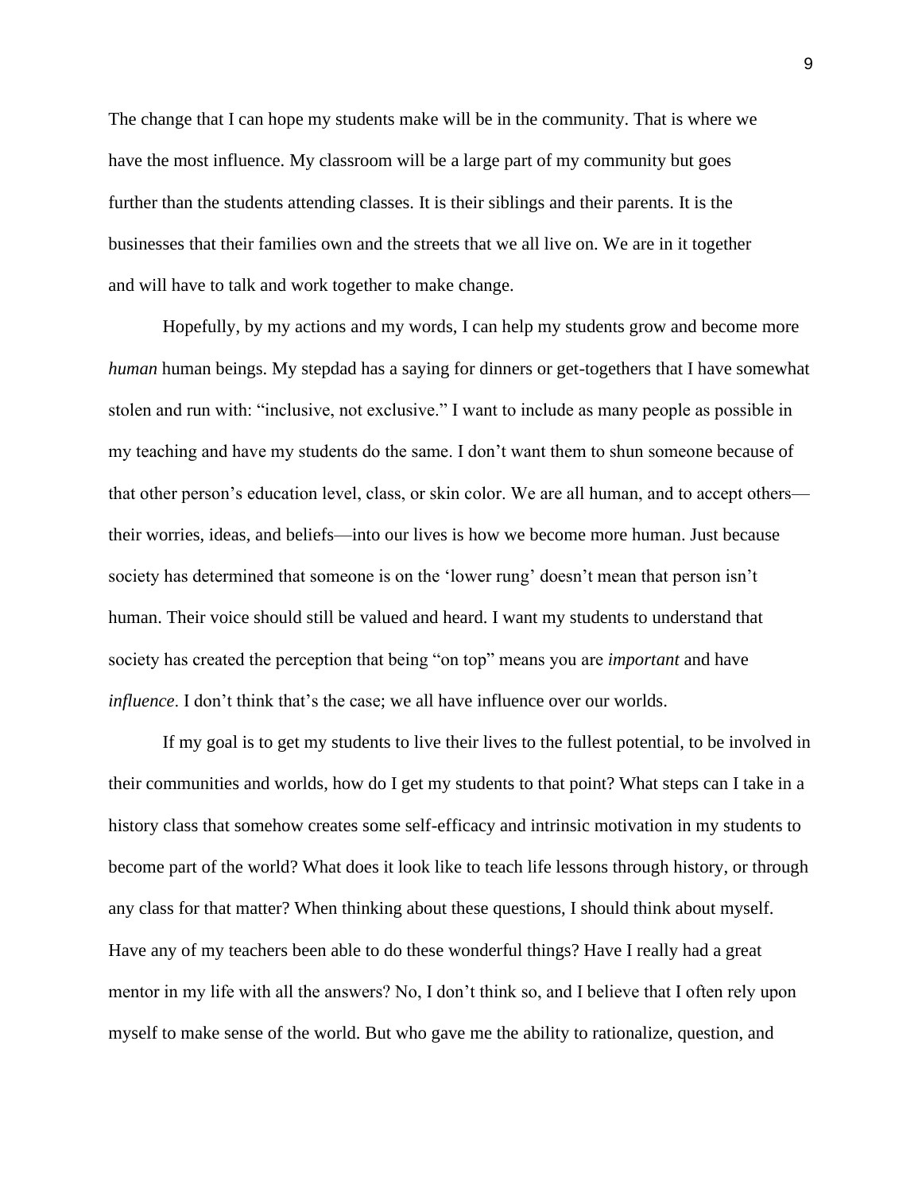The change that I can hope my students make will be in the community. That is where we have the most influence. My classroom will be a large part of my community but goes further than the students attending classes. It is their siblings and their parents. It is the businesses that their families own and the streets that we all live on. We are in it together and will have to talk and work together to make change.

Hopefully, by my actions and my words, I can help my students grow and become more *human* human beings. My stepdad has a saying for dinners or get-togethers that I have somewhat stolen and run with: "inclusive, not exclusive." I want to include as many people as possible in my teaching and have my students do the same. I don't want them to shun someone because of that other person's education level, class, or skin color. We are all human, and to accept others—their worries, ideas, and beliefs—into our lives is how we become more human. Just because society has determined that someone is on the 'lower rung' doesn't mean that person isn't human. Their voice should still be valued and heard. I want my students to understand that society has created the perception that being "on top" means you are *important* and have *influence*. I don't think that's the case; we all have influence over our worlds.

If my goal is to get my students to live their lives to the fullest potential, to be involved in their communities and worlds, how do I get my students to that point? What steps can I take in a history class that somehow creates some self-efficacy and intrinsic motivation in my students to become part of the world? What does it look like to teach life lessons through history, or through any class for that matter? When thinking about these questions, I should think about myself. Have any of my teachers been able to do these wonderful things? Have I really had a great mentor in my life with all the answers? No, I don't think so, and I believe that I often rely upon myself to make sense of the world. But who gave me the ability to rationalize, question, and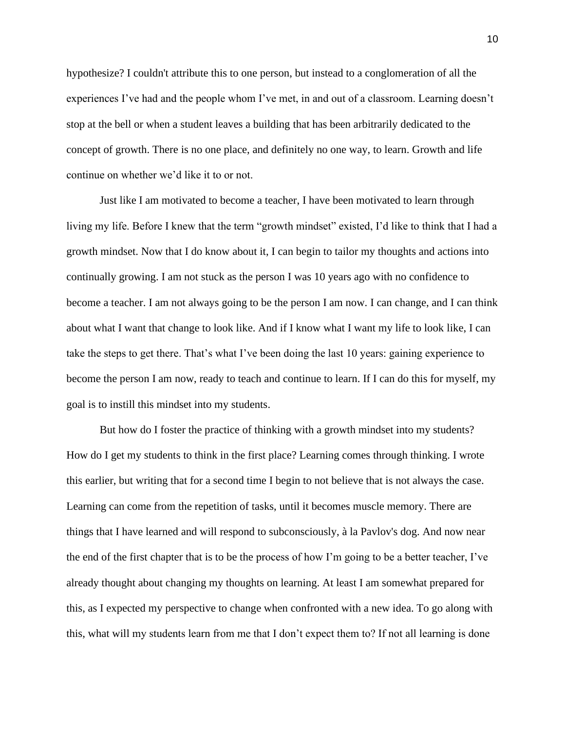hypothesize? I couldn't attribute this to one person, but instead to a conglomeration of all the experiences I've had and the people whom I've met, in and out of a classroom. Learning doesn't stop at the bell or when a student leaves a building that has been arbitrarily dedicated to the concept of growth. There is no one place, and definitely no one way, to learn. Growth and life continue on whether we'd like it to or not.

Just like I am motivated to become a teacher, I have been motivated to learn through living my life. Before I knew that the term "growth mindset" existed, I'd like to think that I had a growth mindset. Now that I do know about it, I can begin to tailor my thoughts and actions into continually growing. I am not stuck as the person I was 10 years ago with no confidence to become a teacher. I am not always going to be the person I am now. I can change, and I can think about what I want that change to look like. And if I know what I want my life to look like, I can take the steps to get there. That's what I've been doing the last 10 years: gaining experience to become the person I am now, ready to teach and continue to learn. If I can do this for myself, my goal is to instill this mindset into my students.

But how do I foster the practice of thinking with a growth mindset into my students? How do I get my students to think in the first place? Learning comes through thinking. I wrote this earlier, but writing that for a second time I begin to not believe that is not always the case. Learning can come from the repetition of tasks, until it becomes muscle memory. There are things that I have learned and will respond to subconsciously, à la Pavlov's dog. And now near the end of the first chapter that is to be the process of how I'm going to be a better teacher, I've already thought about changing my thoughts on learning. At least I am somewhat prepared for this, as I expected my perspective to change when confronted with a new idea. To go along with this, what will my students learn from me that I don't expect them to? If not all learning is done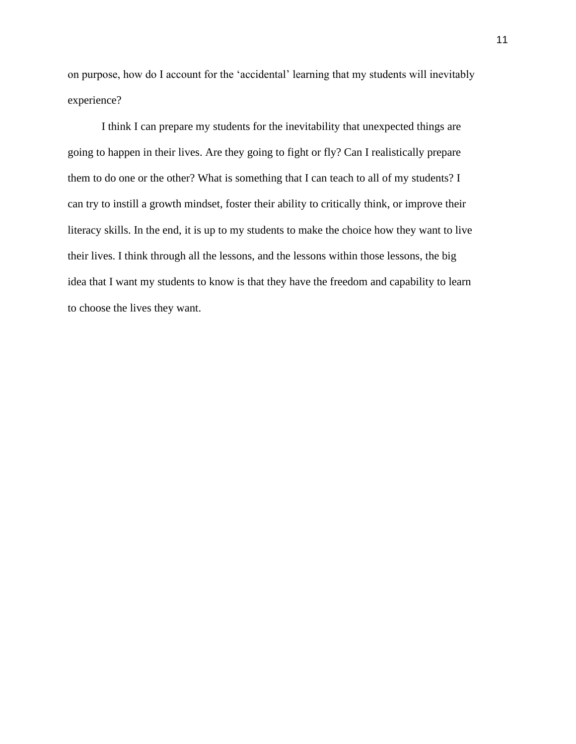on purpose, how do I account for the 'accidental' learning that my students will inevitably experience?

I think I can prepare my students for the inevitability that unexpected things are going to happen in their lives. Are they going to fight or fly? Can I realistically prepare them to do one or the other? What is something that I can teach to all of my students? I can try to instill a growth mindset, foster their ability to critically think, or improve their literacy skills. In the end, it is up to my students to make the choice how they want to live their lives. I think through all the lessons, and the lessons within those lessons, the big idea that I want my students to know is that they have the freedom and capability to learn to choose the lives they want.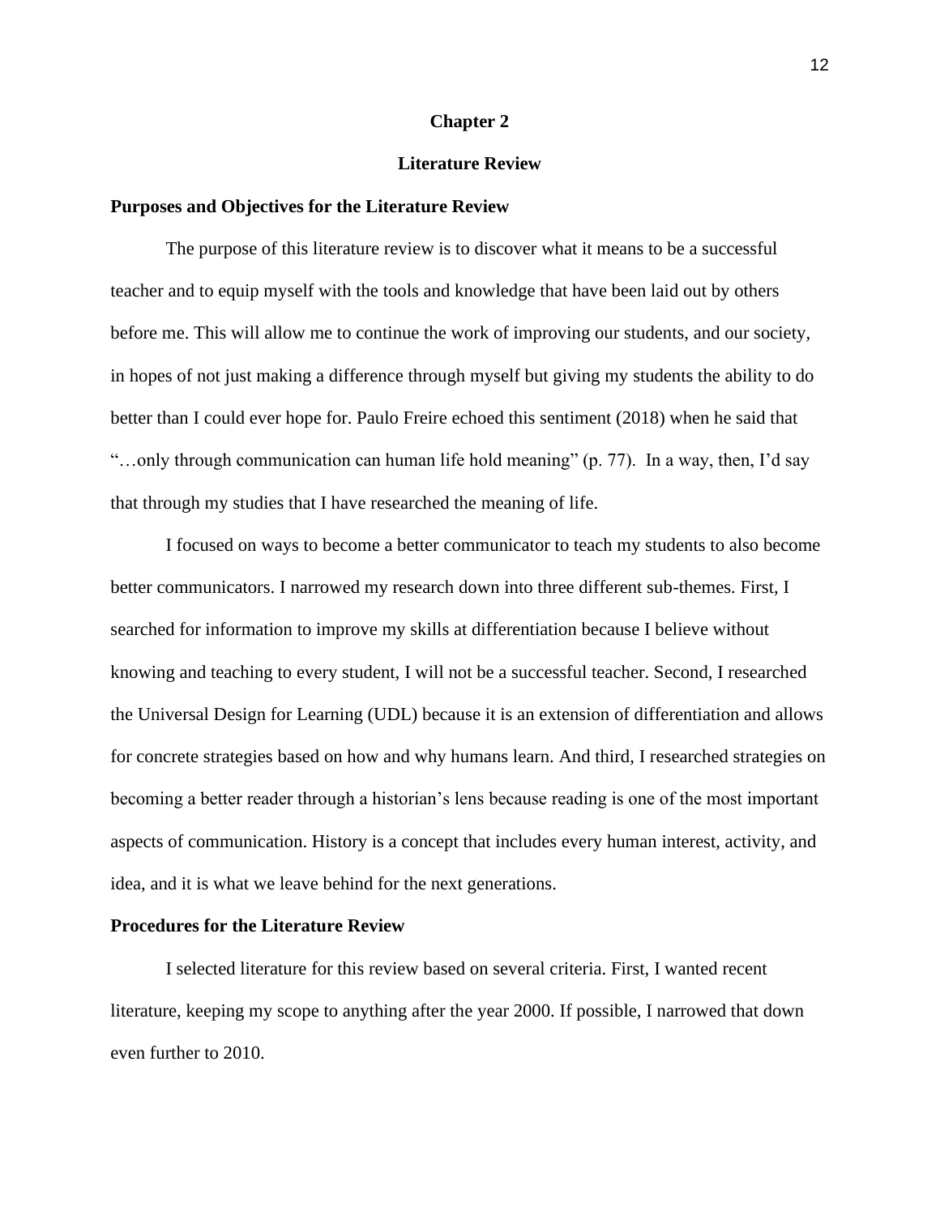# Chapter 2

# Literature Review

## Purposes and Objectives for the Literature Review

The purpose of this literature review is to discover what it means to be a successful teacher and to equip myself with the tools and knowledge that have been laid out by others before me. This will allow me to continue the work of improving our students, and our society, in hopes of not just making a difference through myself but giving my students the ability to do better than I could ever hope for. Paulo Freire echoed this sentiment (2018) when he said that "…only through communication can human life hold meaning" (p. 77). In a way, then, I'd say that through my studies that I have researched the meaning of life.

I focused on ways to become a better communicator to teach my students to also become better communicators. I narrowed my research down into three different sub-themes. First, I searched for information to improve my skills at differentiation because I believe without knowing and teaching to every student, I will not be a successful teacher. Second, I researched the Universal Design for Learning (UDL) because it is an extension of differentiation and allows for concrete strategies based on how and why humans learn. And third, I researched strategies on becoming a better reader through a historian's lens because reading is one of the most important aspects of communication. History is a concept that includes every human interest, activity, and idea, and it is what we leave behind for the next generations.

## Procedures for the Literature Review

I selected literature for this review based on several criteria. First, I wanted recent literature, keeping my scope to anything after the year 2000. If possible, I narrowed that down even further to 2010.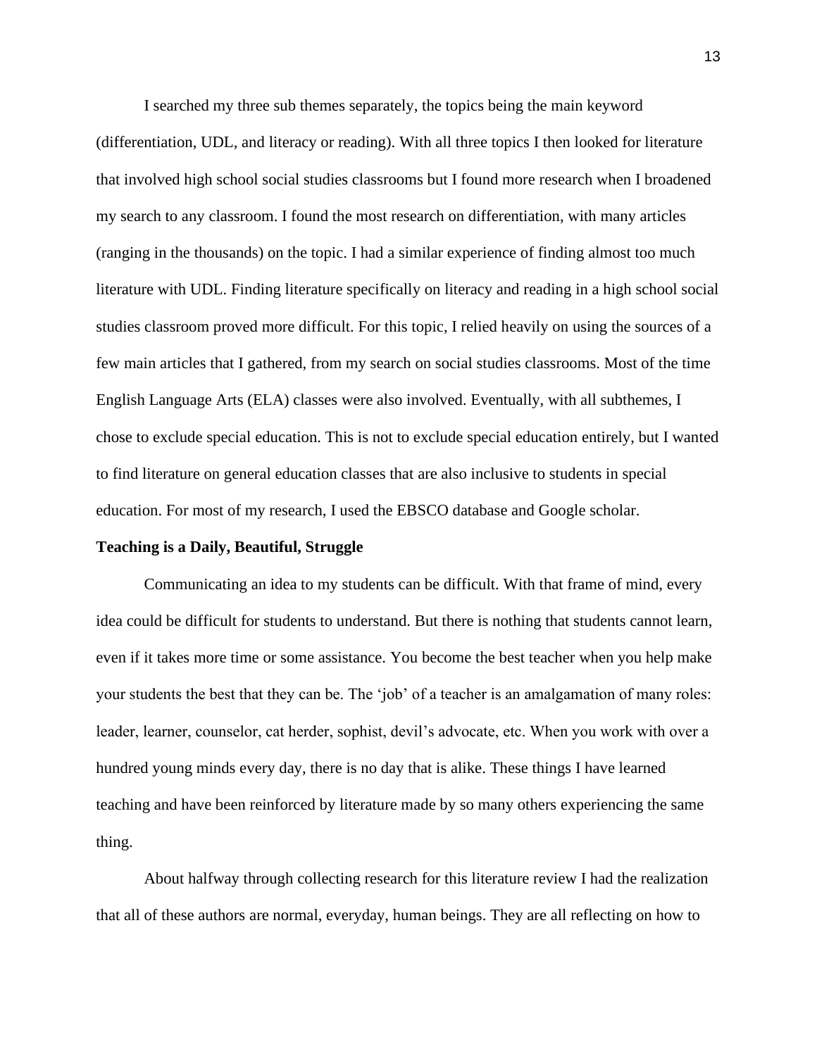I searched my three sub themes separately, the topics being the main keyword (differentiation, UDL, and literacy or reading). With all three topics I then looked for literature that involved high school social studies classrooms but I found more research when I broadened my search to any classroom. I found the most research on differentiation, with many articles (ranging in the thousands) on the topic. I had a similar experience of finding almost too much literature with UDL. Finding literature specifically on literacy and reading in a high school social studies classroom proved more difficult. For this topic, I relied heavily on using the sources of a few main articles that I gathered, from my search on social studies classrooms. Most of the time English Language Arts (ELA) classes were also involved. Eventually, with all subthemes, I chose to exclude special education. This is not to exclude special education entirely, but I wanted to find literature on general education classes that are also inclusive to students in special education. For most of my research, I used the EBSCO database and Google scholar.

**Teaching is a Daily, Beautiful, Struggle**

Communicating an idea to my students can be difficult. With that frame of mind, every idea could be difficult for students to understand. But there is nothing that students cannot learn, even if it takes more time or some assistance. You become the best teacher when you help make your students the best that they can be. The 'job' of a teacher is an amalgamation of many roles: leader, learner, counselor, cat herder, sophist, devil's advocate, etc. When you work with over a hundred young minds every day, there is no day that is alike. These things I have learned teaching and have been reinforced by literature made by so many others experiencing the same thing.

About halfway through collecting research for this literature review I had the realization that all of these authors are normal, everyday, human beings. They are all reflecting on how to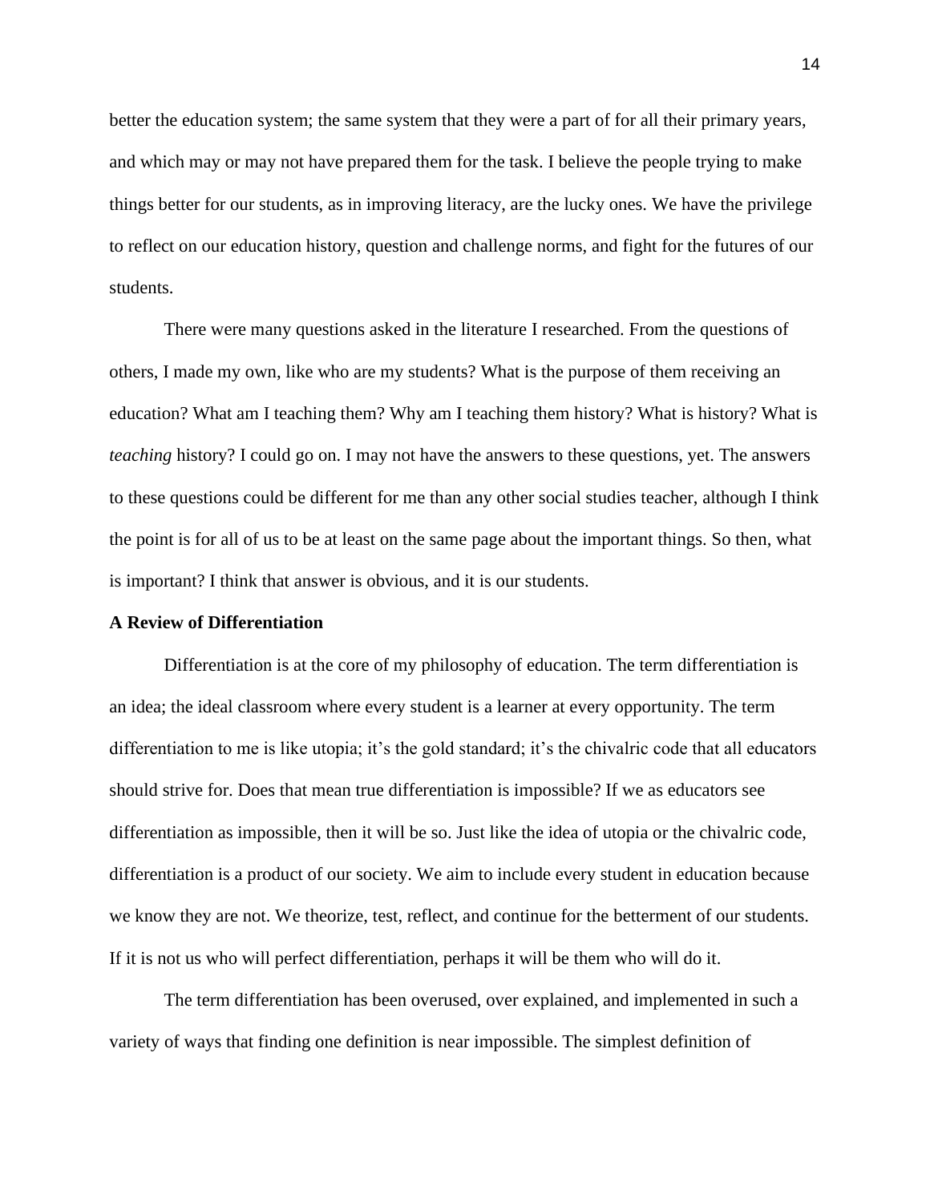better the education system; the same system that they were a part of for all their primary years, and which may or may not have prepared them for the task. I believe the people trying to make things better for our students, as in improving literacy, are the lucky ones. We have the privilege to reflect on our education history, question and challenge norms, and fight for the futures of our students.

There were many questions asked in the literature I researched. From the questions of others, I made my own, like who are my students? What is the purpose of them receiving an education? What am I teaching them? Why am I teaching them history? What is history? What is *teaching* history? I could go on. I may not have the answers to these questions, yet. The answers to these questions could be different for me than any other social studies teacher, although I think the point is for all of us to be at least on the same page about the important things. So then, what is important? I think that answer is obvious, and it is our students.

**A Review of Differentiation**

Differentiation is at the core of my philosophy of education. The term differentiation is an idea; the ideal classroom where every student is a learner at every opportunity. The term differentiation to me is like utopia; it's the gold standard; it's the chivalric code that all educators should strive for. Does that mean true differentiation is impossible? If we as educators see differentiation as impossible, then it will be so. Just like the idea of utopia or the chivalric code, differentiation is a product of our society. We aim to include every student in education because we know they are not. We theorize, test, reflect, and continue for the betterment of our students. If it is not us who will perfect differentiation, perhaps it will be them who will do it.

The term differentiation has been overused, over explained, and implemented in such a variety of ways that finding one definition is near impossible. The simplest definition of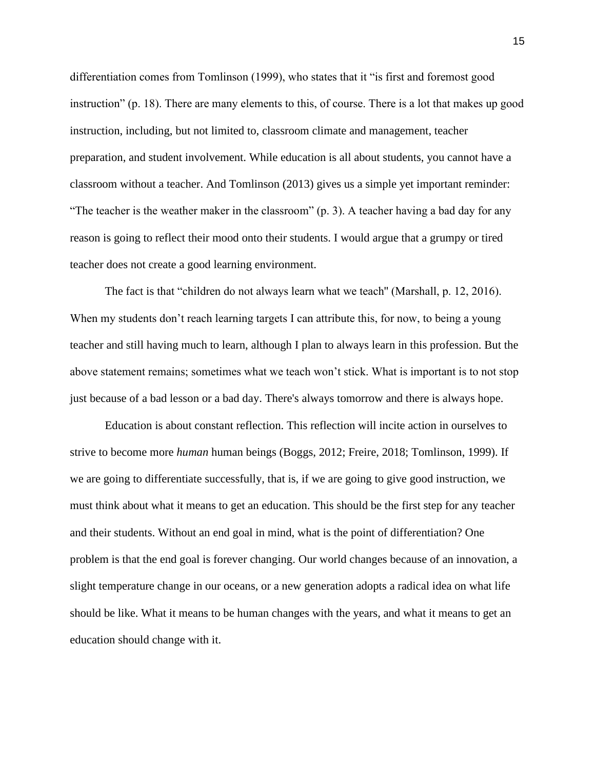differentiation comes from Tomlinson (1999), who states that it "is first and foremost good instruction" (p. 18). There are many elements to this, of course. There is a lot that makes up good instruction, including, but not limited to, classroom climate and management, teacher preparation, and student involvement. While education is all about students, you cannot have a classroom without a teacher. And Tomlinson (2013) gives us a simple yet important reminder: "The teacher is the weather maker in the classroom" (p. 3). A teacher having a bad day for any reason is going to reflect their mood onto their students. I would argue that a grumpy or tired teacher does not create a good learning environment.

The fact is that "children do not always learn what we teach" (Marshall, p. 12, 2016). When my students don't reach learning targets I can attribute this, for now, to being a young teacher and still having much to learn, although I plan to always learn in this profession. But the above statement remains; sometimes what we teach won't stick. What is important is to not stop just because of a bad lesson or a bad day. There's always tomorrow and there is always hope.

Education is about constant reflection. This reflection will incite action in ourselves to strive to become more *human* human beings (Boggs, 2012; Freire, 2018; Tomlinson, 1999). If we are going to differentiate successfully, that is, if we are going to give good instruction, we must think about what it means to get an education. This should be the first step for any teacher and their students. Without an end goal in mind, what is the point of differentiation? One problem is that the end goal is forever changing. Our world changes because of an innovation, a slight temperature change in our oceans, or a new generation adopts a radical idea on what life should be like. What it means to be human changes with the years, and what it means to get an education should change with it.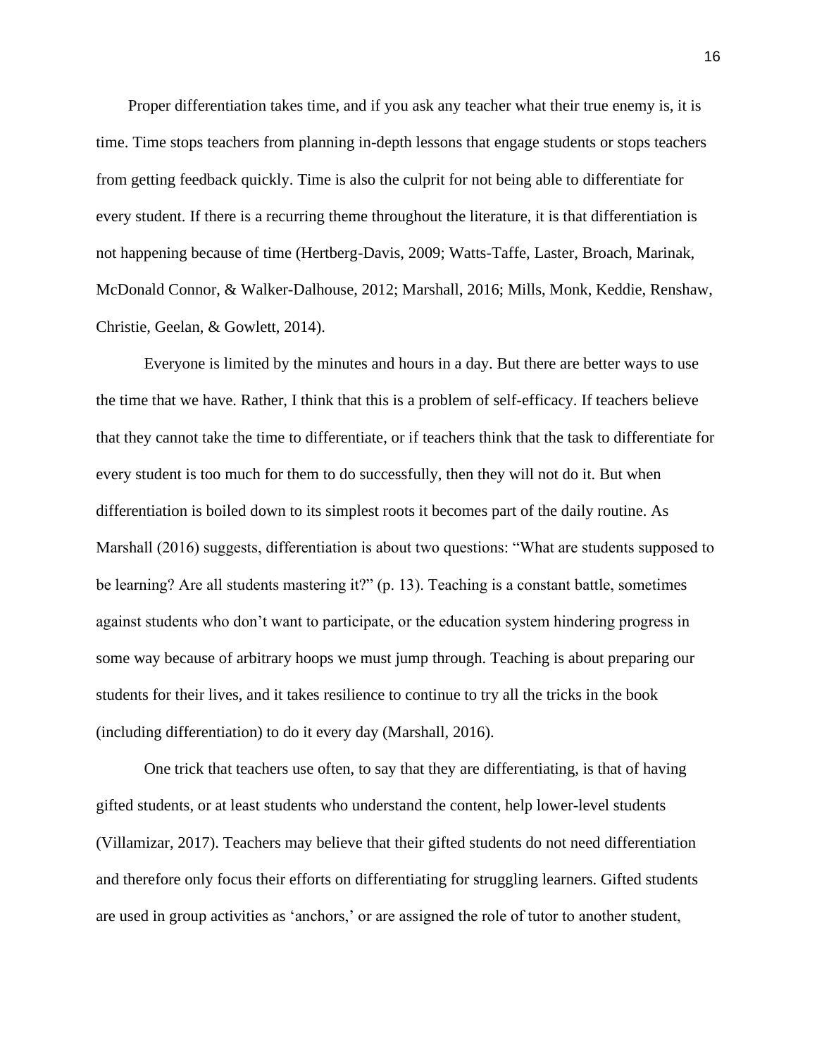Proper differentiation takes time, and if you ask any teacher what their true enemy is, it is time. Time stops teachers from planning in-depth lessons that engage students or stops teachers from getting feedback quickly. Time is also the culprit for not being able to differentiate for every student. If there is a recurring theme throughout the literature, it is that differentiation is not happening because of time (Hertberg-Davis, 2009; Watts-Taffe, Laster, Broach, Marinak, McDonald Connor, & Walker-Dalhouse, 2012; Marshall, 2016; Mills, Monk, Keddie, Renshaw, Christie, Geelan, & Gowlett, 2014).

Everyone is limited by the minutes and hours in a day. But there are better ways to use the time that we have. Rather, I think that this is a problem of self-efficacy. If teachers believe that they cannot take the time to differentiate, or if teachers think that the task to differentiate for every student is too much for them to do successfully, then they will not do it. But when differentiation is boiled down to its simplest roots it becomes part of the daily routine. As Marshall (2016) suggests, differentiation is about two questions: "What are students supposed to be learning? Are all students mastering it?" (p. 13). Teaching is a constant battle, sometimes against students who don't want to participate, or the education system hindering progress in some way because of arbitrary hoops we must jump through. Teaching is about preparing our students for their lives, and it takes resilience to continue to try all the tricks in the book (including differentiation) to do it every day (Marshall, 2016).

One trick that teachers use often, to say that they are differentiating, is that of having gifted students, or at least students who understand the content, help lower-level students (Villamizar, 2017). Teachers may believe that their gifted students do not need differentiation and therefore only focus their efforts on differentiating for struggling learners. Gifted students are used in group activities as 'anchors,' or are assigned the role of tutor to another student,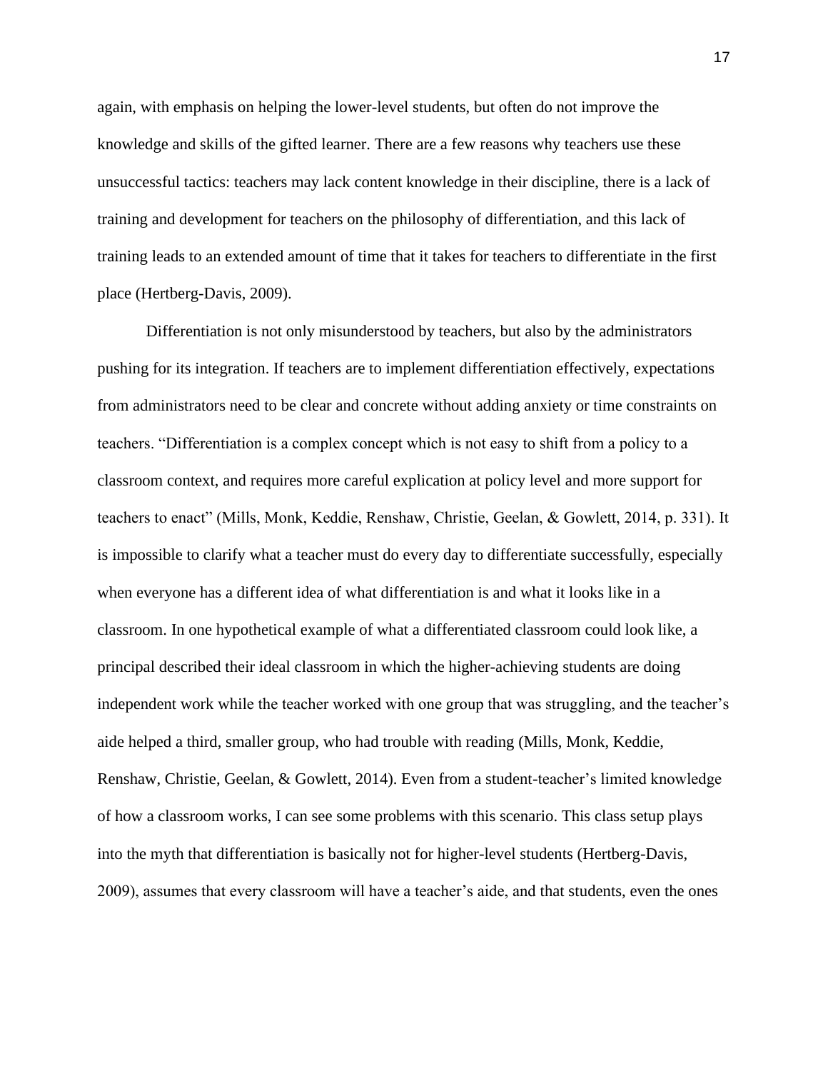again, with emphasis on helping the lower-level students, but often do not improve the knowledge and skills of the gifted learner. There are a few reasons why teachers use these unsuccessful tactics: teachers may lack content knowledge in their discipline, there is a lack of training and development for teachers on the philosophy of differentiation, and this lack of training leads to an extended amount of time that it takes for teachers to differentiate in the first place (Hertberg-Davis, 2009).

Differentiation is not only misunderstood by teachers, but also by the administrators pushing for its integration. If teachers are to implement differentiation effectively, expectations from administrators need to be clear and concrete without adding anxiety or time constraints on teachers. "Differentiation is a complex concept which is not easy to shift from a policy to a classroom context, and requires more careful explication at policy level and more support for teachers to enact" (Mills, Monk, Keddie, Renshaw, Christie, Geelan, & Gowlett, 2014, p. 331). It is impossible to clarify what a teacher must do every day to differentiate successfully, especially when everyone has a different idea of what differentiation is and what it looks like in a classroom. In one hypothetical example of what a differentiated classroom could look like, a principal described their ideal classroom in which the higher-achieving students are doing independent work while the teacher worked with one group that was struggling, and the teacher's aide helped a third, smaller group, who had trouble with reading (Mills, Monk, Keddie, Renshaw, Christie, Geelan, & Gowlett, 2014). Even from a student-teacher's limited knowledge of how a classroom works, I can see some problems with this scenario. This class setup plays into the myth that differentiation is basically not for higher-level students (Hertberg-Davis, 2009), assumes that every classroom will have a teacher's aide, and that students, even the ones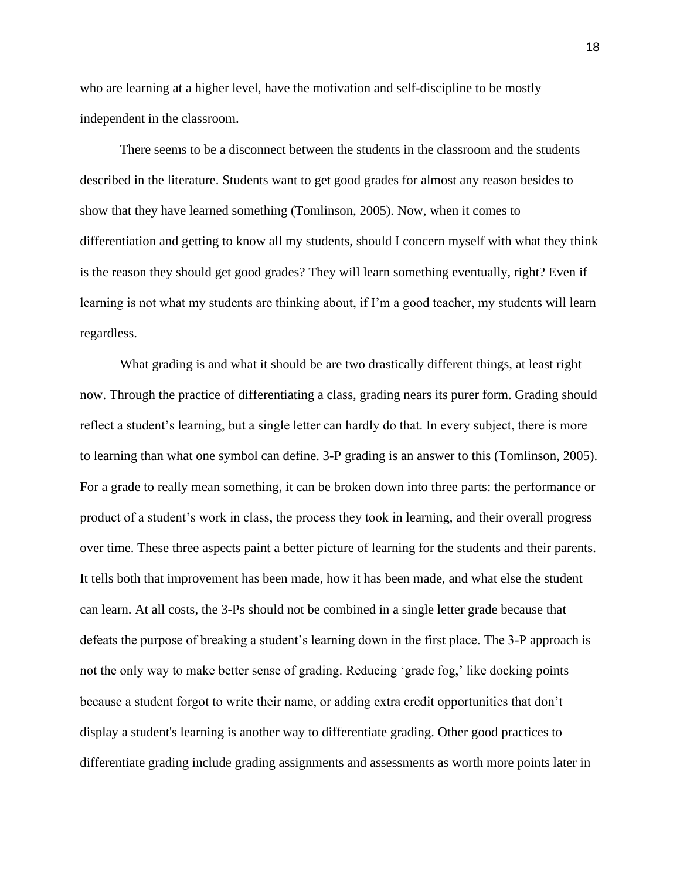who are learning at a higher level, have the motivation and self-discipline to be mostly independent in the classroom.

There seems to be a disconnect between the students in the classroom and the students described in the literature. Students want to get good grades for almost any reason besides to show that they have learned something (Tomlinson, 2005). Now, when it comes to differentiation and getting to know all my students, should I concern myself with what they think is the reason they should get good grades? They will learn something eventually, right? Even if learning is not what my students are thinking about, if I'm a good teacher, my students will learn regardless.

What grading is and what it should be are two drastically different things, at least right now. Through the practice of differentiating a class, grading nears its purer form. Grading should reflect a student's learning, but a single letter can hardly do that. In every subject, there is more to learning than what one symbol can define. 3-P grading is an answer to this (Tomlinson, 2005). For a grade to really mean something, it can be broken down into three parts: the performance or product of a student's work in class, the process they took in learning, and their overall progress over time. These three aspects paint a better picture of learning for the students and their parents. It tells both that improvement has been made, how it has been made, and what else the student can learn. At all costs, the 3-Ps should not be combined in a single letter grade because that defeats the purpose of breaking a student's learning down in the first place. The 3-P approach is not the only way to make better sense of grading. Reducing 'grade fog,' like docking points because a student forgot to write their name, or adding extra credit opportunities that don't display a student's learning is another way to differentiate grading. Other good practices to differentiate grading include grading assignments and assessments as worth more points later in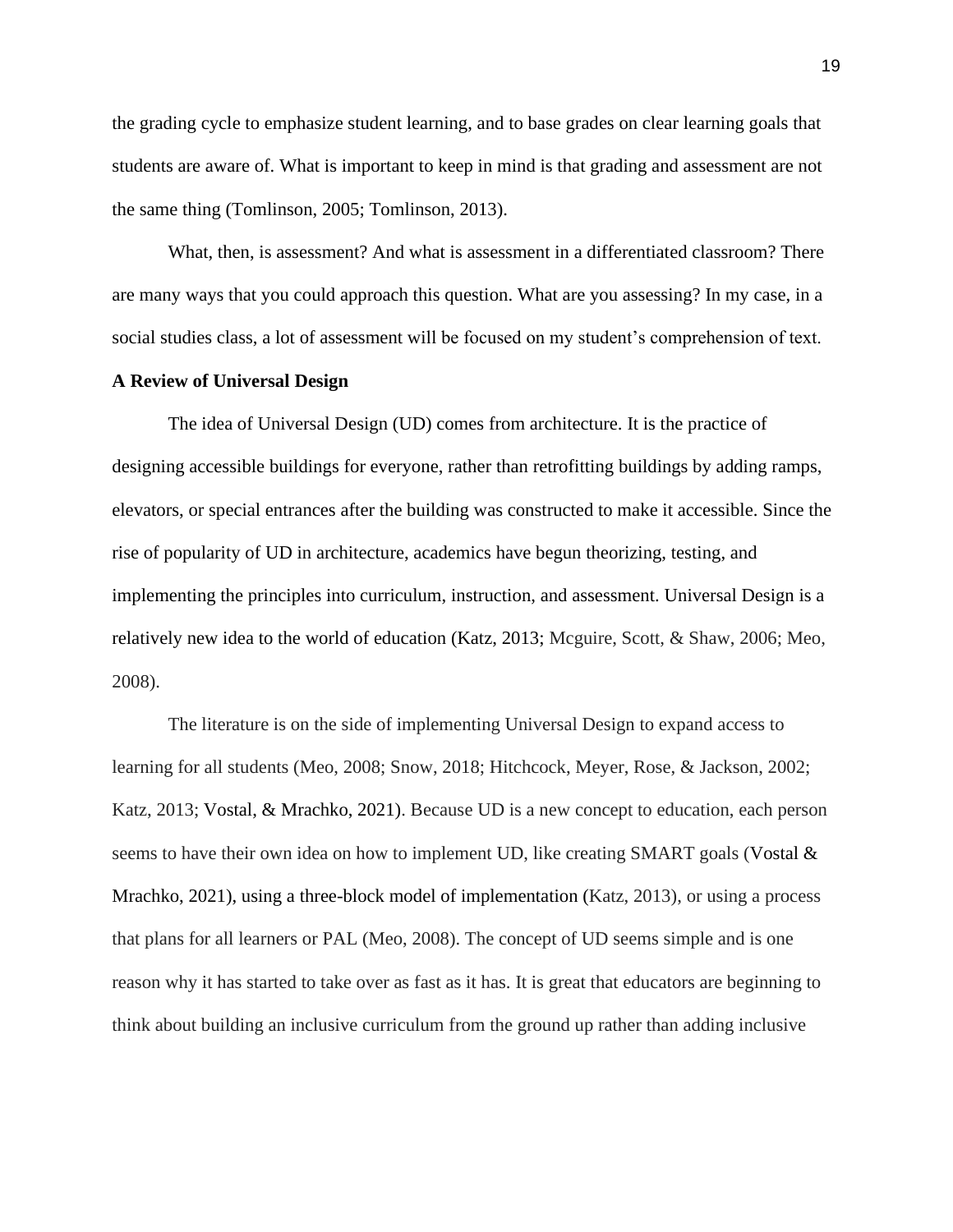the grading cycle to emphasize student learning, and to base grades on clear learning goals that students are aware of. What is important to keep in mind is that grading and assessment are not the same thing (Tomlinson, 2005; Tomlinson, 2013).

What, then, is assessment? And what is assessment in a differentiated classroom? There are many ways that you could approach this question. What are you assessing? In my case, in a social studies class, a lot of assessment will be focused on my student's comprehension of text.

**A Review of Universal Design**

The idea of Universal Design (UD) comes from architecture. It is the practice of designing accessible buildings for everyone, rather than retrofitting buildings by adding ramps, elevators, or special entrances after the building was constructed to make it accessible. Since the rise of popularity of UD in architecture, academics have begun theorizing, testing, and implementing the principles into curriculum, instruction, and assessment. Universal Design is a relatively new idea to the world of education (Katz, 2013; Mcguire, Scott, & Shaw, 2006; Meo, 2008).

The literature is on the side of implementing Universal Design to expand access to learning for all students (Meo, 2008; Snow, 2018; Hitchcock, Meyer, Rose, & Jackson, 2002; Katz, 2013; Vostal, & Mrachko, 2021). Because UD is a new concept to education, each person seems to have their own idea on how to implement UD, like creating SMART goals (Vostal & Mrachko, 2021), using a three-block model of implementation (Katz, 2013), or using a process that plans for all learners or PAL (Meo, 2008). The concept of UD seems simple and is one reason why it has started to take over as fast as it has. It is great that educators are beginning to think about building an inclusive curriculum from the ground up rather than adding inclusive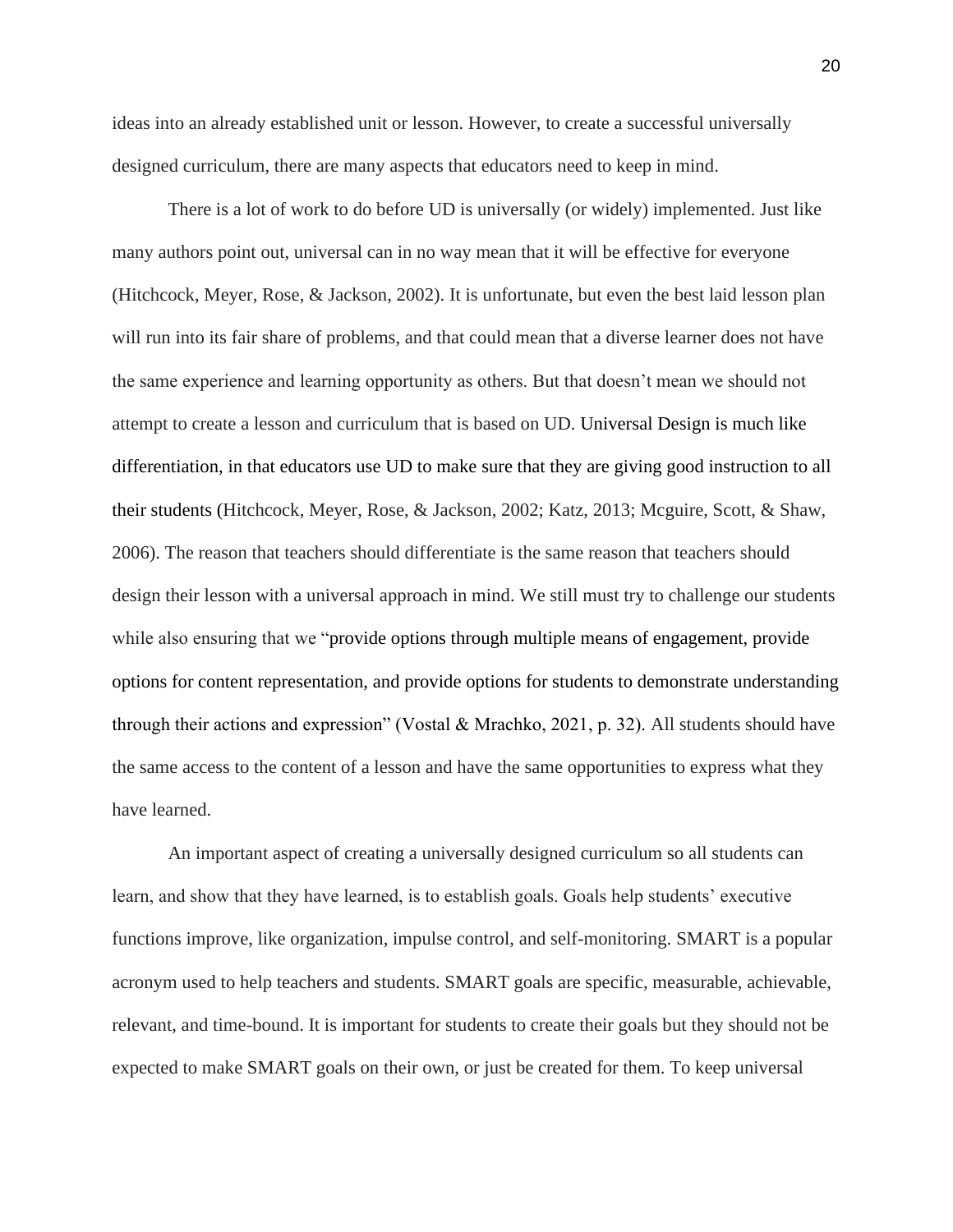ideas into an already established unit or lesson. However, to create a successful universally designed curriculum, there are many aspects that educators need to keep in mind.

There is a lot of work to do before UD is universally (or widely) implemented. Just like many authors point out, universal can in no way mean that it will be effective for everyone (Hitchcock, Meyer, Rose, & Jackson, 2002). It is unfortunate, but even the best laid lesson plan will run into its fair share of problems, and that could mean that a diverse learner does not have the same experience and learning opportunity as others. But that doesn't mean we should not attempt to create a lesson and curriculum that is based on UD. Universal Design is much like differentiation, in that educators use UD to make sure that they are giving good instruction to all their students (Hitchcock, Meyer, Rose, & Jackson, 2002; Katz, 2013; Mcguire, Scott, & Shaw, 2006). The reason that teachers should differentiate is the same reason that teachers should design their lesson with a universal approach in mind. We still must try to challenge our students while also ensuring that we "provide options through multiple means of engagement, provide options for content representation, and provide options for students to demonstrate understanding through their actions and expression" (Vostal & Mrachko, 2021, p. 32). All students should have the same access to the content of a lesson and have the same opportunities to express what they have learned.

An important aspect of creating a universally designed curriculum so all students can learn, and show that they have learned, is to establish goals. Goals help students' executive functions improve, like organization, impulse control, and self-monitoring. SMART is a popular acronym used to help teachers and students. SMART goals are specific, measurable, achievable, relevant, and time-bound. It is important for students to create their goals but they should not be expected to make SMART goals on their own, or just be created for them. To keep universal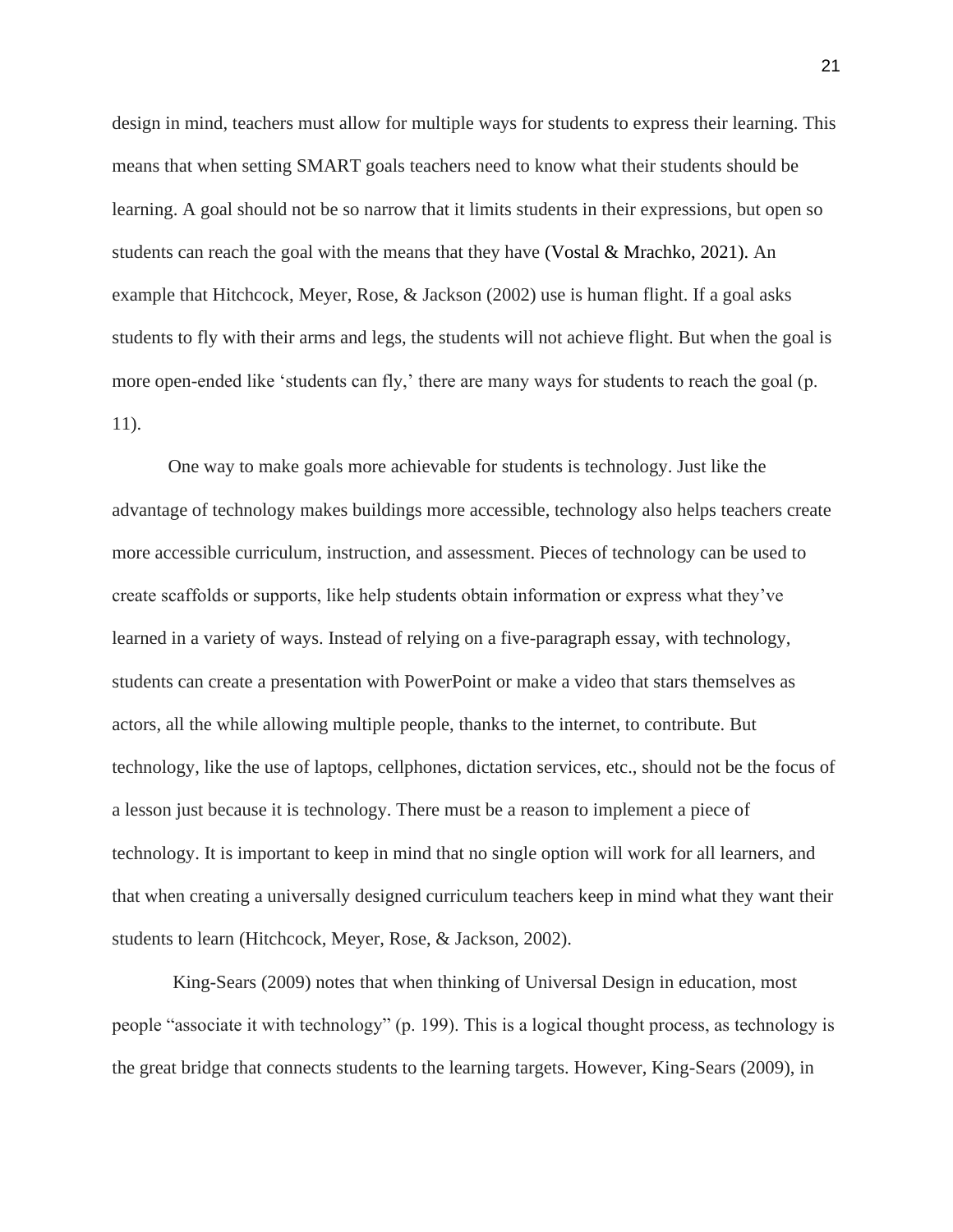design in mind, teachers must allow for multiple ways for students to express their learning. This means that when setting SMART goals teachers need to know what their students should be learning. A goal should not be so narrow that it limits students in their expressions, but open so students can reach the goal with the means that they have (Vostal & Mrachko, 2021). An example that Hitchcock, Meyer, Rose, & Jackson (2002) use is human flight. If a goal asks students to fly with their arms and legs, the students will not achieve flight. But when the goal is more open-ended like 'students can fly,' there are many ways for students to reach the goal (p. 11).

One way to make goals more achievable for students is technology. Just like the advantage of technology makes buildings more accessible, technology also helps teachers create more accessible curriculum, instruction, and assessment. Pieces of technology can be used to create scaffolds or supports, like help students obtain information or express what they've learned in a variety of ways. Instead of relying on a five-paragraph essay, with technology, students can create a presentation with PowerPoint or make a video that stars themselves as actors, all the while allowing multiple people, thanks to the internet, to contribute. But technology, like the use of laptops, cellphones, dictation services, etc., should not be the focus of a lesson just because it is technology. There must be a reason to implement a piece of technology. It is important to keep in mind that no single option will work for all learners, and that when creating a universally designed curriculum teachers keep in mind what they want their students to learn (Hitchcock, Meyer, Rose, & Jackson, 2002).

King-Sears (2009) notes that when thinking of Universal Design in education, most people "associate it with technology" (p. 199). This is a logical thought process, as technology is the great bridge that connects students to the learning targets. However, King-Sears (2009), in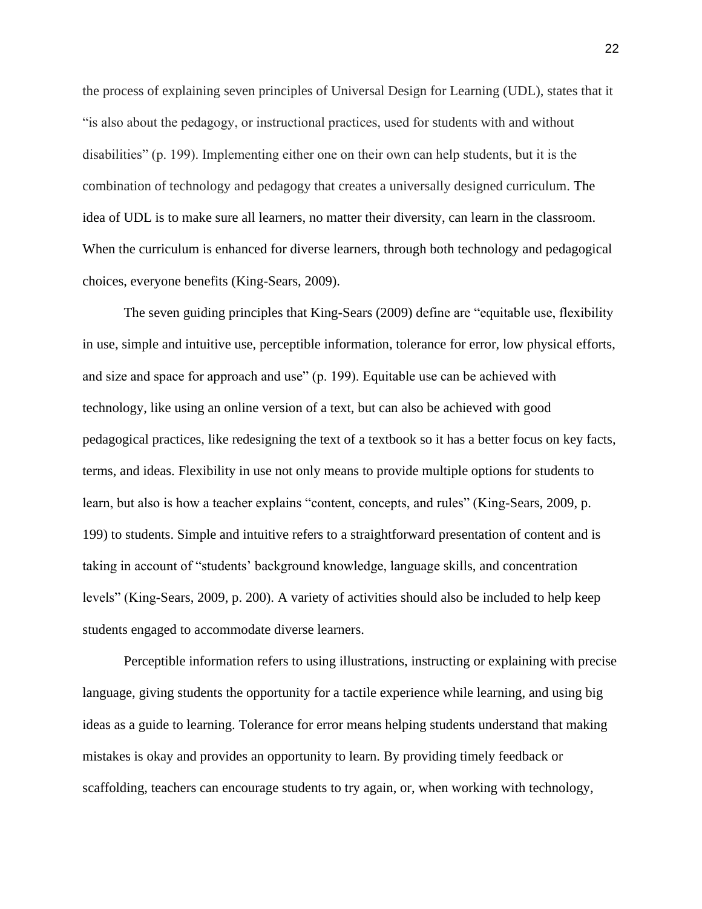the process of explaining seven principles of Universal Design for Learning (UDL), states that it "is also about the pedagogy, or instructional practices, used for students with and without disabilities" (p. 199). Implementing either one on their own can help students, but it is the combination of technology and pedagogy that creates a universally designed curriculum. The idea of UDL is to make sure all learners, no matter their diversity, can learn in the classroom. When the curriculum is enhanced for diverse learners, through both technology and pedagogical choices, everyone benefits (King-Sears, 2009).

The seven guiding principles that King-Sears (2009) define are "equitable use, flexibility in use, simple and intuitive use, perceptible information, tolerance for error, low physical efforts, and size and space for approach and use" (p. 199). Equitable use can be achieved with technology, like using an online version of a text, but can also be achieved with good pedagogical practices, like redesigning the text of a textbook so it has a better focus on key facts, terms, and ideas. Flexibility in use not only means to provide multiple options for students to learn, but also is how a teacher explains "content, concepts, and rules" (King-Sears, 2009, p. 199) to students. Simple and intuitive refers to a straightforward presentation of content and is taking in account of "students' background knowledge, language skills, and concentration levels" (King-Sears, 2009, p. 200). A variety of activities should also be included to help keep students engaged to accommodate diverse learners.

Perceptible information refers to using illustrations, instructing or explaining with precise language, giving students the opportunity for a tactile experience while learning, and using big ideas as a guide to learning. Tolerance for error means helping students understand that making mistakes is okay and provides an opportunity to learn. By providing timely feedback or scaffolding, teachers can encourage students to try again, or, when working with technology,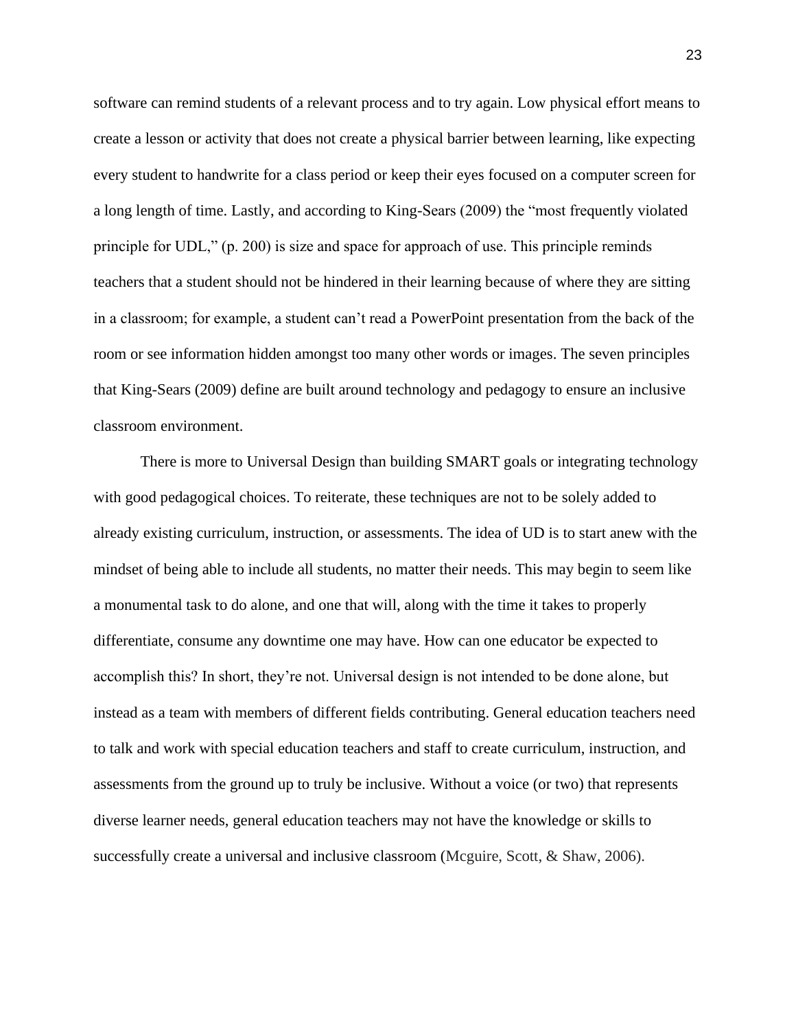software can remind students of a relevant process and to try again. Low physical effort means to create a lesson or activity that does not create a physical barrier between learning, like expecting every student to handwrite for a class period or keep their eyes focused on a computer screen for a long length of time. Lastly, and according to King-Sears (2009) the "most frequently violated principle for UDL," (p. 200) is size and space for approach of use. This principle reminds teachers that a student should not be hindered in their learning because of where they are sitting in a classroom; for example, a student can't read a PowerPoint presentation from the back of the room or see information hidden amongst too many other words or images. The seven principles that King-Sears (2009) define are built around technology and pedagogy to ensure an inclusive classroom environment.

There is more to Universal Design than building SMART goals or integrating technology with good pedagogical choices. To reiterate, these techniques are not to be solely added to already existing curriculum, instruction, or assessments. The idea of UD is to start anew with the mindset of being able to include all students, no matter their needs. This may begin to seem like a monumental task to do alone, and one that will, along with the time it takes to properly differentiate, consume any downtime one may have. How can one educator be expected to accomplish this? In short, they're not. Universal design is not intended to be done alone, but instead as a team with members of different fields contributing. General education teachers need to talk and work with special education teachers and staff to create curriculum, instruction, and assessments from the ground up to truly be inclusive. Without a voice (or two) that represents diverse learner needs, general education teachers may not have the knowledge or skills to successfully create a universal and inclusive classroom (Mcguire, Scott, & Shaw, 2006).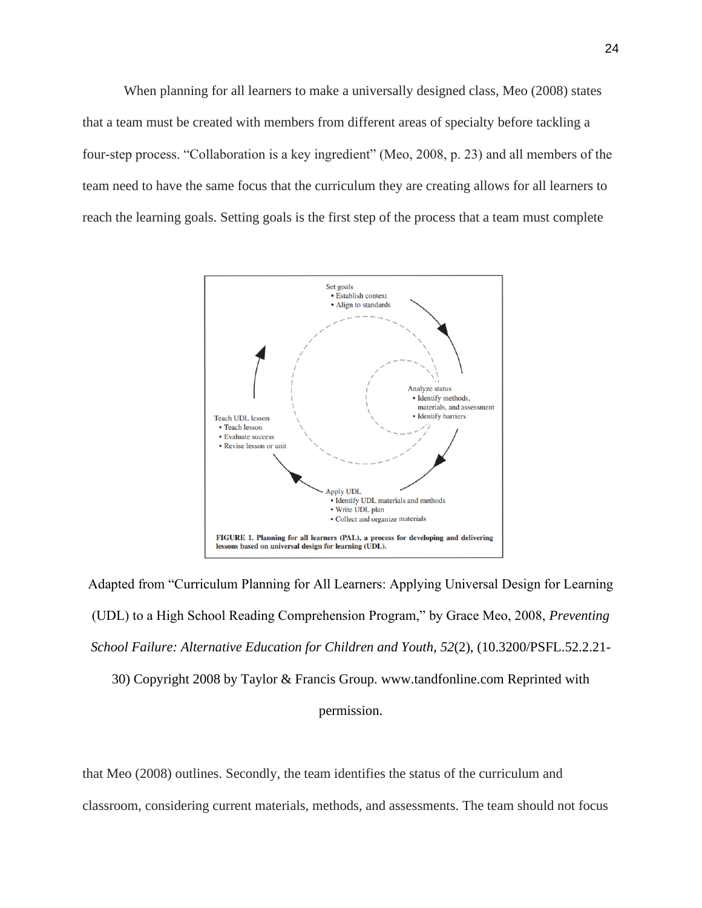When planning for all learners to make a universally designed class, Meo (2008) states that a team must be created with members from different areas of specialty before tackling a four-step process. “Collaboration is a key ingredient” (Meo, 2008, p. 23) and all members of the team need to have the same focus that the curriculum they are creating allows for all learners to reach the learning goals. Setting goals is the first step of the process that a team must complete

Set goals
- Establish context
- Align to standards

Analyze status
- Identify methods, materials, and assessment
- Identify barriers

Apply UDL
- Identify UDL materials and methods
- Write UDL plan
- Collect and organize materials

Teach UDL lesson
- Teach lesson
- Evaluate success
- Revise lesson or unit

**FIGURE 1. Planning for all learners (PAL), a process for developing and delivering lessons based on universal design for learning (UDL).**

Adapted from “Curriculum Planning for All Learners: Applying Universal Design for Learning (UDL) to a High School Reading Comprehension Program,” by Grace Meo, 2008, *Preventing School Failure: Alternative Education for Children and Youth*, *52*(2), (10.3200/PSFL.52.2.21-30) Copyright 2008 by Taylor & Francis Group. www.tandfonline.com Reprinted with permission.

that Meo (2008) outlines. Secondly, the team identifies the status of the curriculum and classroom, considering current materials, methods, and assessments. The team should not focus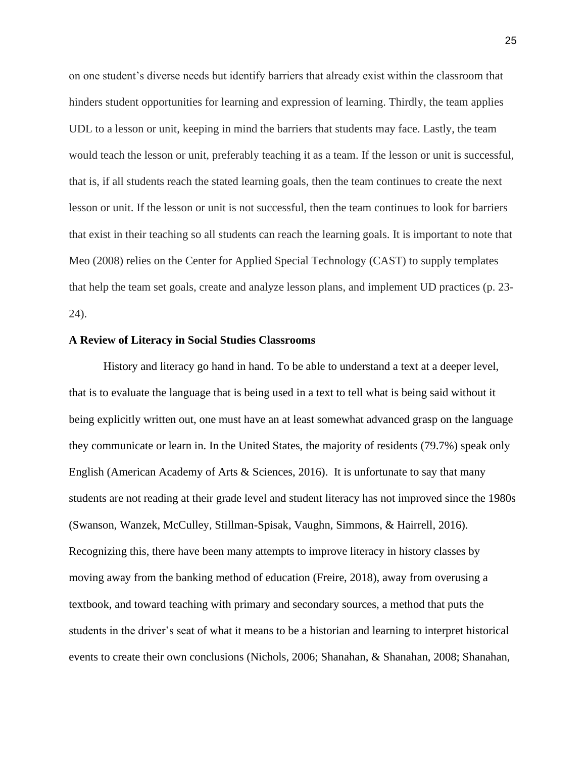on one student's diverse needs but identify barriers that already exist within the classroom that hinders student opportunities for learning and expression of learning. Thirdly, the team applies UDL to a lesson or unit, keeping in mind the barriers that students may face. Lastly, the team would teach the lesson or unit, preferably teaching it as a team. If the lesson or unit is successful, that is, if all students reach the stated learning goals, then the team continues to create the next lesson or unit. If the lesson or unit is not successful, then the team continues to look for barriers that exist in their teaching so all students can reach the learning goals. It is important to note that Meo (2008) relies on the Center for Applied Special Technology (CAST) to supply templates that help the team set goals, create and analyze lesson plans, and implement UD practices (p. 23-24).

**A Review of Literacy in Social Studies Classrooms**

History and literacy go hand in hand. To be able to understand a text at a deeper level, that is to evaluate the language that is being used in a text to tell what is being said without it being explicitly written out, one must have an at least somewhat advanced grasp on the language they communicate or learn in. In the United States, the majority of residents (79.7%) speak only English (American Academy of Arts & Sciences, 2016). It is unfortunate to say that many students are not reading at their grade level and student literacy has not improved since the 1980s (Swanson, Wanzek, McCulley, Stillman-Spisak, Vaughn, Simmons, & Hairrell, 2016). Recognizing this, there have been many attempts to improve literacy in history classes by moving away from the banking method of education (Freire, 2018), away from overusing a textbook, and toward teaching with primary and secondary sources, a method that puts the students in the driver's seat of what it means to be a historian and learning to interpret historical events to create their own conclusions (Nichols, 2006; Shanahan, & Shanahan, 2008; Shanahan,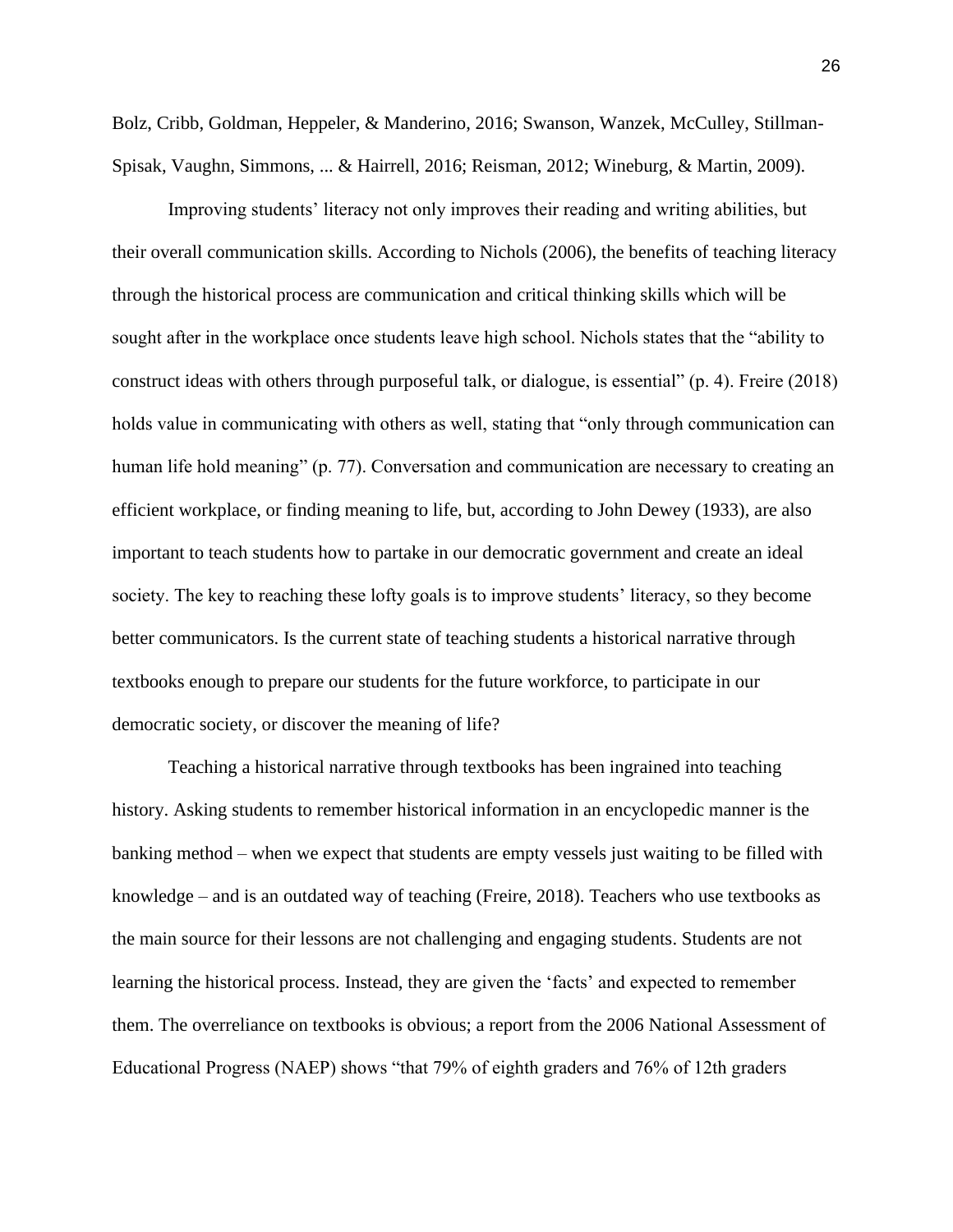Bolz, Cribb, Goldman, Heppeler, & Manderino, 2016; Swanson, Wanzek, McCulley, Stillman-Spisak, Vaughn, Simmons, ... & Hairrell, 2016; Reisman, 2012; Wineburg, & Martin, 2009).

Improving students' literacy not only improves their reading and writing abilities, but their overall communication skills. According to Nichols (2006), the benefits of teaching literacy through the historical process are communication and critical thinking skills which will be sought after in the workplace once students leave high school. Nichols states that the "ability to construct ideas with others through purposeful talk, or dialogue, is essential" (p. 4). Freire (2018) holds value in communicating with others as well, stating that "only through communication can human life hold meaning" (p. 77). Conversation and communication are necessary to creating an efficient workplace, or finding meaning to life, but, according to John Dewey (1933), are also important to teach students how to partake in our democratic government and create an ideal society. The key to reaching these lofty goals is to improve students' literacy, so they become better communicators. Is the current state of teaching students a historical narrative through textbooks enough to prepare our students for the future workforce, to participate in our democratic society, or discover the meaning of life?

Teaching a historical narrative through textbooks has been ingrained into teaching history. Asking students to remember historical information in an encyclopedic manner is the banking method – when we expect that students are empty vessels just waiting to be filled with knowledge – and is an outdated way of teaching (Freire, 2018). Teachers who use textbooks as the main source for their lessons are not challenging and engaging students. Students are not learning the historical process. Instead, they are given the 'facts' and expected to remember them. The overreliance on textbooks is obvious; a report from the 2006 National Assessment of Educational Progress (NAEP) shows "that 79% of eighth graders and 76% of 12th graders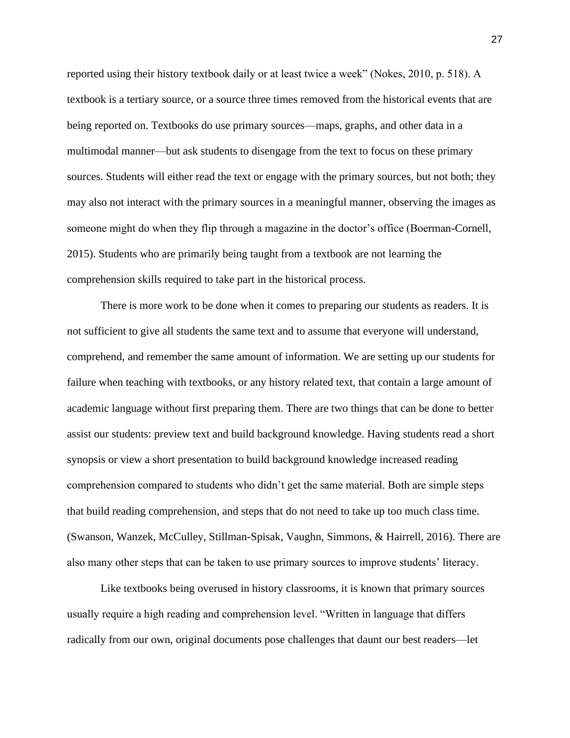reported using their history textbook daily or at least twice a week" (Nokes, 2010, p. 518). A textbook is a tertiary source, or a source three times removed from the historical events that are being reported on. Textbooks do use primary sources—maps, graphs, and other data in a multimodal manner—but ask students to disengage from the text to focus on these primary sources. Students will either read the text or engage with the primary sources, but not both; they may also not interact with the primary sources in a meaningful manner, observing the images as someone might do when they flip through a magazine in the doctor's office (Boerman-Cornell, 2015). Students who are primarily being taught from a textbook are not learning the comprehension skills required to take part in the historical process.

There is more work to be done when it comes to preparing our students as readers. It is not sufficient to give all students the same text and to assume that everyone will understand, comprehend, and remember the same amount of information. We are setting up our students for failure when teaching with textbooks, or any history related text, that contain a large amount of academic language without first preparing them. There are two things that can be done to better assist our students: preview text and build background knowledge. Having students read a short synopsis or view a short presentation to build background knowledge increased reading comprehension compared to students who didn't get the same material. Both are simple steps that build reading comprehension, and steps that do not need to take up too much class time. (Swanson, Wanzek, McCulley, Stillman-Spisak, Vaughn, Simmons, & Hairrell, 2016). There are also many other steps that can be taken to use primary sources to improve students' literacy.

Like textbooks being overused in history classrooms, it is known that primary sources usually require a high reading and comprehension level. "Written in language that differs radically from our own, original documents pose challenges that daunt our best readers—let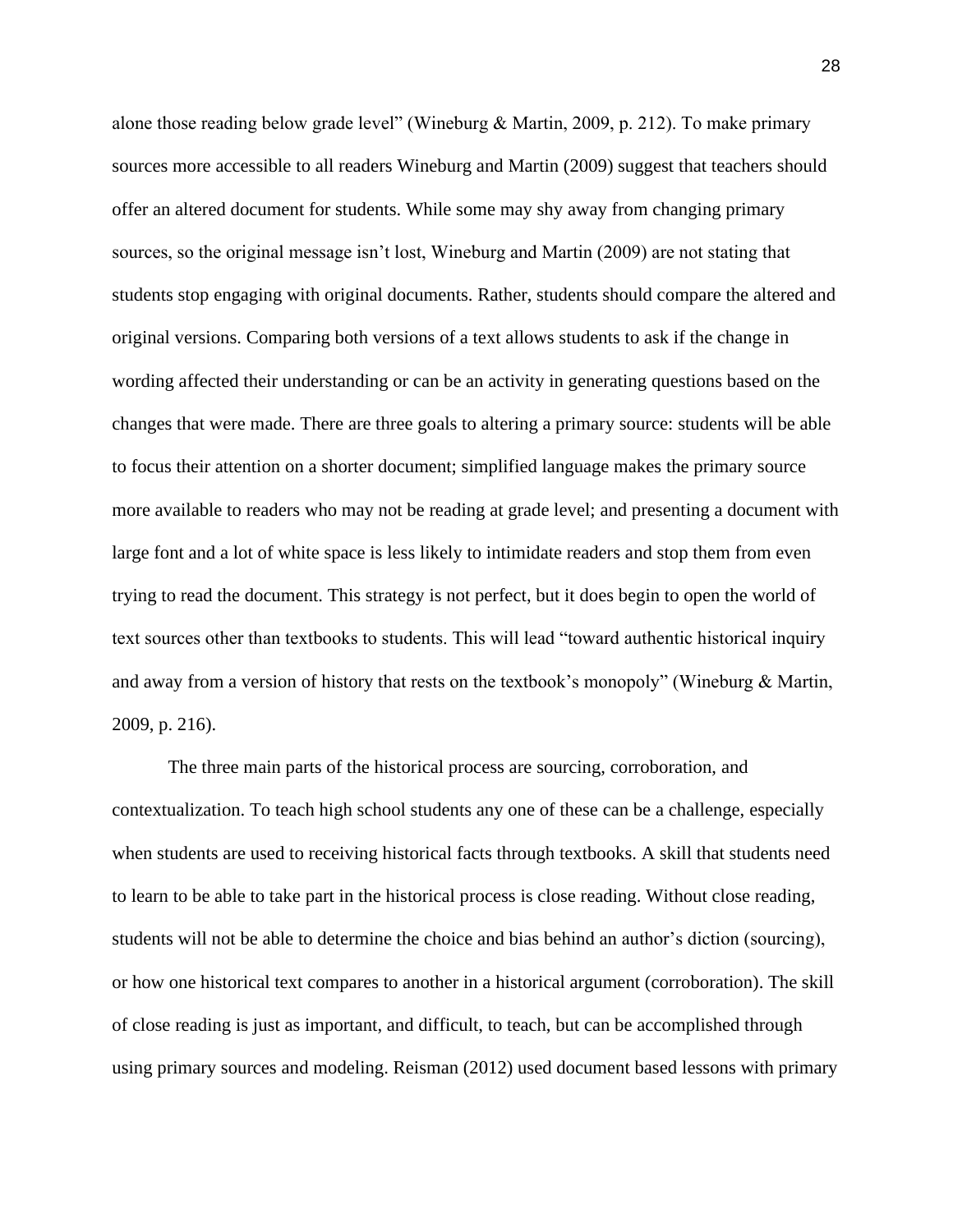alone those reading below grade level" (Wineburg & Martin, 2009, p. 212). To make primary sources more accessible to all readers Wineburg and Martin (2009) suggest that teachers should offer an altered document for students. While some may shy away from changing primary sources, so the original message isn't lost, Wineburg and Martin (2009) are not stating that students stop engaging with original documents. Rather, students should compare the altered and original versions. Comparing both versions of a text allows students to ask if the change in wording affected their understanding or can be an activity in generating questions based on the changes that were made. There are three goals to altering a primary source: students will be able to focus their attention on a shorter document; simplified language makes the primary source more available to readers who may not be reading at grade level; and presenting a document with large font and a lot of white space is less likely to intimidate readers and stop them from even trying to read the document. This strategy is not perfect, but it does begin to open the world of text sources other than textbooks to students. This will lead "toward authentic historical inquiry and away from a version of history that rests on the textbook's monopoly" (Wineburg & Martin, 2009, p. 216).

The three main parts of the historical process are sourcing, corroboration, and contextualization. To teach high school students any one of these can be a challenge, especially when students are used to receiving historical facts through textbooks. A skill that students need to learn to be able to take part in the historical process is close reading. Without close reading, students will not be able to determine the choice and bias behind an author's diction (sourcing), or how one historical text compares to another in a historical argument (corroboration). The skill of close reading is just as important, and difficult, to teach, but can be accomplished through using primary sources and modeling. Reisman (2012) used document based lessons with primary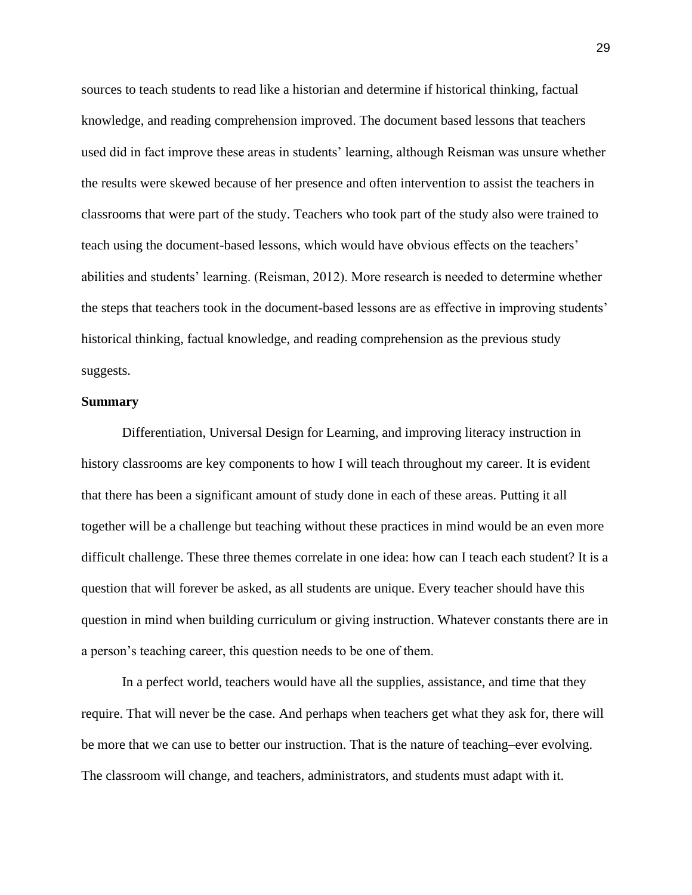sources to teach students to read like a historian and determine if historical thinking, factual knowledge, and reading comprehension improved. The document based lessons that teachers used did in fact improve these areas in students' learning, although Reisman was unsure whether the results were skewed because of her presence and often intervention to assist the teachers in classrooms that were part of the study. Teachers who took part of the study also were trained to teach using the document-based lessons, which would have obvious effects on the teachers' abilities and students' learning. (Reisman, 2012). More research is needed to determine whether the steps that teachers took in the document-based lessons are as effective in improving students' historical thinking, factual knowledge, and reading comprehension as the previous study suggests.

**Summary**

Differentiation, Universal Design for Learning, and improving literacy instruction in history classrooms are key components to how I will teach throughout my career. It is evident that there has been a significant amount of study done in each of these areas. Putting it all together will be a challenge but teaching without these practices in mind would be an even more difficult challenge. These three themes correlate in one idea: how can I teach each student? It is a question that will forever be asked, as all students are unique. Every teacher should have this question in mind when building curriculum or giving instruction. Whatever constants there are in a person's teaching career, this question needs to be one of them.

In a perfect world, teachers would have all the supplies, assistance, and time that they require. That will never be the case. And perhaps when teachers get what they ask for, there will be more that we can use to better our instruction. That is the nature of teaching–ever evolving. The classroom will change, and teachers, administrators, and students must adapt with it.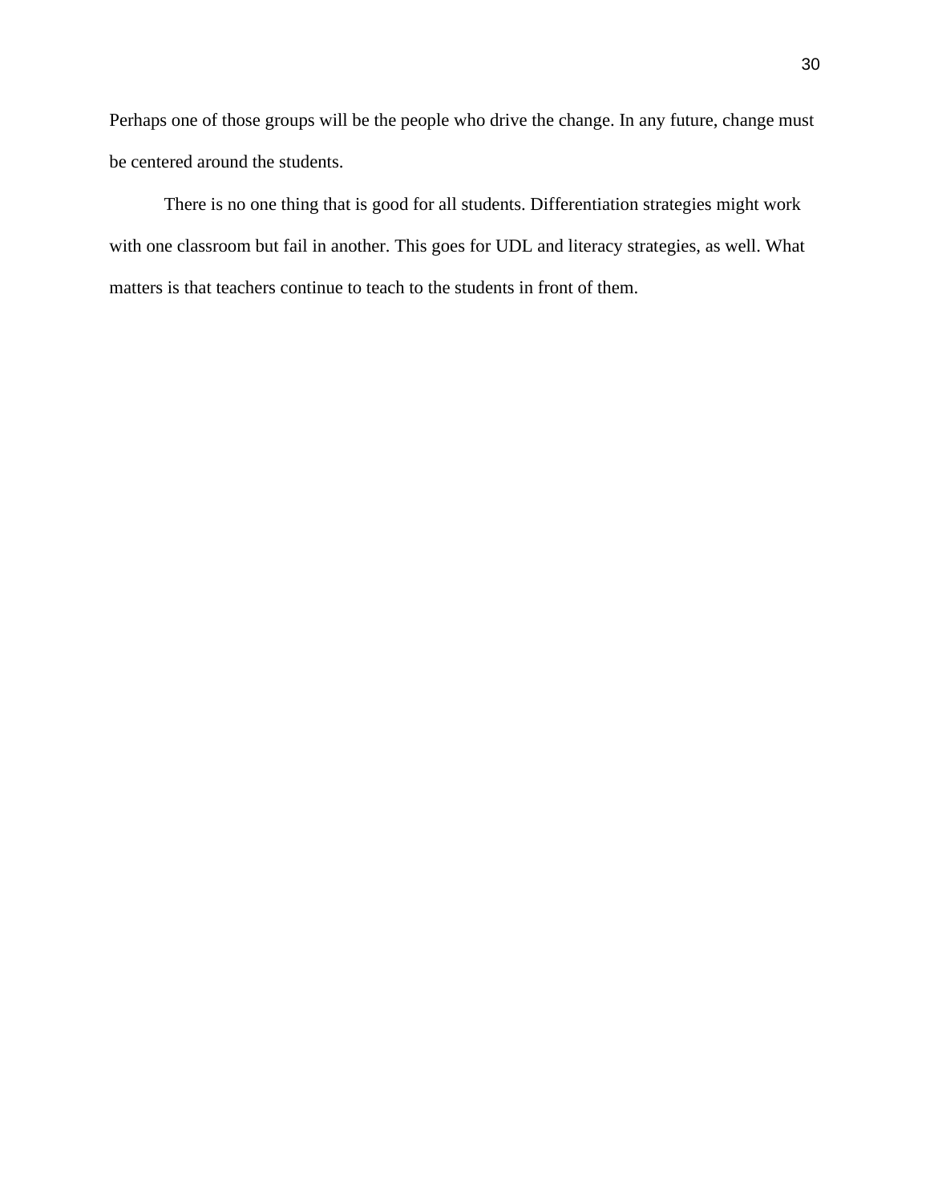Perhaps one of those groups will be the people who drive the change. In any future, change must be centered around the students.

There is no one thing that is good for all students. Differentiation strategies might work with one classroom but fail in another. This goes for UDL and literacy strategies, as well. What matters is that teachers continue to teach to the students in front of them.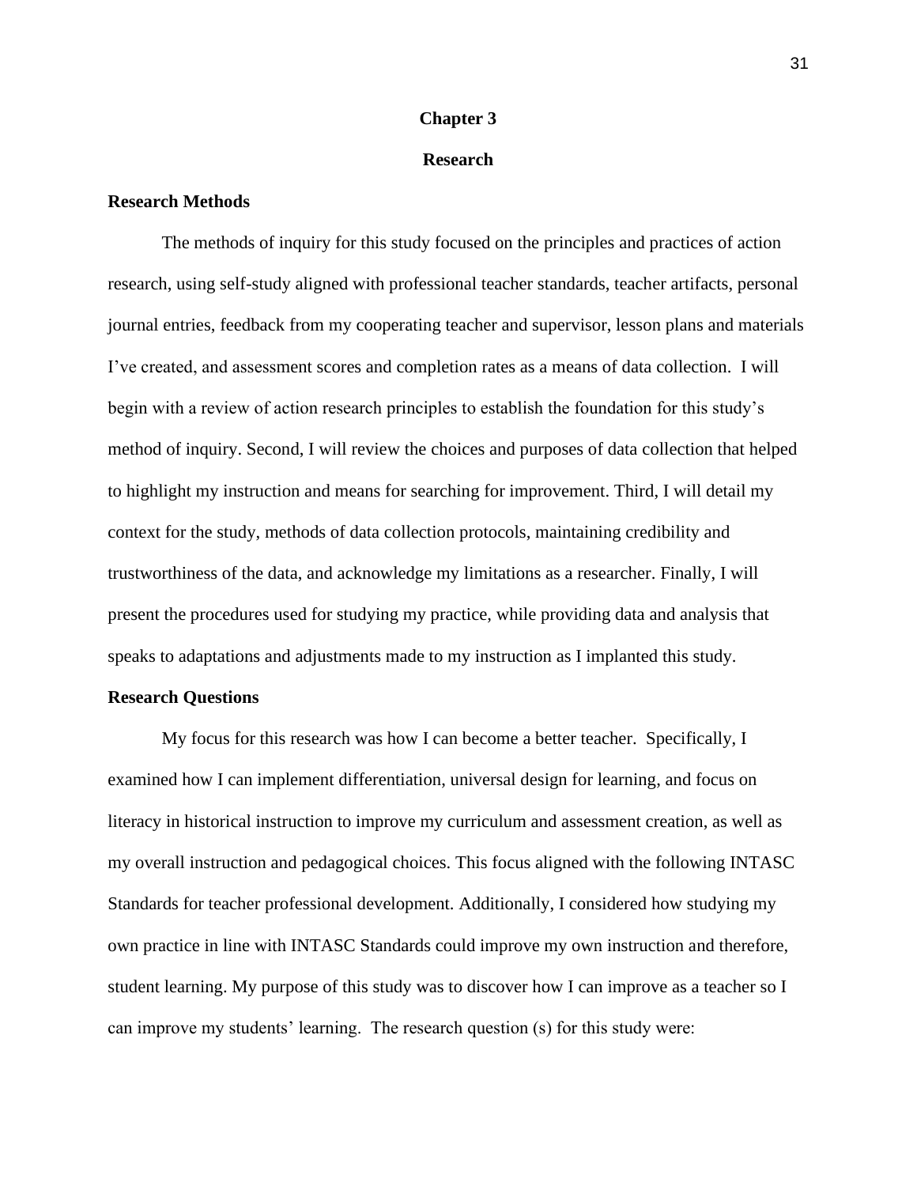# Chapter 3

# Research

## Research Methods

The methods of inquiry for this study focused on the principles and practices of action research, using self-study aligned with professional teacher standards, teacher artifacts, personal journal entries, feedback from my cooperating teacher and supervisor, lesson plans and materials I've created, and assessment scores and completion rates as a means of data collection. I will begin with a review of action research principles to establish the foundation for this study's method of inquiry. Second, I will review the choices and purposes of data collection that helped to highlight my instruction and means for searching for improvement. Third, I will detail my context for the study, methods of data collection protocols, maintaining credibility and trustworthiness of the data, and acknowledge my limitations as a researcher. Finally, I will present the procedures used for studying my practice, while providing data and analysis that speaks to adaptations and adjustments made to my instruction as I implanted this study.

## Research Questions

My focus for this research was how I can become a better teacher. Specifically, I examined how I can implement differentiation, universal design for learning, and focus on literacy in historical instruction to improve my curriculum and assessment creation, as well as my overall instruction and pedagogical choices. This focus aligned with the following INTASC Standards for teacher professional development. Additionally, I considered how studying my own practice in line with INTASC Standards could improve my own instruction and therefore, student learning. My purpose of this study was to discover how I can improve as a teacher so I can improve my students' learning. The research question (s) for this study were: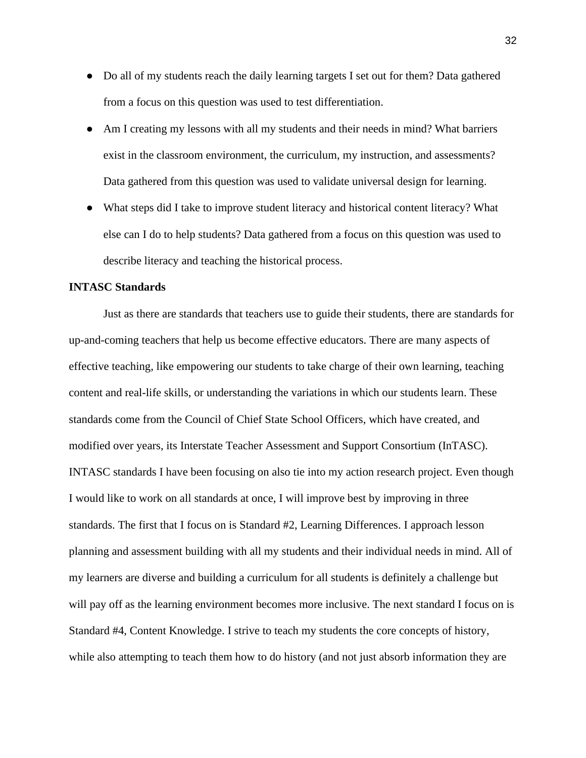- Do all of my students reach the daily learning targets I set out for them? Data gathered from a focus on this question was used to test differentiation.
- Am I creating my lessons with all my students and their needs in mind? What barriers exist in the classroom environment, the curriculum, my instruction, and assessments? Data gathered from this question was used to validate universal design for learning.
- What steps did I take to improve student literacy and historical content literacy? What else can I do to help students? Data gathered from a focus on this question was used to describe literacy and teaching the historical process.

**INTASC Standards**

Just as there are standards that teachers use to guide their students, there are standards for up-and-coming teachers that help us become effective educators. There are many aspects of effective teaching, like empowering our students to take charge of their own learning, teaching content and real-life skills, or understanding the variations in which our students learn. These standards come from the Council of Chief State School Officers, which have created, and modified over years, its Interstate Teacher Assessment and Support Consortium (InTASC). INTASC standards I have been focusing on also tie into my action research project. Even though I would like to work on all standards at once, I will improve best by improving in three standards. The first that I focus on is Standard #2, Learning Differences. I approach lesson planning and assessment building with all my students and their individual needs in mind. All of my learners are diverse and building a curriculum for all students is definitely a challenge but will pay off as the learning environment becomes more inclusive. The next standard I focus on is Standard #4, Content Knowledge. I strive to teach my students the core concepts of history, while also attempting to teach them how to do history (and not just absorb information they are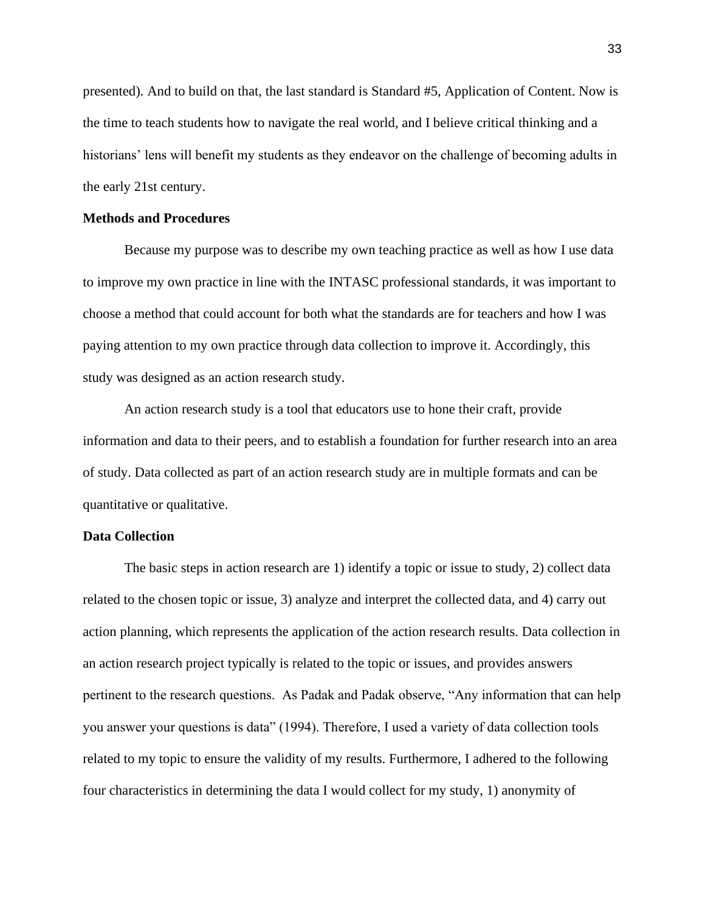presented). And to build on that, the last standard is Standard #5, Application of Content. Now is the time to teach students how to navigate the real world, and I believe critical thinking and a historians' lens will benefit my students as they endeavor on the challenge of becoming adults in the early 21st century.

## Methods and Procedures

Because my purpose was to describe my own teaching practice as well as how I use data to improve my own practice in line with the INTASC professional standards, it was important to choose a method that could account for both what the standards are for teachers and how I was paying attention to my own practice through data collection to improve it. Accordingly, this study was designed as an action research study.

An action research study is a tool that educators use to hone their craft, provide information and data to their peers, and to establish a foundation for further research into an area of study. Data collected as part of an action research study are in multiple formats and can be quantitative or qualitative.

## Data Collection

The basic steps in action research are 1) identify a topic or issue to study, 2) collect data related to the chosen topic or issue, 3) analyze and interpret the collected data, and 4) carry out action planning, which represents the application of the action research results. Data collection in an action research project typically is related to the topic or issues, and provides answers pertinent to the research questions. As Padak and Padak observe, "Any information that can help you answer your questions is data" (1994). Therefore, I used a variety of data collection tools related to my topic to ensure the validity of my results. Furthermore, I adhered to the following four characteristics in determining the data I would collect for my study, 1) anonymity of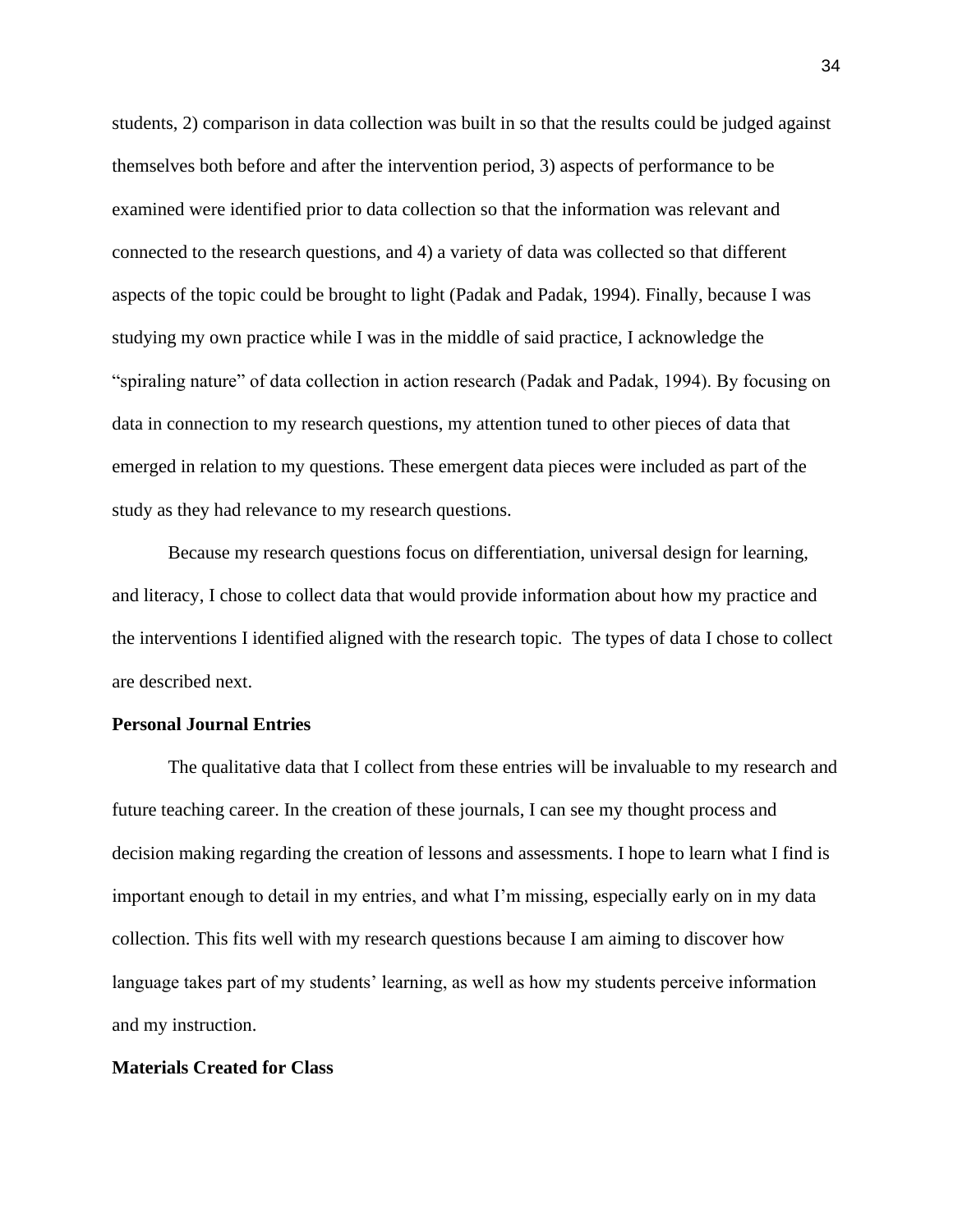students, 2) comparison in data collection was built in so that the results could be judged against themselves both before and after the intervention period, 3) aspects of performance to be examined were identified prior to data collection so that the information was relevant and connected to the research questions, and 4) a variety of data was collected so that different aspects of the topic could be brought to light (Padak and Padak, 1994). Finally, because I was studying my own practice while I was in the middle of said practice, I acknowledge the "spiraling nature" of data collection in action research (Padak and Padak, 1994). By focusing on data in connection to my research questions, my attention tuned to other pieces of data that emerged in relation to my questions. These emergent data pieces were included as part of the study as they had relevance to my research questions.

Because my research questions focus on differentiation, universal design for learning, and literacy, I chose to collect data that would provide information about how my practice and the interventions I identified aligned with the research topic. The types of data I chose to collect are described next.

**Personal Journal Entries**

The qualitative data that I collect from these entries will be invaluable to my research and future teaching career. In the creation of these journals, I can see my thought process and decision making regarding the creation of lessons and assessments. I hope to learn what I find is important enough to detail in my entries, and what I'm missing, especially early on in my data collection. This fits well with my research questions because I am aiming to discover how language takes part of my students' learning, as well as how my students perceive information and my instruction.

**Materials Created for Class**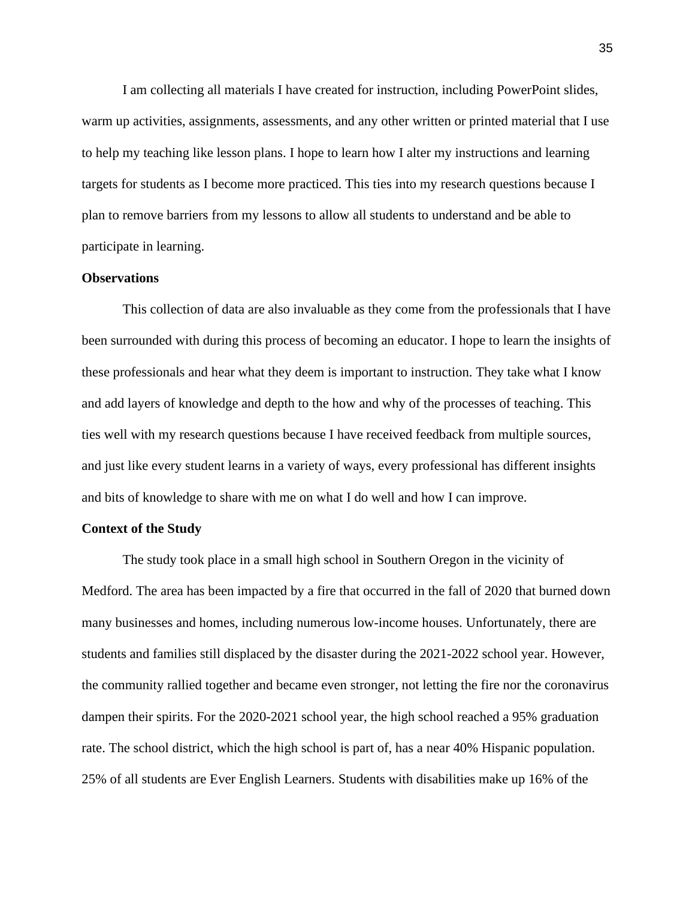I am collecting all materials I have created for instruction, including PowerPoint slides, warm up activities, assignments, assessments, and any other written or printed material that I use to help my teaching like lesson plans. I hope to learn how I alter my instructions and learning targets for students as I become more practiced. This ties into my research questions because I plan to remove barriers from my lessons to allow all students to understand and be able to participate in learning.

**Observations**

This collection of data are also invaluable as they come from the professionals that I have been surrounded with during this process of becoming an educator. I hope to learn the insights of these professionals and hear what they deem is important to instruction. They take what I know and add layers of knowledge and depth to the how and why of the processes of teaching. This ties well with my research questions because I have received feedback from multiple sources, and just like every student learns in a variety of ways, every professional has different insights and bits of knowledge to share with me on what I do well and how I can improve.

**Context of the Study**

The study took place in a small high school in Southern Oregon in the vicinity of Medford. The area has been impacted by a fire that occurred in the fall of 2020 that burned down many businesses and homes, including numerous low-income houses. Unfortunately, there are students and families still displaced by the disaster during the 2021-2022 school year. However, the community rallied together and became even stronger, not letting the fire nor the coronavirus dampen their spirits. For the 2020-2021 school year, the high school reached a 95% graduation rate. The school district, which the high school is part of, has a near 40% Hispanic population. 25% of all students are Ever English Learners. Students with disabilities make up 16% of the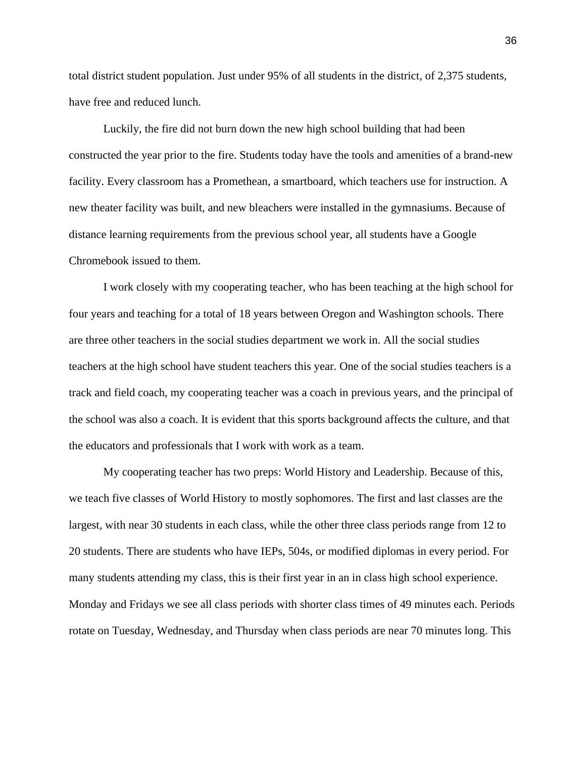total district student population. Just under 95% of all students in the district, of 2,375 students, have free and reduced lunch.

Luckily, the fire did not burn down the new high school building that had been constructed the year prior to the fire. Students today have the tools and amenities of a brand-new facility. Every classroom has a Promethean, a smartboard, which teachers use for instruction. A new theater facility was built, and new bleachers were installed in the gymnasiums. Because of distance learning requirements from the previous school year, all students have a Google Chromebook issued to them.

I work closely with my cooperating teacher, who has been teaching at the high school for four years and teaching for a total of 18 years between Oregon and Washington schools. There are three other teachers in the social studies department we work in. All the social studies teachers at the high school have student teachers this year. One of the social studies teachers is a track and field coach, my cooperating teacher was a coach in previous years, and the principal of the school was also a coach. It is evident that this sports background affects the culture, and that the educators and professionals that I work with work as a team.

My cooperating teacher has two preps: World History and Leadership. Because of this, we teach five classes of World History to mostly sophomores. The first and last classes are the largest, with near 30 students in each class, while the other three class periods range from 12 to 20 students. There are students who have IEPs, 504s, or modified diplomas in every period. For many students attending my class, this is their first year in an in class high school experience. Monday and Fridays we see all class periods with shorter class times of 49 minutes each. Periods rotate on Tuesday, Wednesday, and Thursday when class periods are near 70 minutes long. This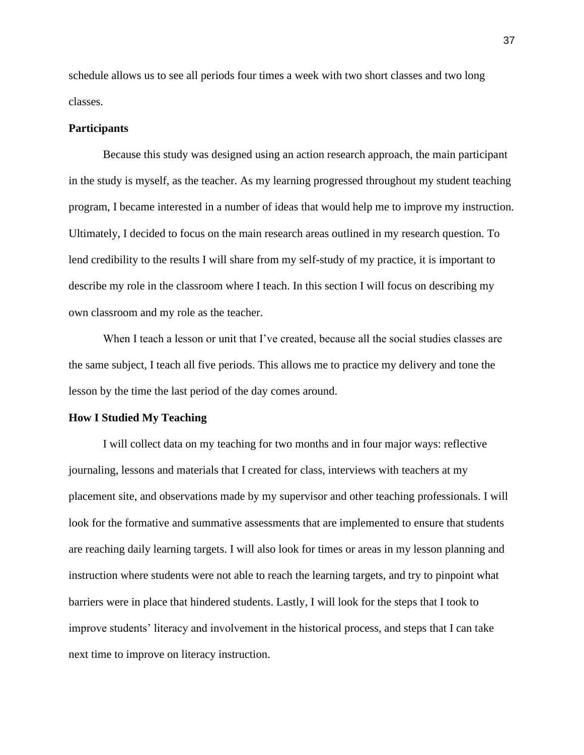schedule allows us to see all periods four times a week with two short classes and two long classes.

## Participants

Because this study was designed using an action research approach, the main participant in the study is myself, as the teacher. As my learning progressed throughout my student teaching program, I became interested in a number of ideas that would help me to improve my instruction. Ultimately, I decided to focus on the main research areas outlined in my research question. To lend credibility to the results I will share from my self-study of my practice, it is important to describe my role in the classroom where I teach. In this section I will focus on describing my own classroom and my role as the teacher.

When I teach a lesson or unit that I've created, because all the social studies classes are the same subject, I teach all five periods. This allows me to practice my delivery and tone the lesson by the time the last period of the day comes around.

## How I Studied My Teaching

I will collect data on my teaching for two months and in four major ways: reflective journaling, lessons and materials that I created for class, interviews with teachers at my placement site, and observations made by my supervisor and other teaching professionals. I will look for the formative and summative assessments that are implemented to ensure that students are reaching daily learning targets. I will also look for times or areas in my lesson planning and instruction where students were not able to reach the learning targets, and try to pinpoint what barriers were in place that hindered students. Lastly, I will look for the steps that I took to improve students' literacy and involvement in the historical process, and steps that I can take next time to improve on literacy instruction.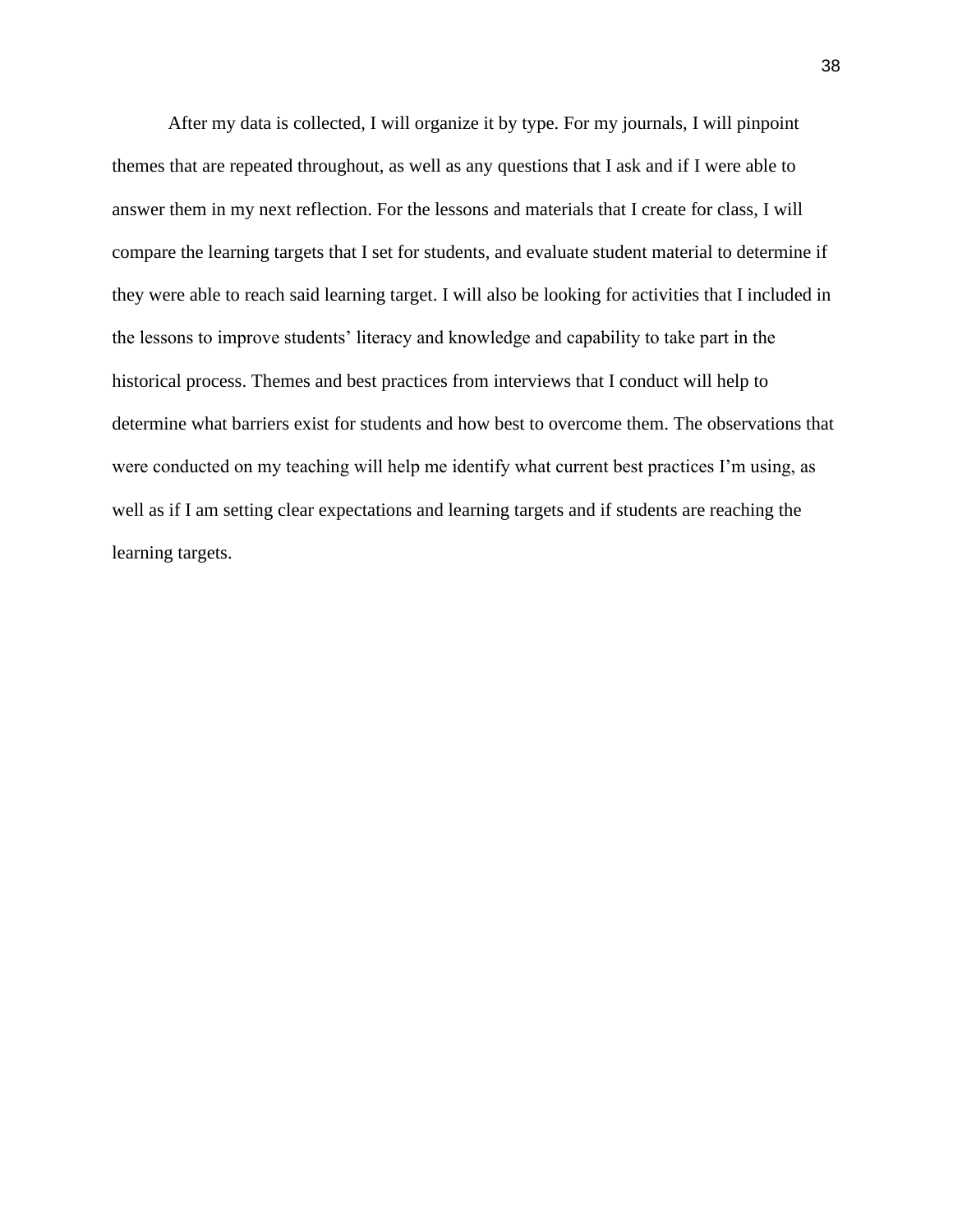After my data is collected, I will organize it by type. For my journals, I will pinpoint themes that are repeated throughout, as well as any questions that I ask and if I were able to answer them in my next reflection. For the lessons and materials that I create for class, I will compare the learning targets that I set for students, and evaluate student material to determine if they were able to reach said learning target. I will also be looking for activities that I included in the lessons to improve students' literacy and knowledge and capability to take part in the historical process. Themes and best practices from interviews that I conduct will help to determine what barriers exist for students and how best to overcome them. The observations that were conducted on my teaching will help me identify what current best practices I'm using, as well as if I am setting clear expectations and learning targets and if students are reaching the learning targets.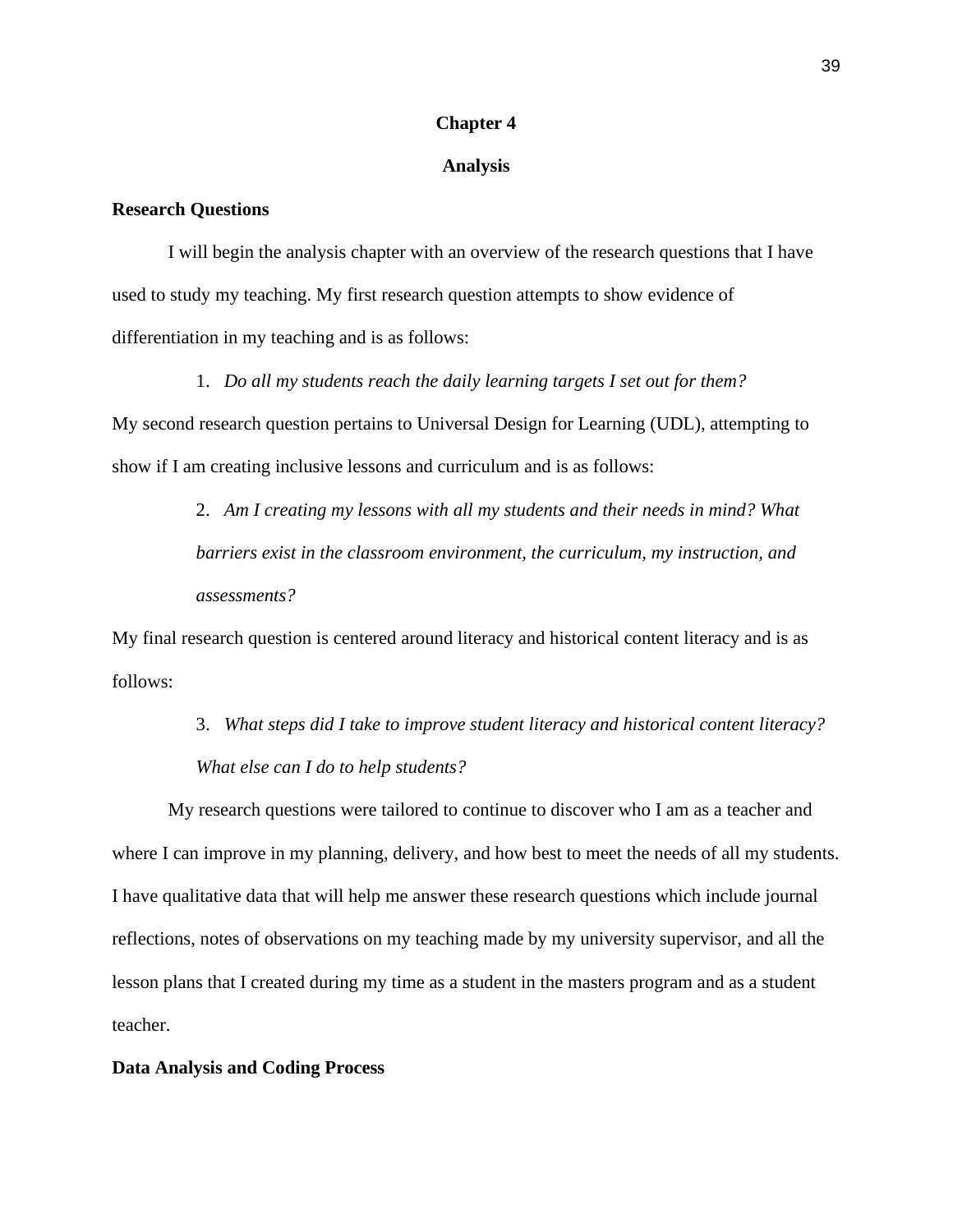# Chapter 4

## Analysis

### Research Questions

I will begin the analysis chapter with an overview of the research questions that I have used to study my teaching. My first research question attempts to show evidence of differentiation in my teaching and is as follows:

1. *Do all my students reach the daily learning targets I set out for them?*

My second research question pertains to Universal Design for Learning (UDL), attempting to show if I am creating inclusive lessons and curriculum and is as follows:

2. *Am I creating my lessons with all my students and their needs in mind? What barriers exist in the classroom environment, the curriculum, my instruction, and assessments?*

My final research question is centered around literacy and historical content literacy and is as follows:

3. *What steps did I take to improve student literacy and historical content literacy? What else can I do to help students?*

My research questions were tailored to continue to discover who I am as a teacher and where I can improve in my planning, delivery, and how best to meet the needs of all my students. I have qualitative data that will help me answer these research questions which include journal reflections, notes of observations on my teaching made by my university supervisor, and all the lesson plans that I created during my time as a student in the masters program and as a student teacher.

### Data Analysis and Coding Process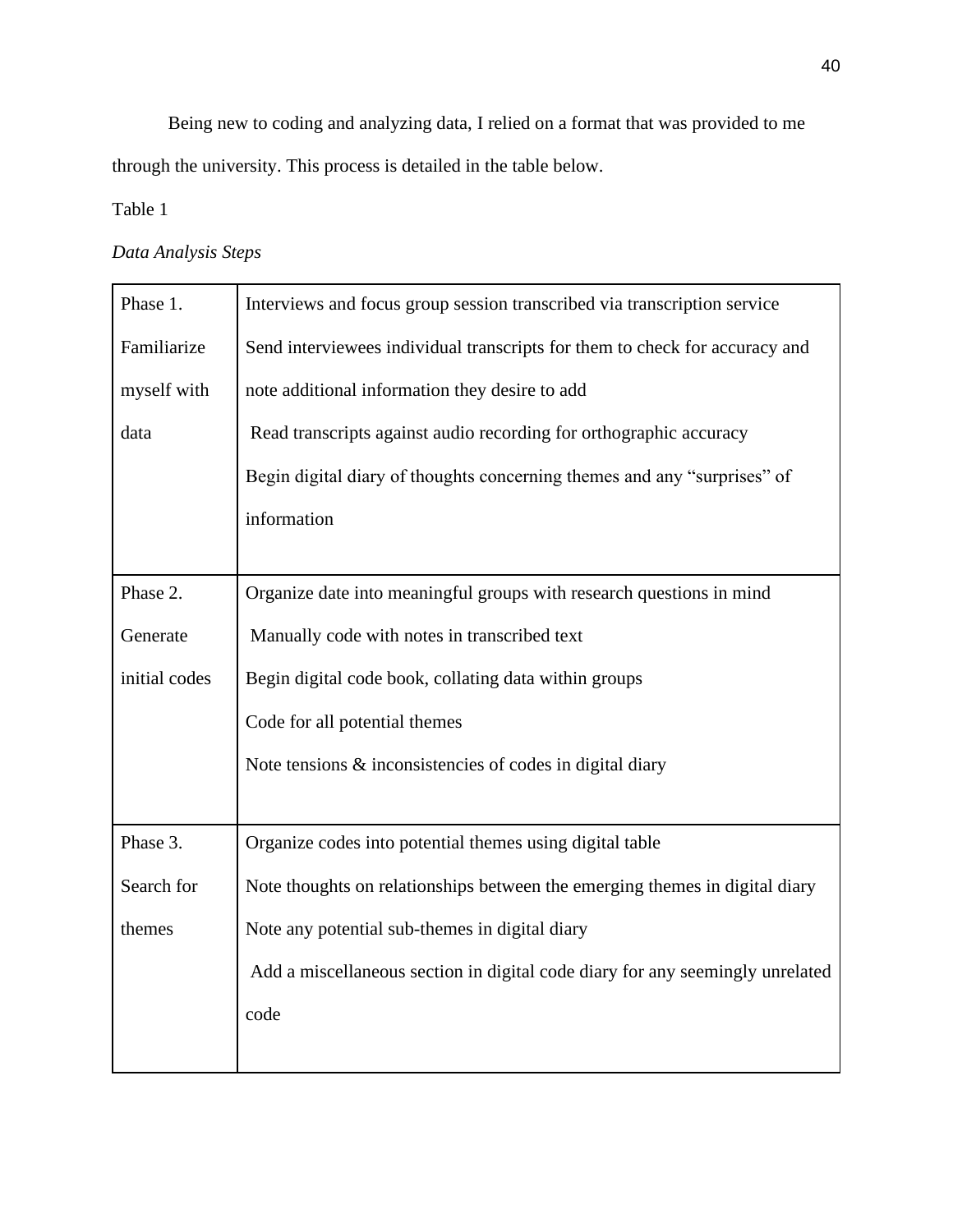Being new to coding and analyzing data, I relied on a format that was provided to me through the university. This process is detailed in the table below.

Table 1

*Data Analysis Steps*

| | |
|---|---|
| Phase 1. Familiarize myself with data | Interviews and focus group session transcribed via transcription service<br>Send interviewees individual transcripts for them to check for accuracy and note additional information they desire to add<br>Read transcripts against audio recording for orthographic accuracy<br>Begin digital diary of thoughts concerning themes and any "surprises" of information |
| Phase 2. Generate initial codes | Organize date into meaningful groups with research questions in mind<br>Manually code with notes in transcribed text<br>Begin digital code book, collating data within groups<br>Code for all potential themes<br>Note tensions & inconsistencies of codes in digital diary |
| Phase 3. Search for themes | Organize codes into potential themes using digital table<br>Note thoughts on relationships between the emerging themes in digital diary<br>Note any potential sub-themes in digital diary<br>Add a miscellaneous section in digital code diary for any seemingly unrelated code |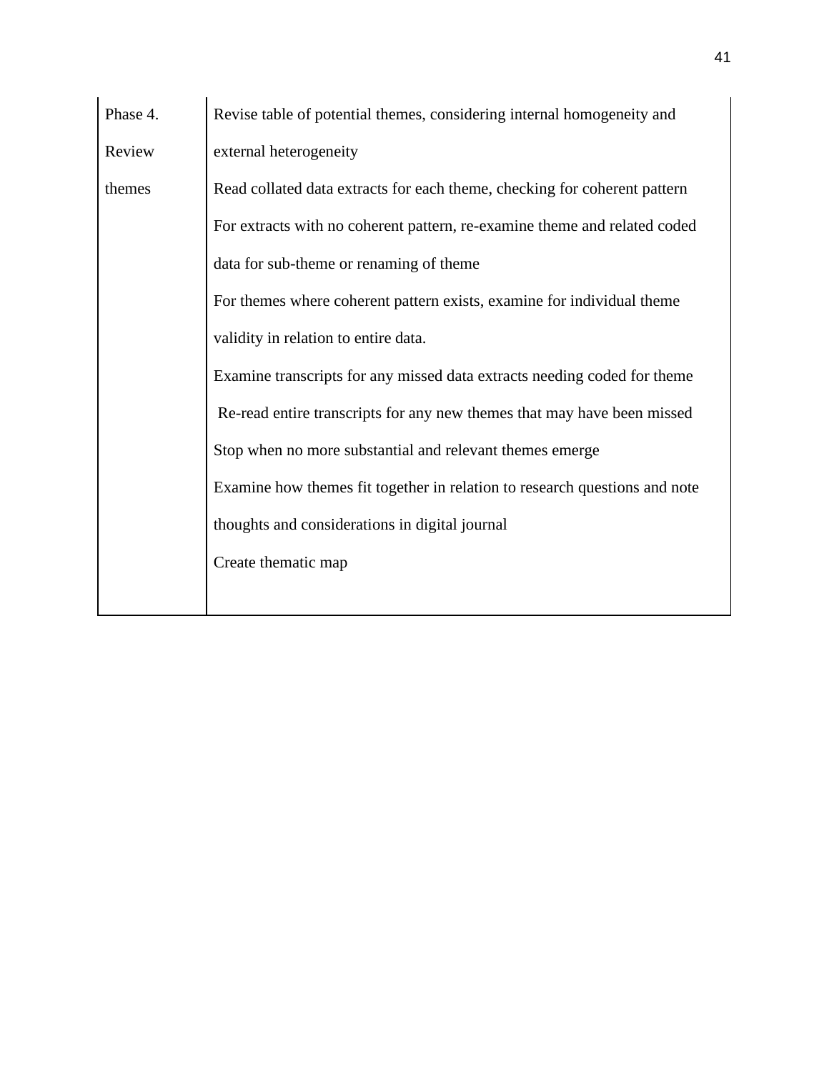| | |
|---|---|
| Phase 4. Review themes | Revise table of potential themes, considering internal homogeneity and external heterogeneity<br>Read collated data extracts for each theme, checking for coherent pattern<br>For extracts with no coherent pattern, re-examine theme and related coded data for sub-theme or renaming of theme<br>For themes where coherent pattern exists, examine for individual theme validity in relation to entire data.<br>Examine transcripts for any missed data extracts needing coded for theme<br>Re-read entire transcripts for any new themes that may have been missed<br>Stop when no more substantial and relevant themes emerge<br>Examine how themes fit together in relation to research questions and note thoughts and considerations in digital journal<br>Create thematic map |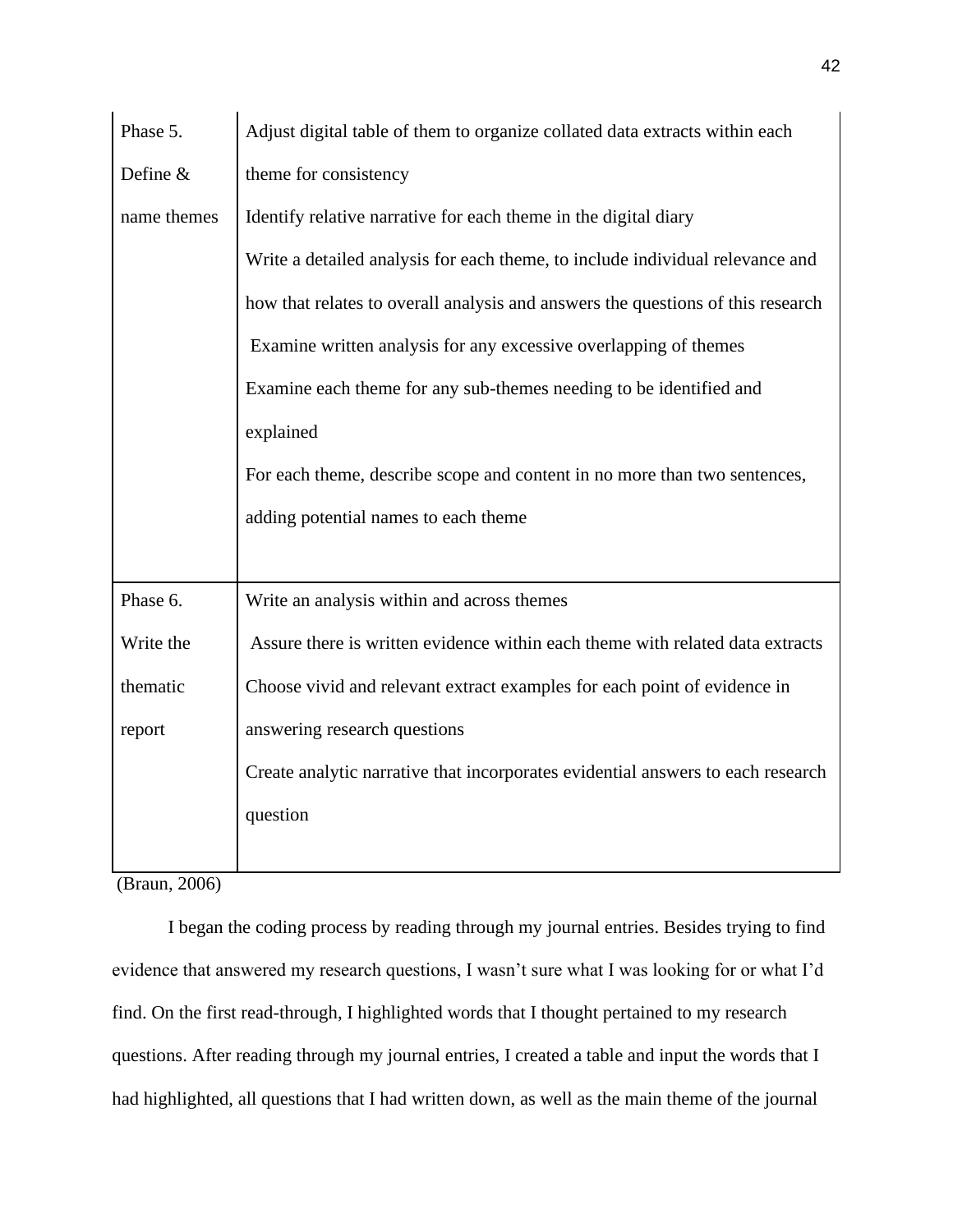| | |
|---|---|
| Phase 5. Define & name themes | Adjust digital table of them to organize collated data extracts within each theme for consistency<br>Identify relative narrative for each theme in the digital diary<br>Write a detailed analysis for each theme, to include individual relevance and how that relates to overall analysis and answers the questions of this research<br>Examine written analysis for any excessive overlapping of themes<br>Examine each theme for any sub-themes needing to be identified and explained<br>For each theme, describe scope and content in no more than two sentences, adding potential names to each theme |
| Phase 6. Write the thematic report | Write an analysis within and across themes<br>Assure there is written evidence within each theme with related data extracts<br>Choose vivid and relevant extract examples for each point of evidence in answering research questions<br>Create analytic narrative that incorporates evidential answers to each research question |

(Braun, 2006)

I began the coding process by reading through my journal entries. Besides trying to find evidence that answered my research questions, I wasn't sure what I was looking for or what I'd find. On the first read-through, I highlighted words that I thought pertained to my research questions. After reading through my journal entries, I created a table and input the words that I had highlighted, all questions that I had written down, as well as the main theme of the journal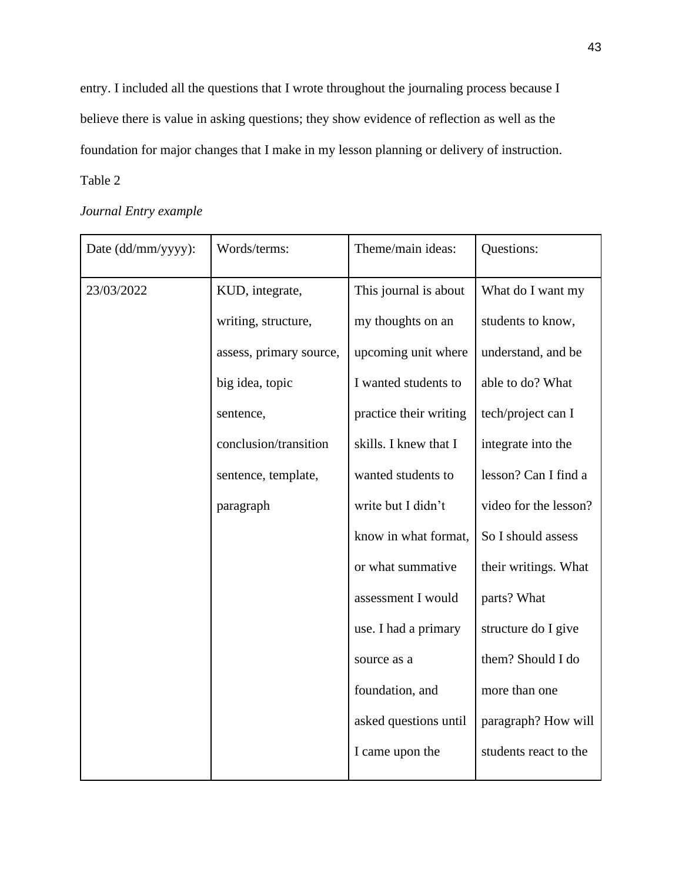entry. I included all the questions that I wrote throughout the journaling process because I believe there is value in asking questions; they show evidence of reflection as well as the foundation for major changes that I make in my lesson planning or delivery of instruction.

Table 2

*Journal Entry example*

| Date (dd/mm/yyyy): | Words/terms: | Theme/main ideas: | Questions: |
|---|---|---|---|
| 23/03/2022 | KUD, integrate, writing, structure, assess, primary source, big idea, topic sentence, conclusion/transition sentence, template, paragraph | This journal is about my thoughts on an upcoming unit where I wanted students to practice their writing skills. I knew that I wanted students to write but I didn't know in what format, or what summative assessment I would use. I had a primary source as a foundation, and asked questions until I came upon the | What do I want my students to know, understand, and be able to do? What tech/project can I integrate into the lesson? Can I find a video for the lesson? So I should assess their writings. What parts? What structure do I give them? Should I do more than one paragraph? How will students react to the |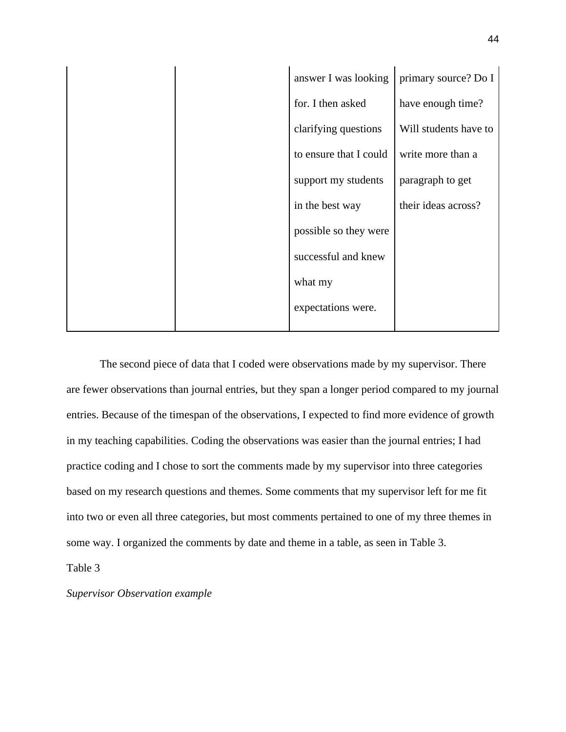|  |  | answer I was looking for. I then asked clarifying questions to ensure that I could support my students in the best way possible so they were successful and knew what my expectations were. | primary source? Do I have enough time? Will students have to write more than a paragraph to get their ideas across? |
|---|---|---|---|

The second piece of data that I coded were observations made by my supervisor. There are fewer observations than journal entries, but they span a longer period compared to my journal entries. Because of the timespan of the observations, I expected to find more evidence of growth in my teaching capabilities. Coding the observations was easier than the journal entries; I had practice coding and I chose to sort the comments made by my supervisor into three categories based on my research questions and themes. Some comments that my supervisor left for me fit into two or even all three categories, but most comments pertained to one of my three themes in some way. I organized the comments by date and theme in a table, as seen in Table 3.

Table 3

*Supervisor Observation example*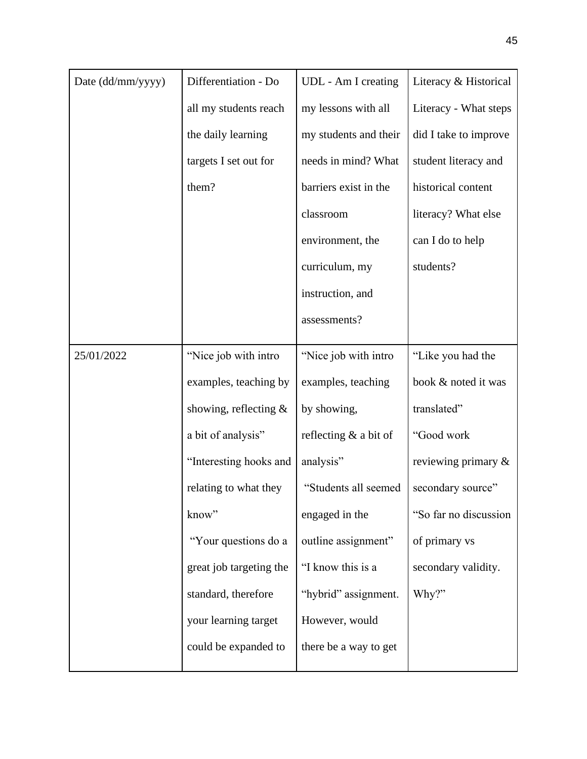| Date (dd/mm/yyyy) | Differentiation - Do all my students reach the daily learning targets I set out for them? | UDL - Am I creating my lessons with all my students and their needs in mind? What barriers exist in the classroom environment, the curriculum, my instruction, and assessments? | Literacy & Historical Literacy - What steps did I take to improve student literacy and historical content literacy? What else can I do to help students? |
|---|---|---|---|
| 25/01/2022 | "Nice job with intro examples, teaching by showing, reflecting & a bit of analysis" "Interesting hooks and relating to what they know" "Your questions do a great job targeting the standard, therefore your learning target could be expanded to | "Nice job with intro examples, teaching by showing, reflecting & a bit of analysis" "Students all seemed engaged in the outline assignment" "I know this is a "hybrid" assignment. However, would there be a way to get | "Like you had the book & noted it was translated" "Good work reviewing primary & secondary source" "So far no discussion of primary vs secondary validity. Why?" |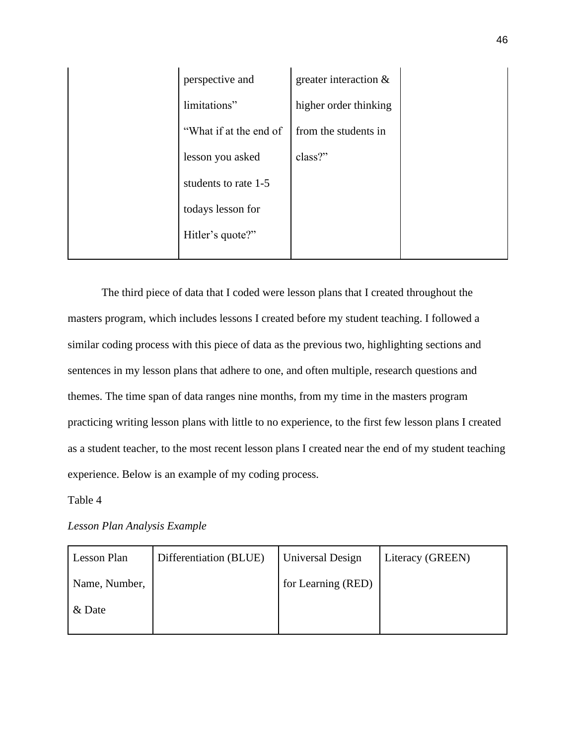| | | | |
|---|---|---|---|
| | perspective and limitations" "What if at the end of lesson you asked students to rate 1-5 todays lesson for Hitler's quote?" | greater interaction & higher order thinking from the students in class?" | |

The third piece of data that I coded were lesson plans that I created throughout the masters program, which includes lessons I created before my student teaching. I followed a similar coding process with this piece of data as the previous two, highlighting sections and sentences in my lesson plans that adhere to one, and often multiple, research questions and themes. The time span of data ranges nine months, from my time in the masters program practicing writing lesson plans with little to no experience, to the first few lesson plans I created as a student teacher, to the most recent lesson plans I created near the end of my student teaching experience. Below is an example of my coding process.

Table 4

*Lesson Plan Analysis Example*

| Lesson Plan Name, Number, & Date | Differentiation (BLUE) | Universal Design for Learning (RED) | Literacy (GREEN) |
|---|---|---|---|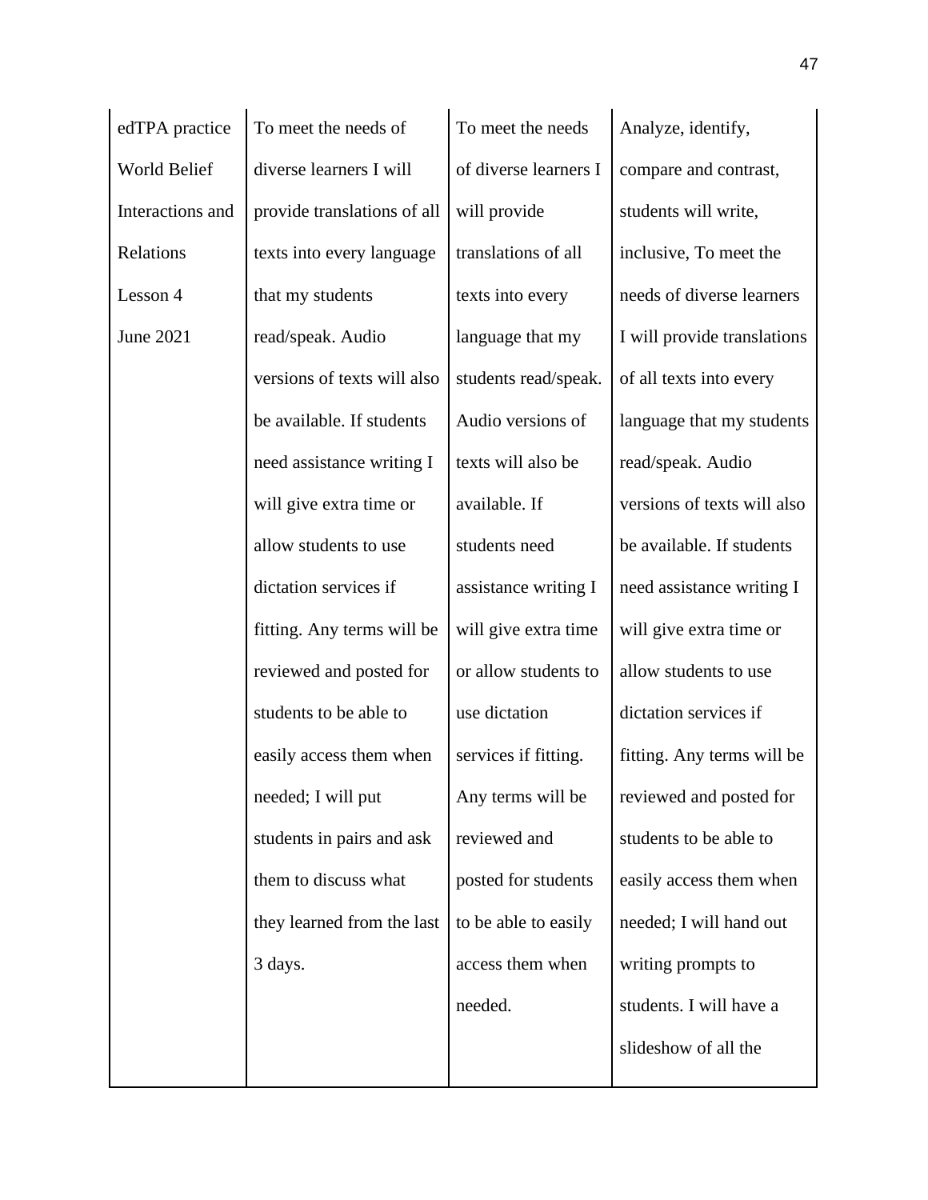| edTPA practice World Belief Interactions and Relations Lesson 4 June 2021 | To meet the needs of diverse learners I will provide translations of all texts into every language that my students read/speak. Audio versions of texts will also be available. If students need assistance writing I will give extra time or allow students to use dictation services if fitting. Any terms will be reviewed and posted for students to be able to easily access them when needed; I will put students in pairs and ask them to discuss what they learned from the last 3 days. | To meet the needs of diverse learners I will provide translations of all texts into every language that my students read/speak. Audio versions of texts will also be available. If students need assistance writing I will give extra time or allow students to use dictation services if fitting. Any terms will be reviewed and posted for students to be able to easily access them when needed. | Analyze, identify, compare and contrast, students will write, inclusive, To meet the needs of diverse learners I will provide translations of all texts into every language that my students read/speak. Audio versions of texts will also be available. If students need assistance writing I will give extra time or allow students to use dictation services if fitting. Any terms will be reviewed and posted for students to be able to easily access them when needed; I will hand out writing prompts to students. I will have a slideshow of all the |
|---|---|---|---|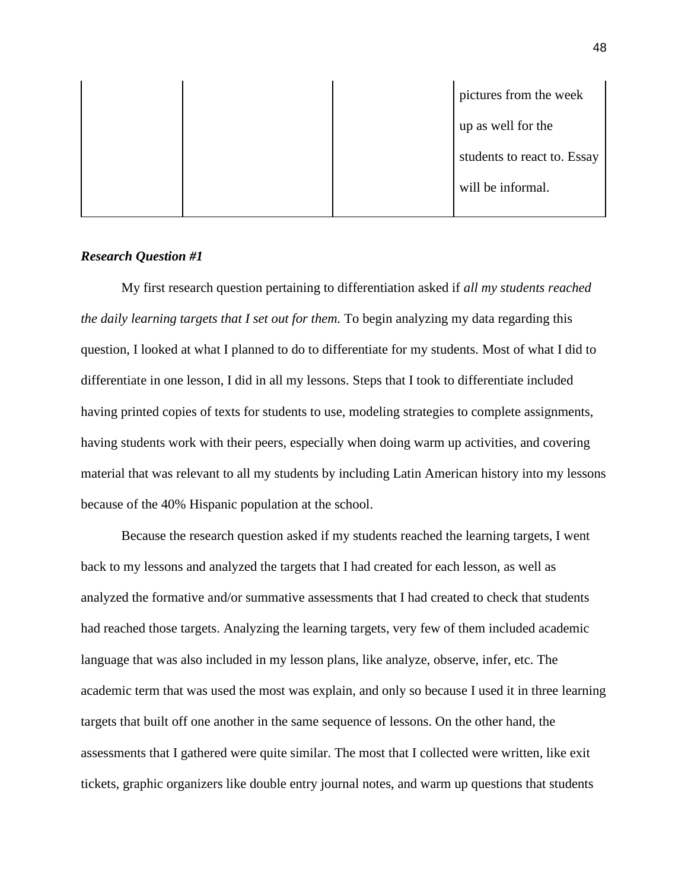| | | | pictures from the week up as well for the students to react to. Essay will be informal. |
|---|---|---|---|

***Research Question #1***

My first research question pertaining to differentiation asked if *all my students reached the daily learning targets that I set out for them.* To begin analyzing my data regarding this question, I looked at what I planned to do to differentiate for my students. Most of what I did to differentiate in one lesson, I did in all my lessons. Steps that I took to differentiate included having printed copies of texts for students to use, modeling strategies to complete assignments, having students work with their peers, especially when doing warm up activities, and covering material that was relevant to all my students by including Latin American history into my lessons because of the 40% Hispanic population at the school.

Because the research question asked if my students reached the learning targets, I went back to my lessons and analyzed the targets that I had created for each lesson, as well as analyzed the formative and/or summative assessments that I had created to check that students had reached those targets. Analyzing the learning targets, very few of them included academic language that was also included in my lesson plans, like analyze, observe, infer, etc. The academic term that was used the most was explain, and only so because I used it in three learning targets that built off one another in the same sequence of lessons. On the other hand, the assessments that I gathered were quite similar. The most that I collected were written, like exit tickets, graphic organizers like double entry journal notes, and warm up questions that students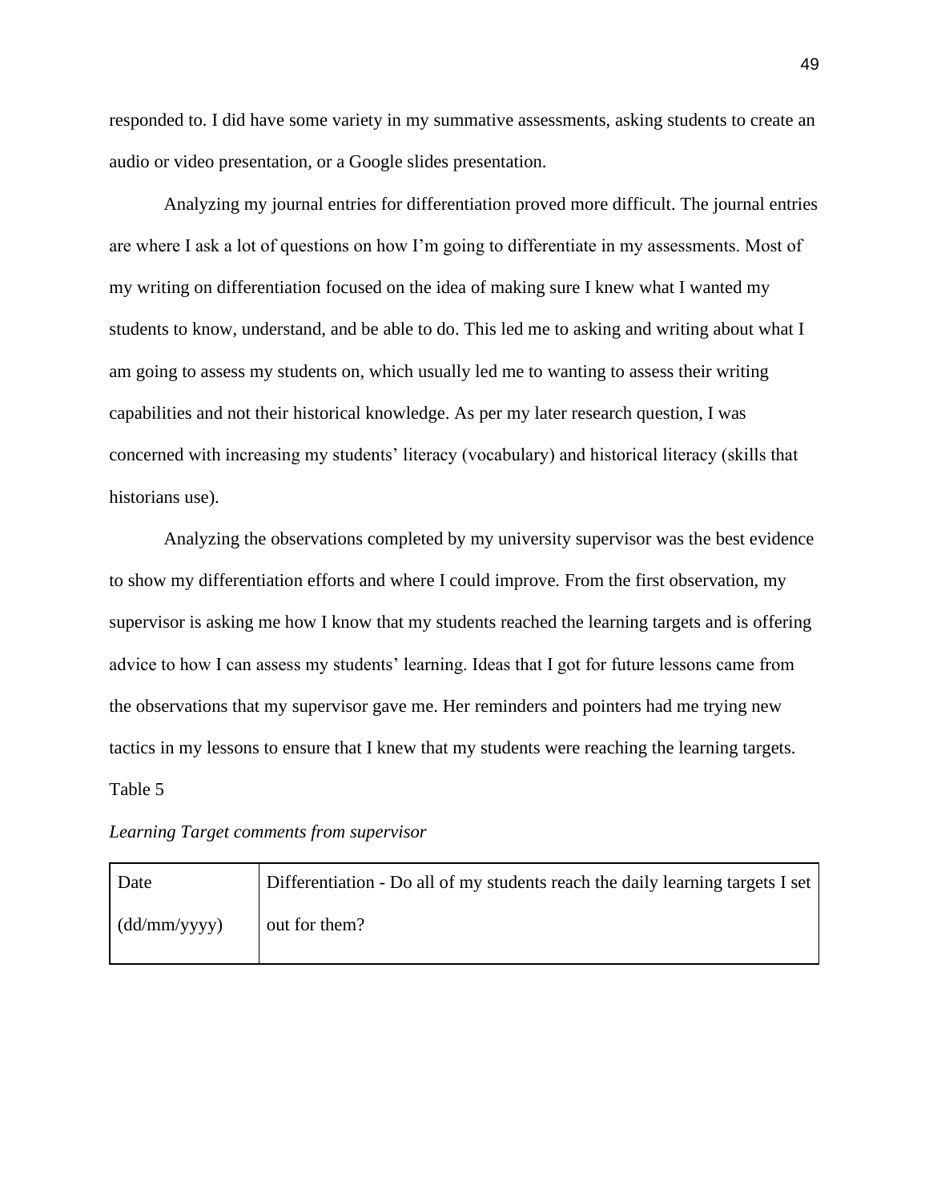responded to. I did have some variety in my summative assessments, asking students to create an audio or video presentation, or a Google slides presentation.

Analyzing my journal entries for differentiation proved more difficult. The journal entries are where I ask a lot of questions on how I'm going to differentiate in my assessments. Most of my writing on differentiation focused on the idea of making sure I knew what I wanted my students to know, understand, and be able to do. This led me to asking and writing about what I am going to assess my students on, which usually led me to wanting to assess their writing capabilities and not their historical knowledge. As per my later research question, I was concerned with increasing my students' literacy (vocabulary) and historical literacy (skills that historians use).

Analyzing the observations completed by my university supervisor was the best evidence to show my differentiation efforts and where I could improve. From the first observation, my supervisor is asking me how I know that my students reached the learning targets and is offering advice to how I can assess my students' learning. Ideas that I got for future lessons came from the observations that my supervisor gave me. Her reminders and pointers had me trying new tactics in my lessons to ensure that I knew that my students were reaching the learning targets.

Table 5

*Learning Target comments from supervisor*

| Date (dd/mm/yyyy) | Differentiation - Do all of my students reach the daily learning targets I set out for them? |
|---|---|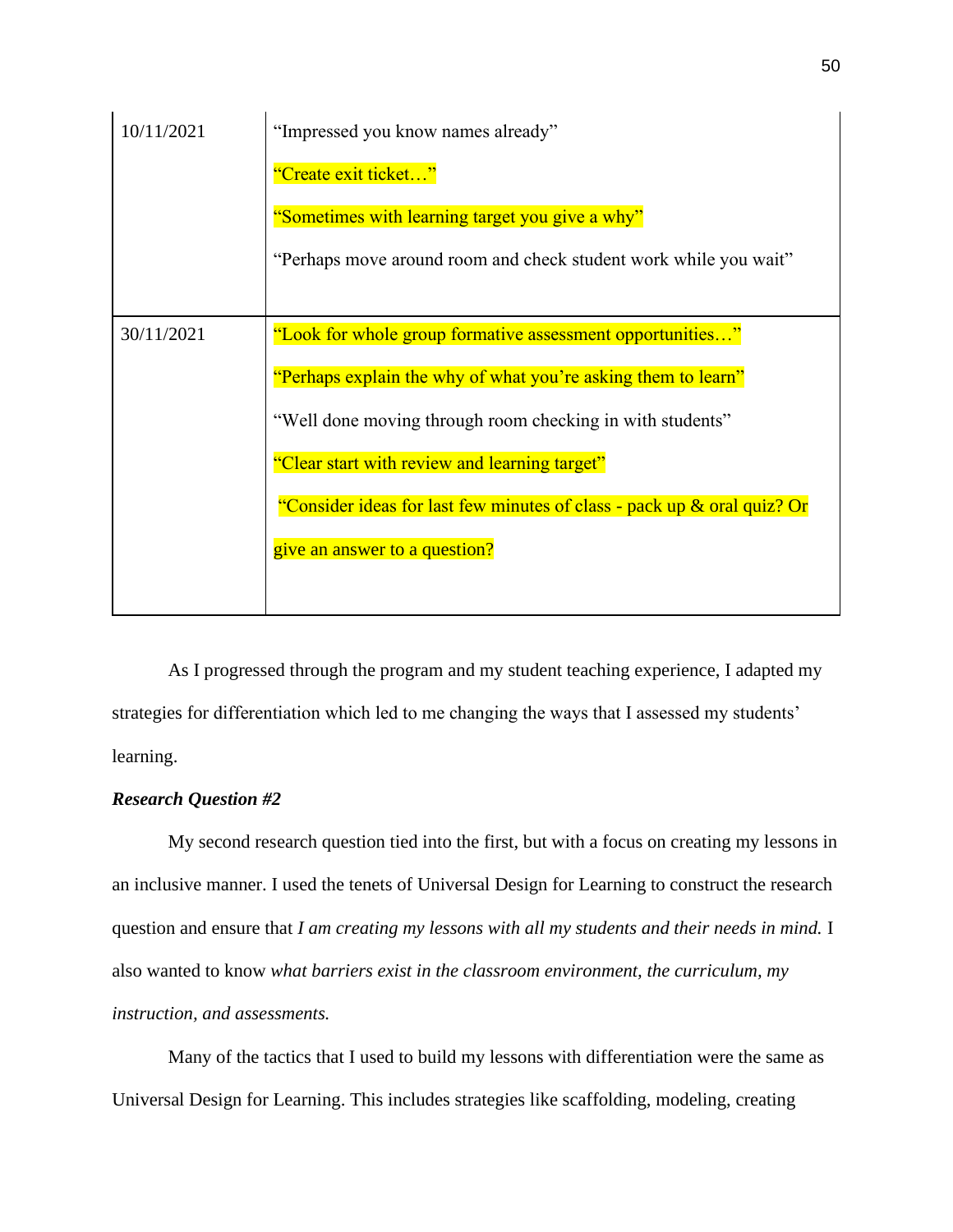| | |
|---|---|
| 10/11/2021 | "Impressed you know names already"<br>"Create exit ticket…"<br>"Sometimes with learning target you give a why"<br>"Perhaps move around room and check student work while you wait" |
| 30/11/2021 | "Look for whole group formative assessment opportunities…"<br>"Perhaps explain the why of what you're asking them to learn"<br>"Well done moving through room checking in with students"<br>"Clear start with review and learning target"<br>"Consider ideas for last few minutes of class - pack up & oral quiz? Or give an answer to a question? |

As I progressed through the program and my student teaching experience, I adapted my strategies for differentiation which led to me changing the ways that I assessed my students' learning.

***Research Question #2***

My second research question tied into the first, but with a focus on creating my lessons in an inclusive manner. I used the tenets of Universal Design for Learning to construct the research question and ensure that *I am creating my lessons with all my students and their needs in mind.* I also wanted to know *what barriers exist in the classroom environment, the curriculum, my instruction, and assessments.*

Many of the tactics that I used to build my lessons with differentiation were the same as Universal Design for Learning. This includes strategies like scaffolding, modeling, creating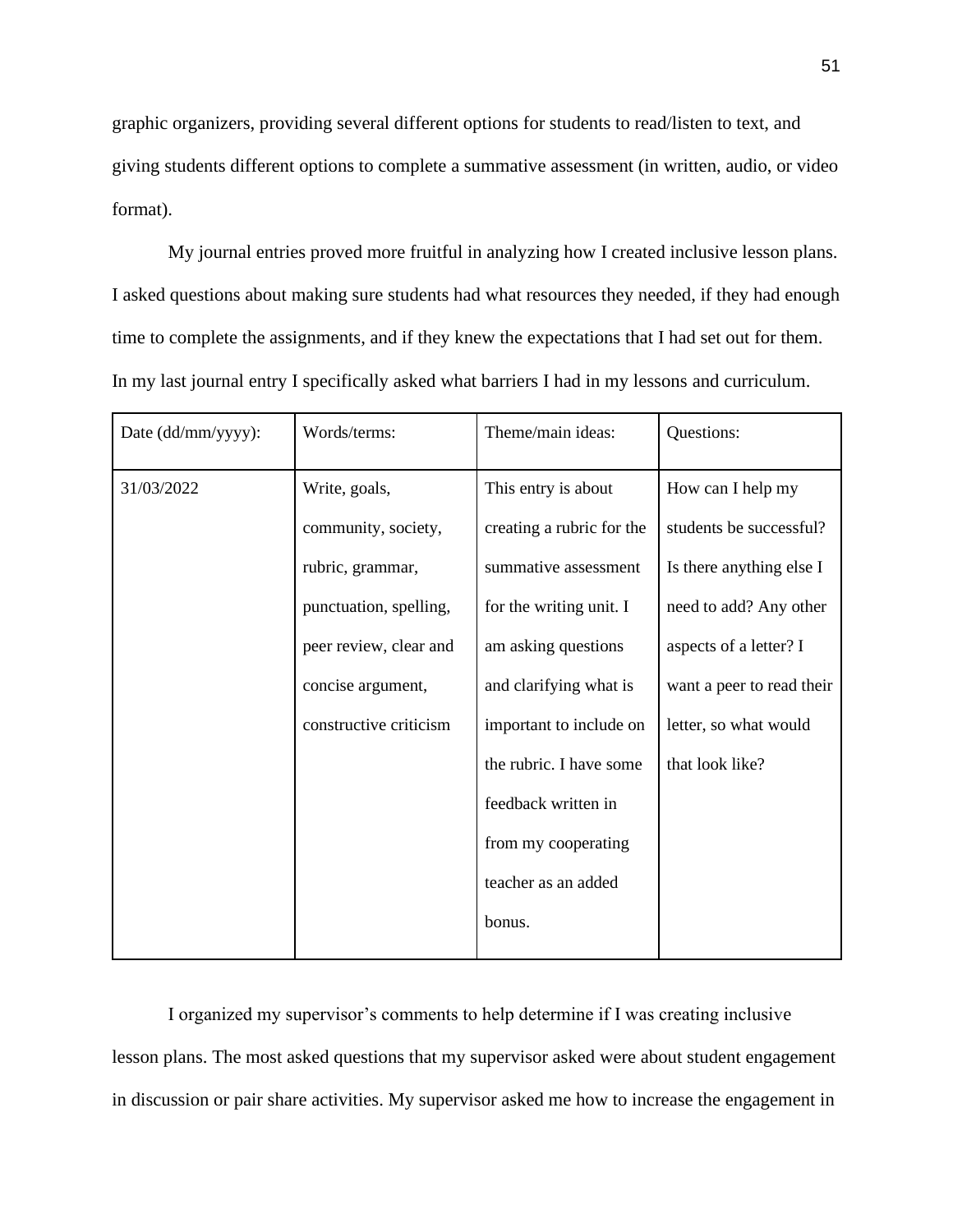graphic organizers, providing several different options for students to read/listen to text, and giving students different options to complete a summative assessment (in written, audio, or video format).

My journal entries proved more fruitful in analyzing how I created inclusive lesson plans. I asked questions about making sure students had what resources they needed, if they had enough time to complete the assignments, and if they knew the expectations that I had set out for them. In my last journal entry I specifically asked what barriers I had in my lessons and curriculum.

| Date (dd/mm/yyyy): | Words/terms: | Theme/main ideas: | Questions: |
|---|---|---|---|
| 31/03/2022 | Write, goals, community, society, rubric, grammar, punctuation, spelling, peer review, clear and concise argument, constructive criticism | This entry is about creating a rubric for the summative assessment for the writing unit. I am asking questions and clarifying what is important to include on the rubric. I have some feedback written in from my cooperating teacher as an added bonus. | How can I help my students be successful? Is there anything else I need to add? Any other aspects of a letter? I want a peer to read their letter, so what would that look like? |

I organized my supervisor's comments to help determine if I was creating inclusive lesson plans. The most asked questions that my supervisor asked were about student engagement in discussion or pair share activities. My supervisor asked me how to increase the engagement in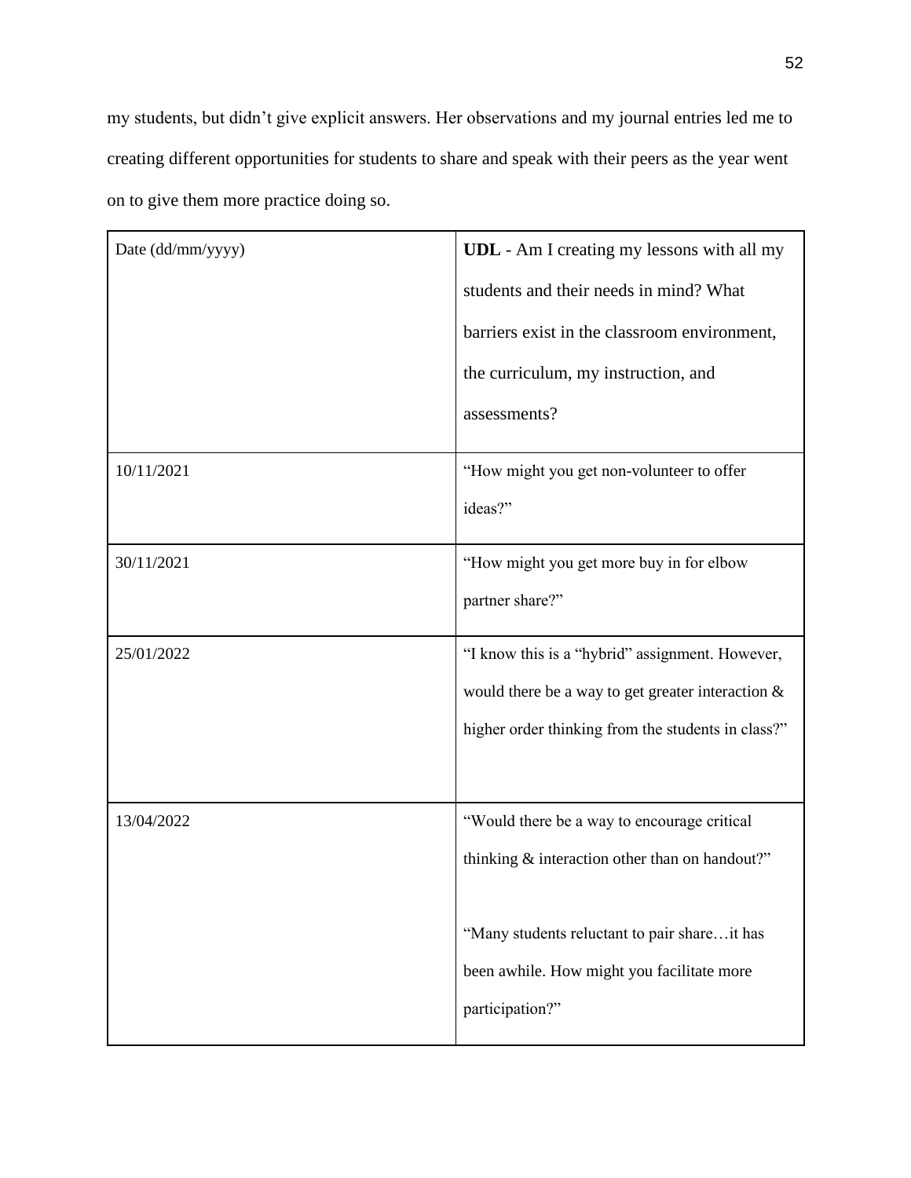my students, but didn't give explicit answers. Her observations and my journal entries led me to creating different opportunities for students to share and speak with their peers as the year went on to give them more practice doing so.

| Date (dd/mm/yyyy) | **UDL** - Am I creating my lessons with all my students and their needs in mind? What barriers exist in the classroom environment, the curriculum, my instruction, and assessments? |
|---|---|
| 10/11/2021 | "How might you get non-volunteer to offer ideas?" |
| 30/11/2021 | "How might you get more buy in for elbow partner share?" |
| 25/01/2022 | "I know this is a "hybrid" assignment. However, would there be a way to get greater interaction & higher order thinking from the students in class?" |
| 13/04/2022 | "Would there be a way to encourage critical thinking & interaction other than on handout?"<br><br>"Many students reluctant to pair share…it has been awhile. How might you facilitate more participation?" |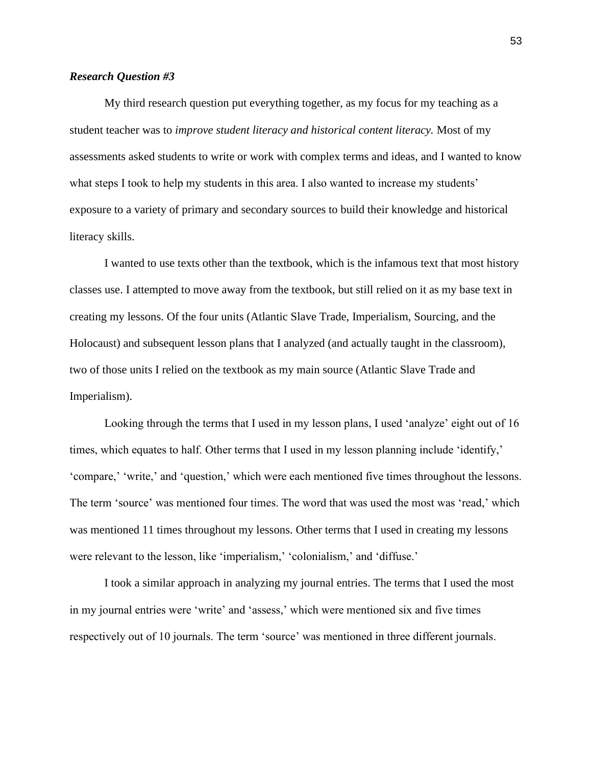***Research Question #3***

My third research question put everything together, as my focus for my teaching as a student teacher was to *improve student literacy and historical content literacy.* Most of my assessments asked students to write or work with complex terms and ideas, and I wanted to know what steps I took to help my students in this area. I also wanted to increase my students' exposure to a variety of primary and secondary sources to build their knowledge and historical literacy skills.

I wanted to use texts other than the textbook, which is the infamous text that most history classes use. I attempted to move away from the textbook, but still relied on it as my base text in creating my lessons. Of the four units (Atlantic Slave Trade, Imperialism, Sourcing, and the Holocaust) and subsequent lesson plans that I analyzed (and actually taught in the classroom), two of those units I relied on the textbook as my main source (Atlantic Slave Trade and Imperialism).

Looking through the terms that I used in my lesson plans, I used 'analyze' eight out of 16 times, which equates to half. Other terms that I used in my lesson planning include 'identify,' 'compare,' 'write,' and 'question,' which were each mentioned five times throughout the lessons. The term 'source' was mentioned four times. The word that was used the most was 'read,' which was mentioned 11 times throughout my lessons. Other terms that I used in creating my lessons were relevant to the lesson, like 'imperialism,' 'colonialism,' and 'diffuse.'

I took a similar approach in analyzing my journal entries. The terms that I used the most in my journal entries were 'write' and 'assess,' which were mentioned six and five times respectively out of 10 journals. The term 'source' was mentioned in three different journals.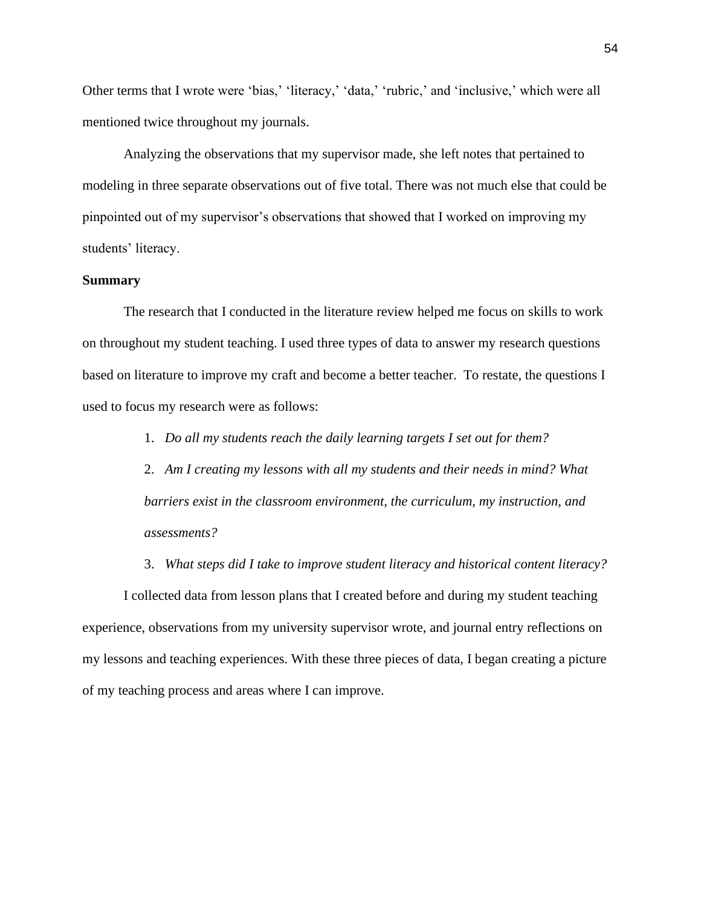Other terms that I wrote were 'bias,' 'literacy,' 'data,' 'rubric,' and 'inclusive,' which were all mentioned twice throughout my journals.

Analyzing the observations that my supervisor made, she left notes that pertained to modeling in three separate observations out of five total. There was not much else that could be pinpointed out of my supervisor's observations that showed that I worked on improving my students' literacy.

**Summary**

The research that I conducted in the literature review helped me focus on skills to work on throughout my student teaching. I used three types of data to answer my research questions based on literature to improve my craft and become a better teacher. To restate, the questions I used to focus my research were as follows:

1. *Do all my students reach the daily learning targets I set out for them?*
2. *Am I creating my lessons with all my students and their needs in mind? What barriers exist in the classroom environment, the curriculum, my instruction, and assessments?*
3. *What steps did I take to improve student literacy and historical content literacy?*

I collected data from lesson plans that I created before and during my student teaching experience, observations from my university supervisor wrote, and journal entry reflections on my lessons and teaching experiences. With these three pieces of data, I began creating a picture of my teaching process and areas where I can improve.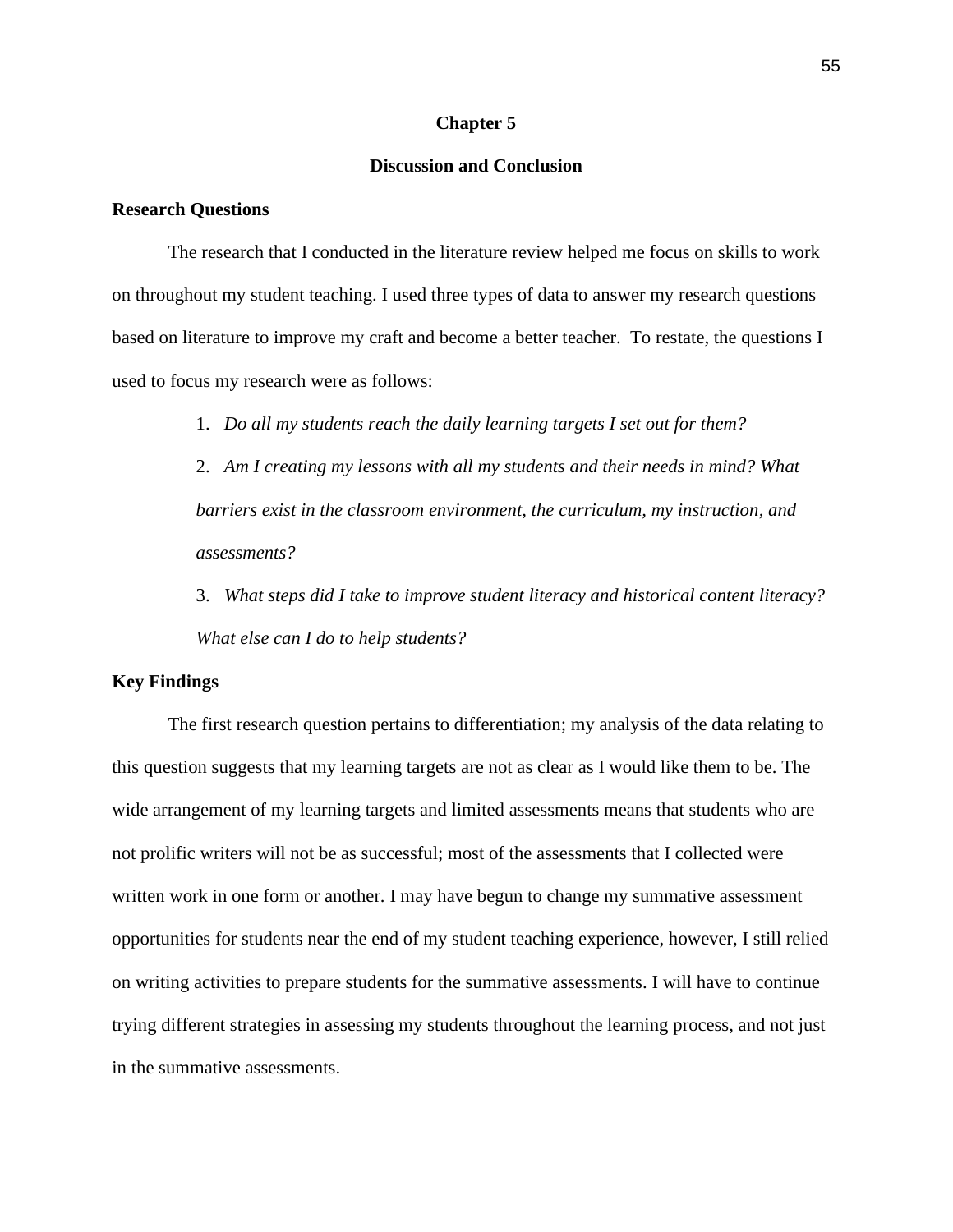# Chapter 5

## Discussion and Conclusion

### Research Questions

The research that I conducted in the literature review helped me focus on skills to work on throughout my student teaching. I used three types of data to answer my research questions based on literature to improve my craft and become a better teacher. To restate, the questions I used to focus my research were as follows:

1. *Do all my students reach the daily learning targets I set out for them?*
2. *Am I creating my lessons with all my students and their needs in mind? What barriers exist in the classroom environment, the curriculum, my instruction, and assessments?*
3. *What steps did I take to improve student literacy and historical content literacy? What else can I do to help students?*

### Key Findings

The first research question pertains to differentiation; my analysis of the data relating to this question suggests that my learning targets are not as clear as I would like them to be. The wide arrangement of my learning targets and limited assessments means that students who are not prolific writers will not be as successful; most of the assessments that I collected were written work in one form or another. I may have begun to change my summative assessment opportunities for students near the end of my student teaching experience, however, I still relied on writing activities to prepare students for the summative assessments. I will have to continue trying different strategies in assessing my students throughout the learning process, and not just in the summative assessments.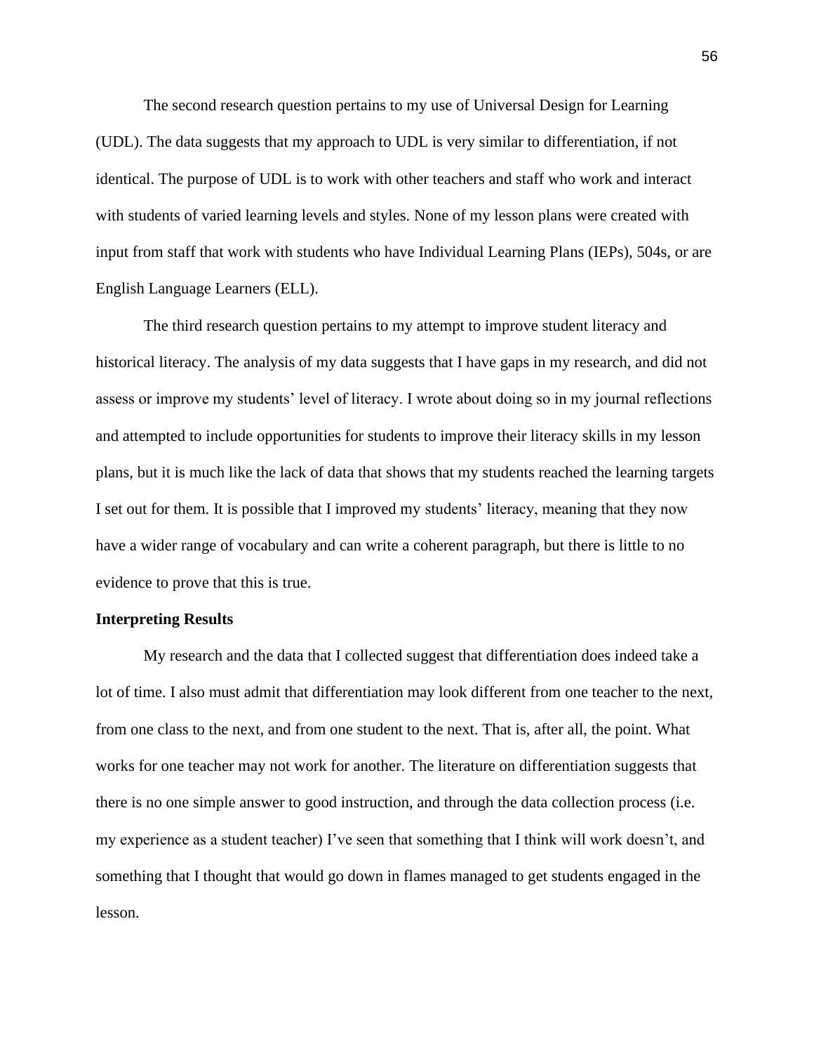The second research question pertains to my use of Universal Design for Learning (UDL). The data suggests that my approach to UDL is very similar to differentiation, if not identical. The purpose of UDL is to work with other teachers and staff who work and interact with students of varied learning levels and styles. None of my lesson plans were created with input from staff that work with students who have Individual Learning Plans (IEPs), 504s, or are English Language Learners (ELL).

The third research question pertains to my attempt to improve student literacy and historical literacy. The analysis of my data suggests that I have gaps in my research, and did not assess or improve my students' level of literacy. I wrote about doing so in my journal reflections and attempted to include opportunities for students to improve their literacy skills in my lesson plans, but it is much like the lack of data that shows that my students reached the learning targets I set out for them. It is possible that I improved my students' literacy, meaning that they now have a wider range of vocabulary and can write a coherent paragraph, but there is little to no evidence to prove that this is true.

**Interpreting Results**

My research and the data that I collected suggest that differentiation does indeed take a lot of time. I also must admit that differentiation may look different from one teacher to the next, from one class to the next, and from one student to the next. That is, after all, the point. What works for one teacher may not work for another. The literature on differentiation suggests that there is no one simple answer to good instruction, and through the data collection process (i.e. my experience as a student teacher) I've seen that something that I think will work doesn't, and something that I thought that would go down in flames managed to get students engaged in the lesson.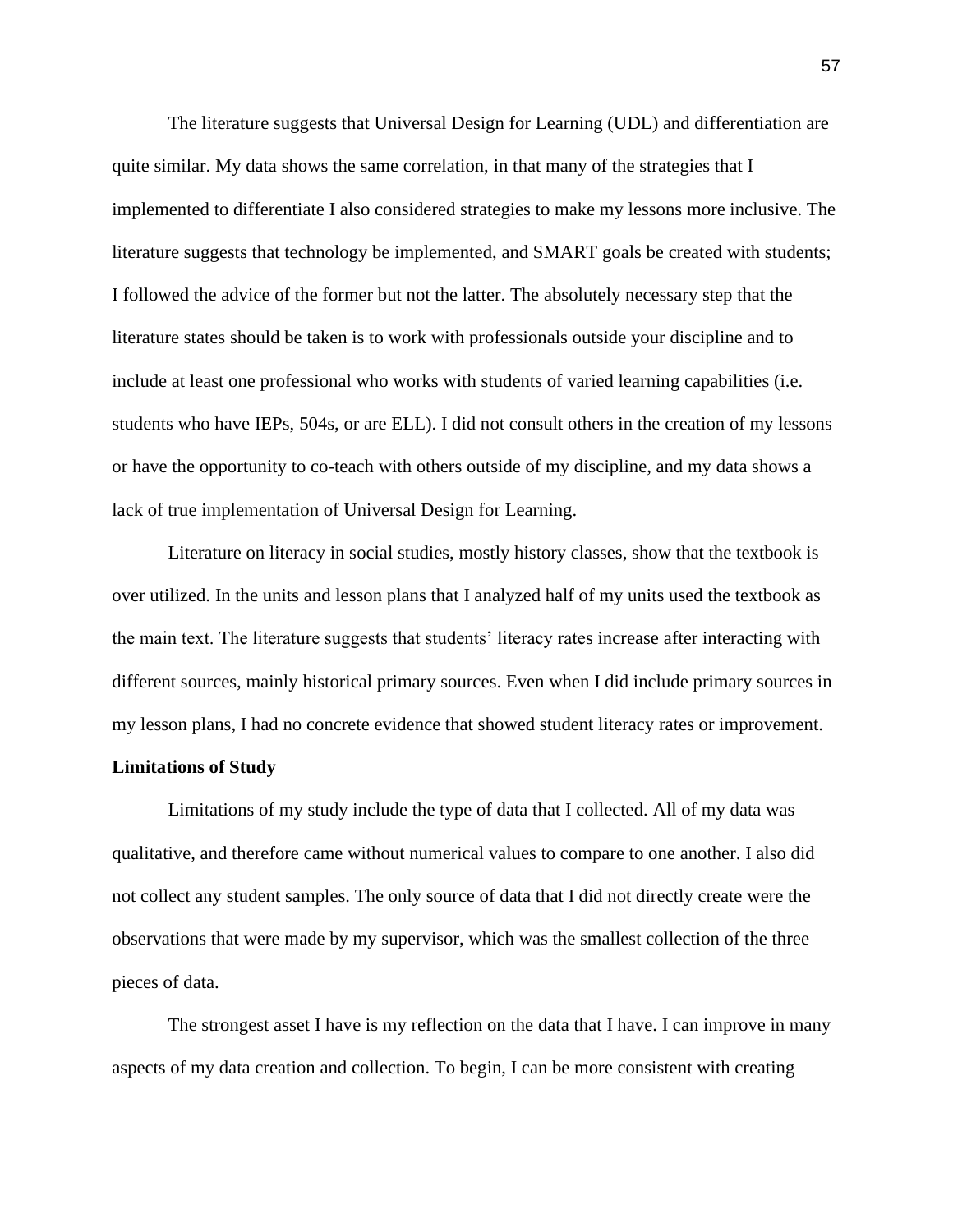The literature suggests that Universal Design for Learning (UDL) and differentiation are quite similar. My data shows the same correlation, in that many of the strategies that I implemented to differentiate I also considered strategies to make my lessons more inclusive. The literature suggests that technology be implemented, and SMART goals be created with students; I followed the advice of the former but not the latter. The absolutely necessary step that the literature states should be taken is to work with professionals outside your discipline and to include at least one professional who works with students of varied learning capabilities (i.e. students who have IEPs, 504s, or are ELL). I did not consult others in the creation of my lessons or have the opportunity to co-teach with others outside of my discipline, and my data shows a lack of true implementation of Universal Design for Learning.

Literature on literacy in social studies, mostly history classes, show that the textbook is over utilized. In the units and lesson plans that I analyzed half of my units used the textbook as the main text. The literature suggests that students' literacy rates increase after interacting with different sources, mainly historical primary sources. Even when I did include primary sources in my lesson plans, I had no concrete evidence that showed student literacy rates or improvement.

**Limitations of Study**

Limitations of my study include the type of data that I collected. All of my data was qualitative, and therefore came without numerical values to compare to one another. I also did not collect any student samples. The only source of data that I did not directly create were the observations that were made by my supervisor, which was the smallest collection of the three pieces of data.

The strongest asset I have is my reflection on the data that I have. I can improve in many aspects of my data creation and collection. To begin, I can be more consistent with creating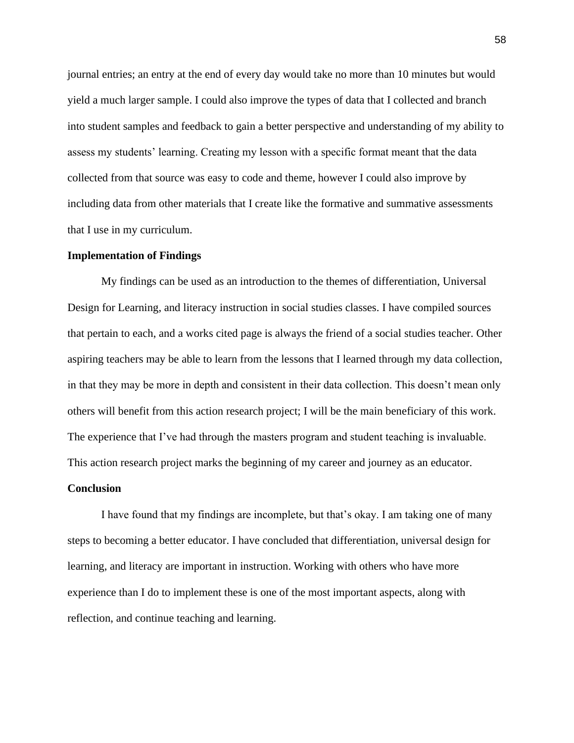journal entries; an entry at the end of every day would take no more than 10 minutes but would yield a much larger sample. I could also improve the types of data that I collected and branch into student samples and feedback to gain a better perspective and understanding of my ability to assess my students' learning. Creating my lesson with a specific format meant that the data collected from that source was easy to code and theme, however I could also improve by including data from other materials that I create like the formative and summative assessments that I use in my curriculum.

**Implementation of Findings**

My findings can be used as an introduction to the themes of differentiation, Universal Design for Learning, and literacy instruction in social studies classes. I have compiled sources that pertain to each, and a works cited page is always the friend of a social studies teacher. Other aspiring teachers may be able to learn from the lessons that I learned through my data collection, in that they may be more in depth and consistent in their data collection. This doesn't mean only others will benefit from this action research project; I will be the main beneficiary of this work. The experience that I've had through the masters program and student teaching is invaluable. This action research project marks the beginning of my career and journey as an educator.

**Conclusion**

I have found that my findings are incomplete, but that's okay. I am taking one of many steps to becoming a better educator. I have concluded that differentiation, universal design for learning, and literacy are important in instruction. Working with others who have more experience than I do to implement these is one of the most important aspects, along with reflection, and continue teaching and learning.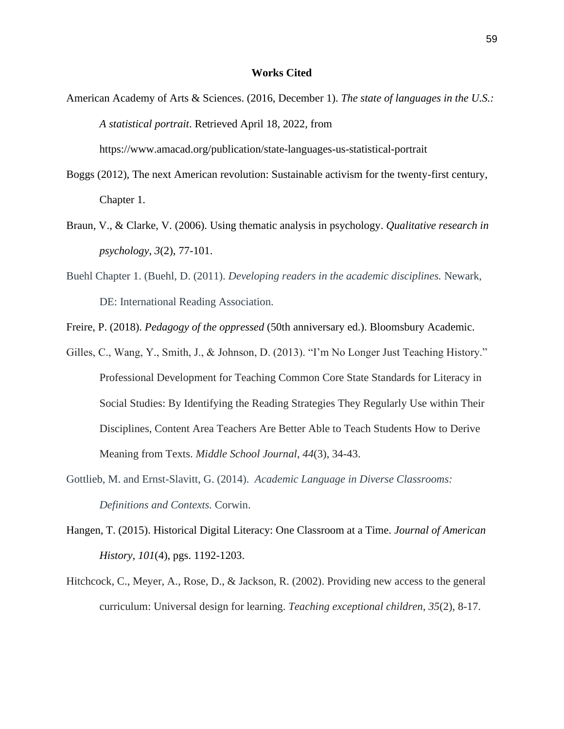**Works Cited**

American Academy of Arts & Sciences. (2016, December 1). *The state of languages in the U.S.: A statistical portrait*. Retrieved April 18, 2022, from https://www.amacad.org/publication/state-languages-us-statistical-portrait

Boggs (2012), The next American revolution: Sustainable activism for the twenty-first century, Chapter 1.

Braun, V., & Clarke, V. (2006). Using thematic analysis in psychology. *Qualitative research in psychology*, *3*(2), 77-101.

Buehl Chapter 1. (Buehl, D. (2011). *Developing readers in the academic disciplines.* Newark, DE: International Reading Association.

Freire, P. (2018). *Pedagogy of the oppressed* (50th anniversary ed.). Bloomsbury Academic.

Gilles, C., Wang, Y., Smith, J., & Johnson, D. (2013). "I'm No Longer Just Teaching History." Professional Development for Teaching Common Core State Standards for Literacy in Social Studies: By Identifying the Reading Strategies They Regularly Use within Their Disciplines, Content Area Teachers Are Better Able to Teach Students How to Derive Meaning from Texts. *Middle School Journal*, *44*(3), 34-43.

Gottlieb, M. and Ernst-Slavitt, G. (2014). *Academic Language in Diverse Classrooms: Definitions and Contexts.* Corwin.

Hangen, T. (2015). Historical Digital Literacy: One Classroom at a Time. *Journal of American History, 101*(4), pgs. 1192-1203.

Hitchcock, C., Meyer, A., Rose, D., & Jackson, R. (2002). Providing new access to the general curriculum: Universal design for learning. *Teaching exceptional children*, *35*(2), 8-17.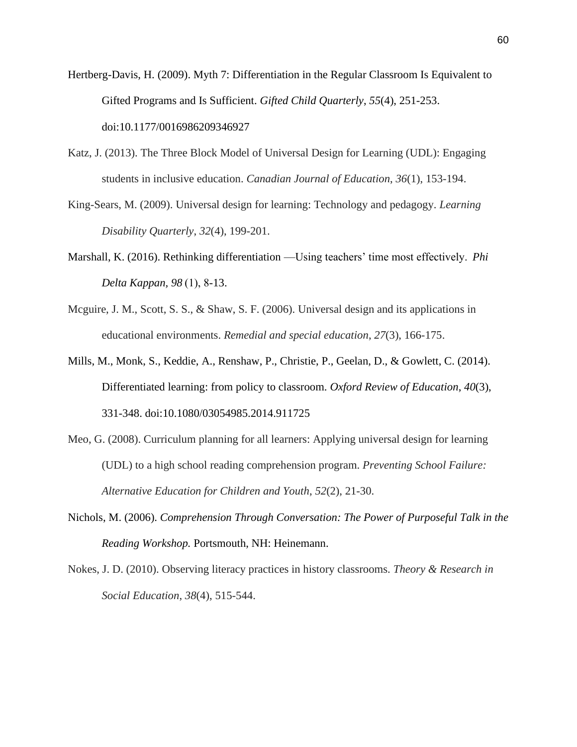Hertberg-Davis, H. (2009). Myth 7: Differentiation in the Regular Classroom Is Equivalent to Gifted Programs and Is Sufficient. *Gifted Child Quarterly*, *55*(4), 251-253. doi:10.1177/0016986209346927

Katz, J. (2013). The Three Block Model of Universal Design for Learning (UDL): Engaging students in inclusive education. *Canadian Journal of Education*, *36*(1), 153-194.

King-Sears, M. (2009). Universal design for learning: Technology and pedagogy. *Learning Disability Quarterly*, *32*(4), 199-201.

Marshall, K. (2016). Rethinking differentiation —Using teachers' time most effectively. *Phi Delta Kappan*, *98* (1), 8-13.

Mcguire, J. M., Scott, S. S., & Shaw, S. F. (2006). Universal design and its applications in educational environments. *Remedial and special education*, *27*(3), 166-175.

Mills, M., Monk, S., Keddie, A., Renshaw, P., Christie, P., Geelan, D., & Gowlett, C. (2014). Differentiated learning: from policy to classroom. *Oxford Review of Education*, *40*(3), 331-348. doi:10.1080/03054985.2014.911725

Meo, G. (2008). Curriculum planning for all learners: Applying universal design for learning (UDL) to a high school reading comprehension program. *Preventing School Failure: Alternative Education for Children and Youth*, *52*(2), 21-30.

Nichols, M. (2006). *Comprehension Through Conversation: The Power of Purposeful Talk in the Reading Workshop.* Portsmouth, NH: Heinemann.

Nokes, J. D. (2010). Observing literacy practices in history classrooms. *Theory & Research in Social Education*, *38*(4), 515-544.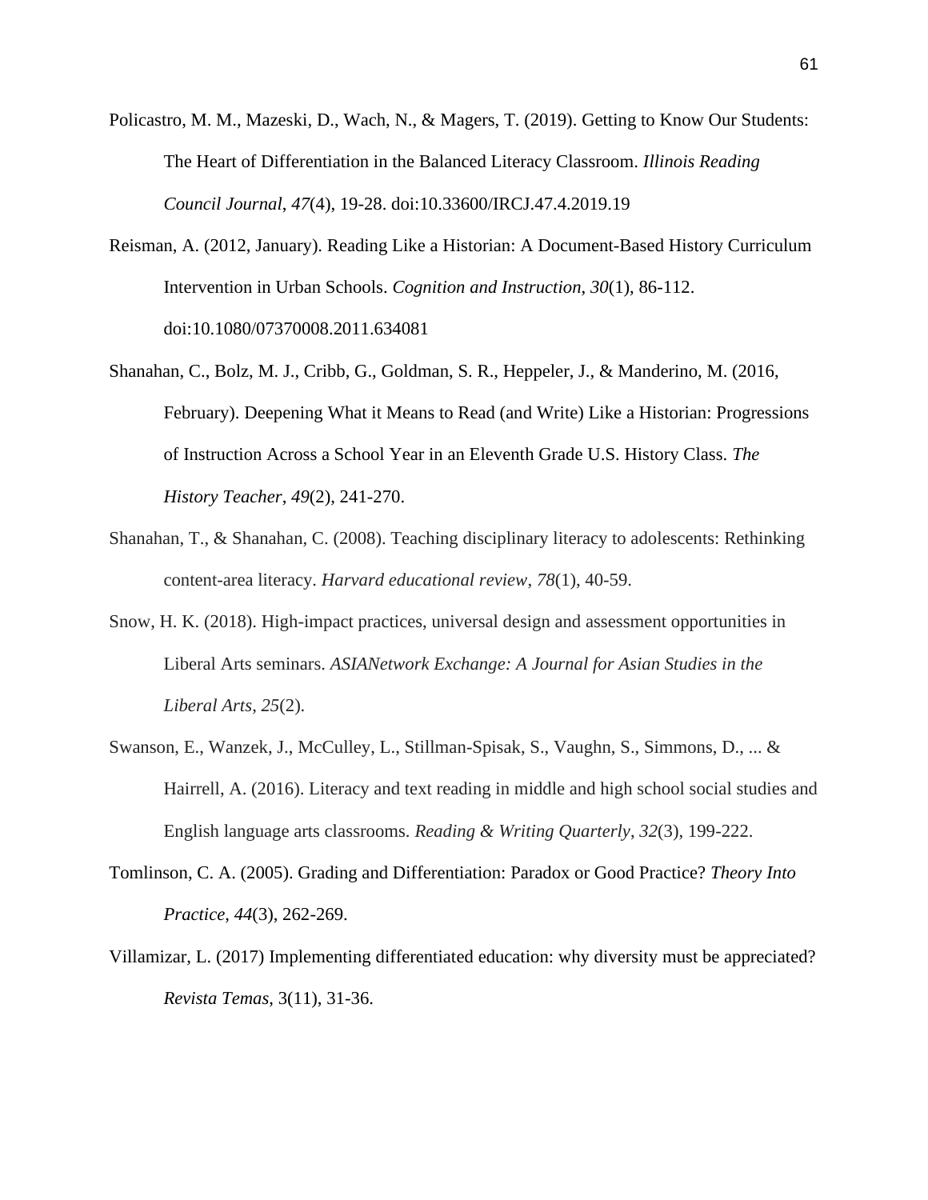Policastro, M. M., Mazeski, D., Wach, N., & Magers, T. (2019). Getting to Know Our Students: The Heart of Differentiation in the Balanced Literacy Classroom. *Illinois Reading Council Journal*, *47*(4), 19-28. doi:10.33600/IRCJ.47.4.2019.19

Reisman, A. (2012, January). Reading Like a Historian: A Document-Based History Curriculum Intervention in Urban Schools. *Cognition and Instruction*, *30*(1), 86-112. doi:10.1080/07370008.2011.634081

Shanahan, C., Bolz, M. J., Cribb, G., Goldman, S. R., Heppeler, J., & Manderino, M. (2016, February). Deepening What it Means to Read (and Write) Like a Historian: Progressions of Instruction Across a School Year in an Eleventh Grade U.S. History Class. *The History Teacher*, *49*(2), 241-270.

Shanahan, T., & Shanahan, C. (2008). Teaching disciplinary literacy to adolescents: Rethinking content-area literacy. *Harvard educational review*, *78*(1), 40-59.

Snow, H. K. (2018). High-impact practices, universal design and assessment opportunities in Liberal Arts seminars. *ASIANetwork Exchange: A Journal for Asian Studies in the Liberal Arts*, *25*(2).

Swanson, E., Wanzek, J., McCulley, L., Stillman-Spisak, S., Vaughn, S., Simmons, D., ... & Hairrell, A. (2016). Literacy and text reading in middle and high school social studies and English language arts classrooms. *Reading & Writing Quarterly*, *32*(3), 199-222.

Tomlinson, C. A. (2005). Grading and Differentiation: Paradox or Good Practice? *Theory Into Practice*, *44*(3), 262-269.

Villamizar, L. (2017) Implementing differentiated education: why diversity must be appreciated? *Revista Temas*, 3(11), 31-36.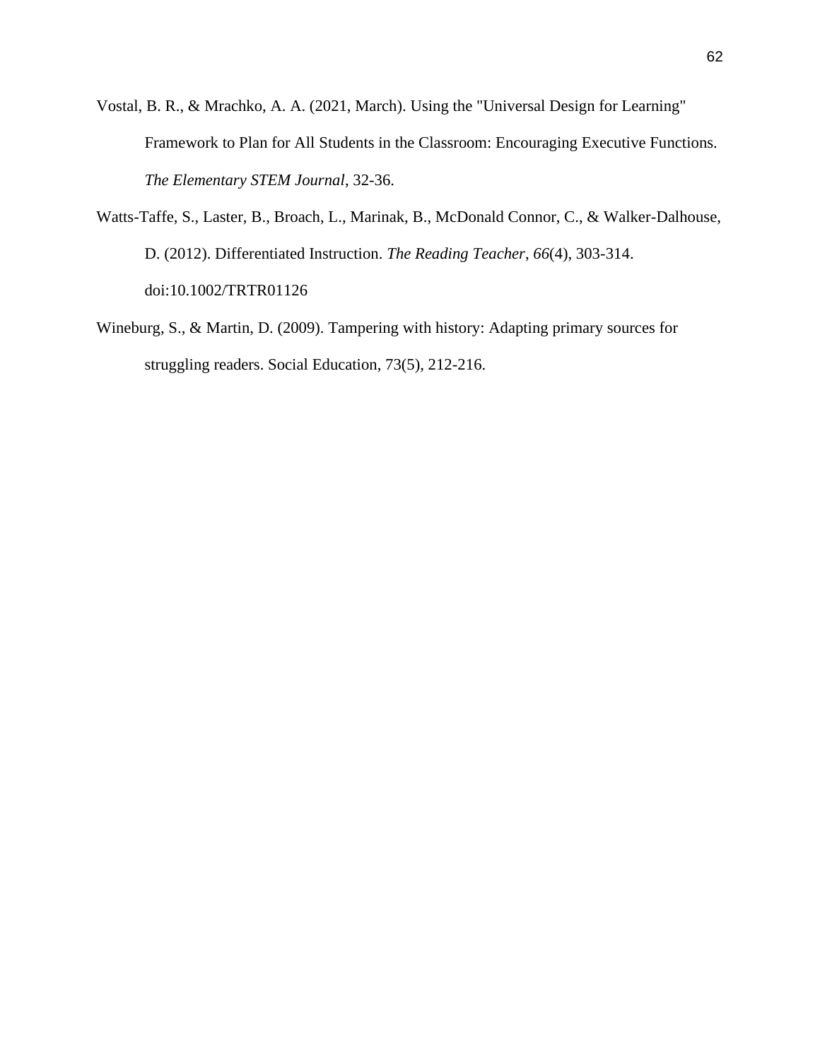Vostal, B. R., & Mrachko, A. A. (2021, March). Using the "Universal Design for Learning" Framework to Plan for All Students in the Classroom: Encouraging Executive Functions. *The Elementary STEM Journal*, 32-36.

Watts-Taffe, S., Laster, B., Broach, L., Marinak, B., McDonald Connor, C., & Walker-Dalhouse, D. (2012). Differentiated Instruction. *The Reading Teacher*, *66*(4), 303-314. doi:10.1002/TRTR01126

Wineburg, S., & Martin, D. (2009). Tampering with history: Adapting primary sources for struggling readers. Social Education, 73(5), 212-216.